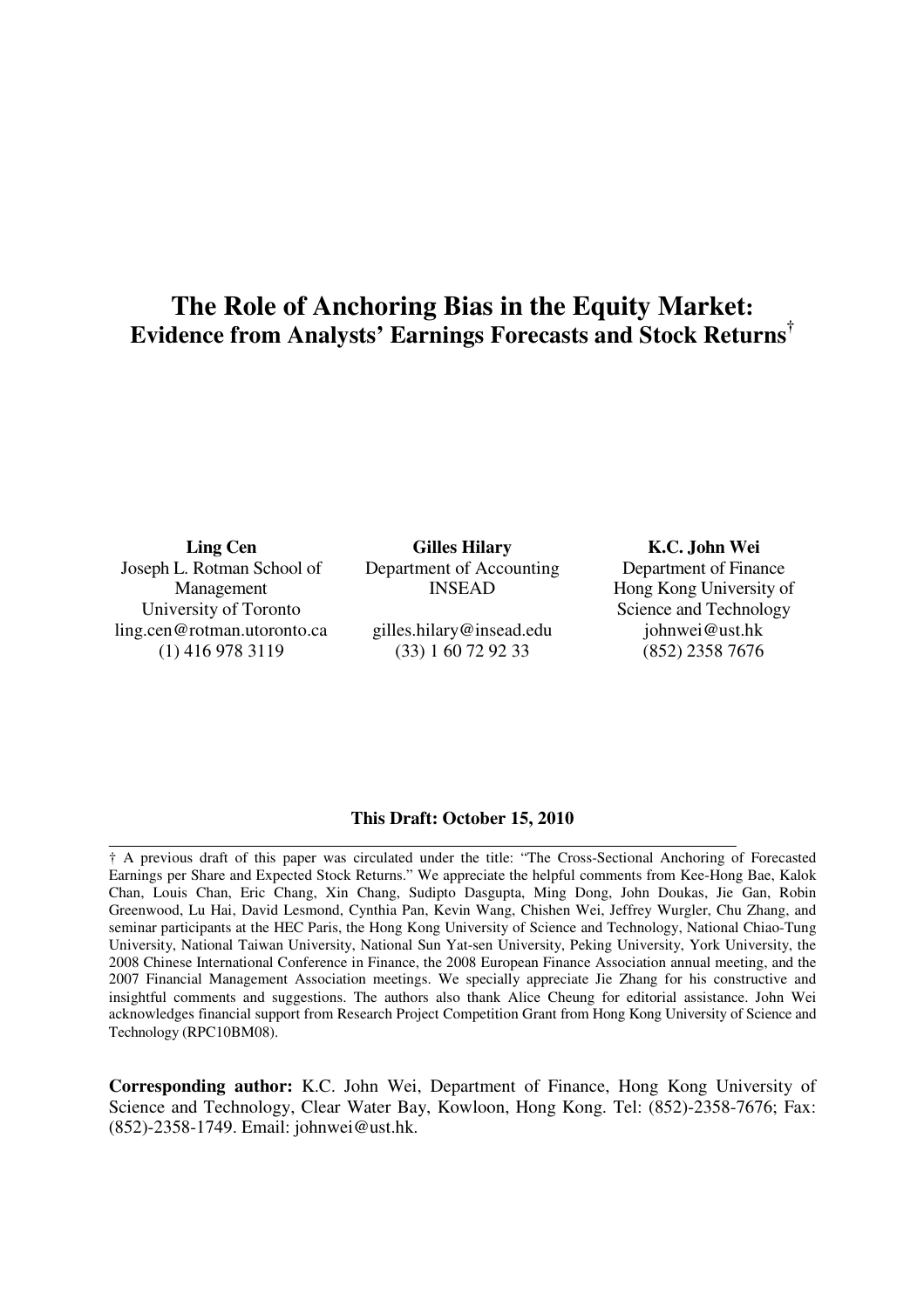# The Role of Anchoring Bias in the Equity Market:
## Evidence from Analysts' Earnings Forecasts and Stock Returns[†]

**Ling Cen**
Joseph L. Rotman School of Management
University of Toronto
ling.cen@rotman.utoronto.ca
(1) 416 978 3119

**Gilles Hilary**
Department of Accounting
INSEAD
gilles.hilary@insead.edu
(33) 1 60 72 92 33

**K.C. John Wei**
Department of Finance
Hong Kong University of Science and Technology
johnwei@ust.hk
(852) 2358 7676

**This Draft: October 15, 2010**

† A previous draft of this paper was circulated under the title: "The Cross-Sectional Anchoring of Forecasted Earnings per Share and Expected Stock Returns." We appreciate the helpful comments from Kee-Hong Bae, Kalok Chan, Louis Chan, Eric Chang, Xin Chang, Sudipto Dasgupta, Ming Dong, John Doukas, Jie Gan, Robin Greenwood, Lu Hai, David Lesmond, Cynthia Pan, Kevin Wang, Chishen Wei, Jeffrey Wurgler, Chu Zhang, and seminar participants at the HEC Paris, the Hong Kong University of Science and Technology, National Chiao-Tung University, National Taiwan University, National Sun Yat-sen University, Peking University, York University, the 2008 Chinese International Conference in Finance, the 2008 European Finance Association annual meeting, and the 2007 Financial Management Association meetings. We specially appreciate Jie Zhang for his constructive and insightful comments and suggestions. The authors also thank Alice Cheung for editorial assistance. John Wei acknowledges financial support from Research Project Competition Grant from Hong Kong University of Science and Technology (RPC10BM08).

**Corresponding author:** K.C. John Wei, Department of Finance, Hong Kong University of Science and Technology, Clear Water Bay, Kowloon, Hong Kong. Tel: (852)-2358-7676; Fax: (852)-2358-1749. Email: johnwei@ust.hk.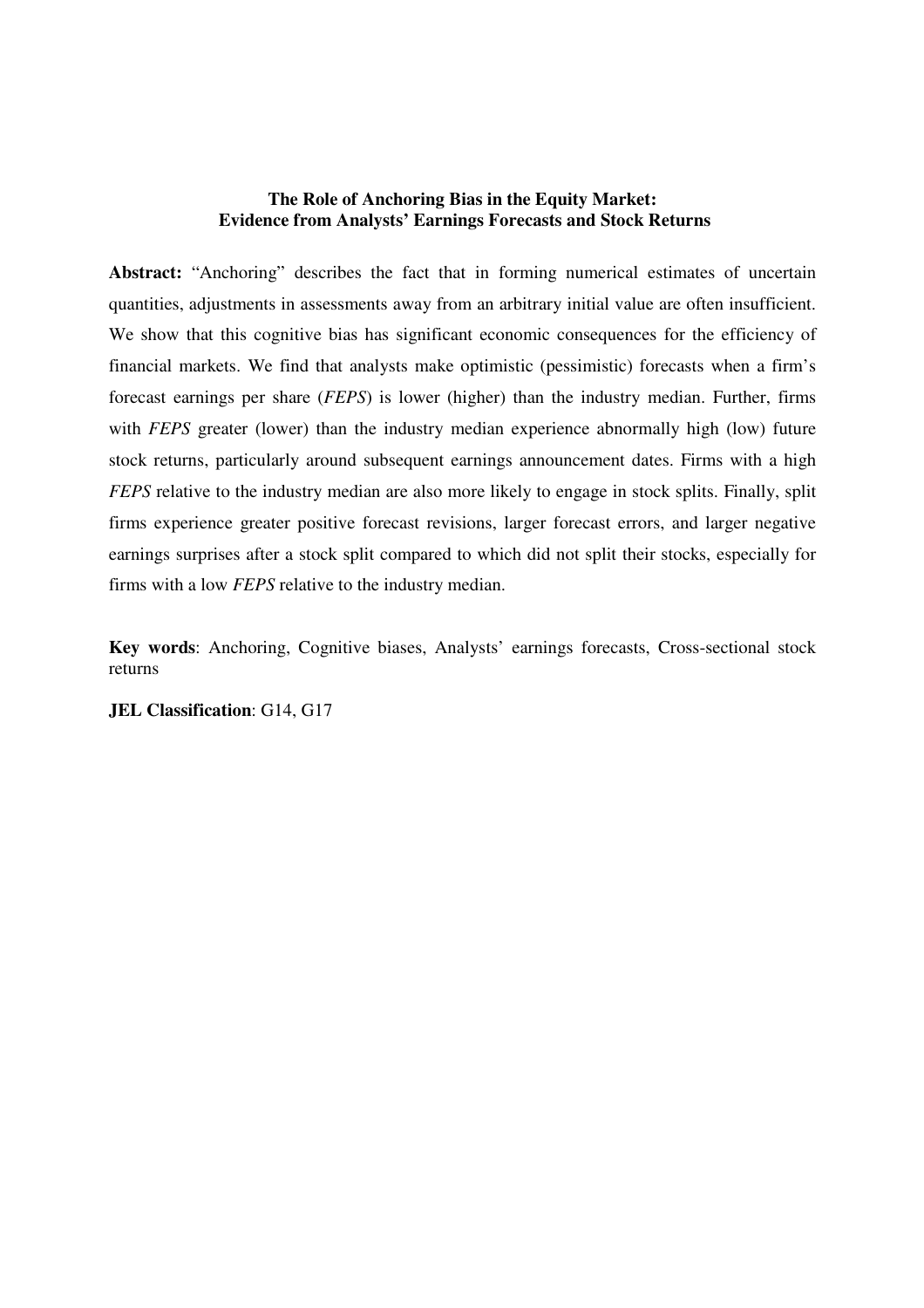**The Role of Anchoring Bias in the Equity Market:**
**Evidence from Analysts' Earnings Forecasts and Stock Returns**

**Abstract:** "Anchoring" describes the fact that in forming numerical estimates of uncertain quantities, adjustments in assessments away from an arbitrary initial value are often insufficient. We show that this cognitive bias has significant economic consequences for the efficiency of financial markets. We find that analysts make optimistic (pessimistic) forecasts when a firm's forecast earnings per share (*FEPS*) is lower (higher) than the industry median. Further, firms with *FEPS* greater (lower) than the industry median experience abnormally high (low) future stock returns, particularly around subsequent earnings announcement dates. Firms with a high *FEPS* relative to the industry median are also more likely to engage in stock splits. Finally, split firms experience greater positive forecast revisions, larger forecast errors, and larger negative earnings surprises after a stock split compared to which did not split their stocks, especially for firms with a low *FEPS* relative to the industry median.

**Key words**: Anchoring, Cognitive biases, Analysts' earnings forecasts, Cross-sectional stock returns

**JEL Classification**: G14, G17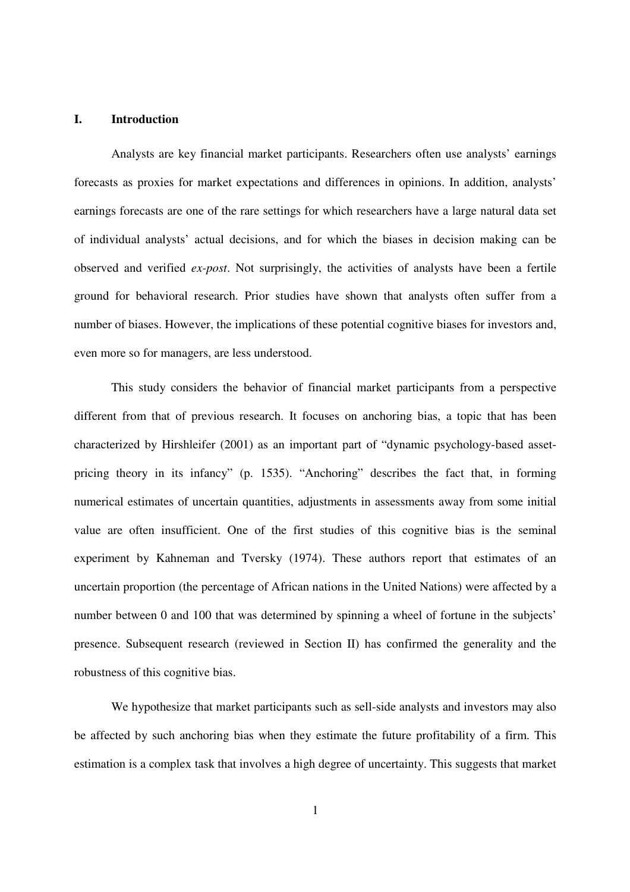# I. Introduction

Analysts are key financial market participants. Researchers often use analysts' earnings forecasts as proxies for market expectations and differences in opinions. In addition, analysts' earnings forecasts are one of the rare settings for which researchers have a large natural data set of individual analysts' actual decisions, and for which the biases in decision making can be observed and verified *ex-post*. Not surprisingly, the activities of analysts have been a fertile ground for behavioral research. Prior studies have shown that analysts often suffer from a number of biases. However, the implications of these potential cognitive biases for investors and, even more so for managers, are less understood.

This study considers the behavior of financial market participants from a perspective different from that of previous research. It focuses on anchoring bias, a topic that has been characterized by Hirshleifer (2001) as an important part of "dynamic psychology-based asset-pricing theory in its infancy" (p. 1535). "Anchoring" describes the fact that, in forming numerical estimates of uncertain quantities, adjustments in assessments away from some initial value are often insufficient. One of the first studies of this cognitive bias is the seminal experiment by Kahneman and Tversky (1974). These authors report that estimates of an uncertain proportion (the percentage of African nations in the United Nations) were affected by a number between 0 and 100 that was determined by spinning a wheel of fortune in the subjects' presence. Subsequent research (reviewed in Section II) has confirmed the generality and the robustness of this cognitive bias.

We hypothesize that market participants such as sell-side analysts and investors may also be affected by such anchoring bias when they estimate the future profitability of a firm. This estimation is a complex task that involves a high degree of uncertainty. This suggests that market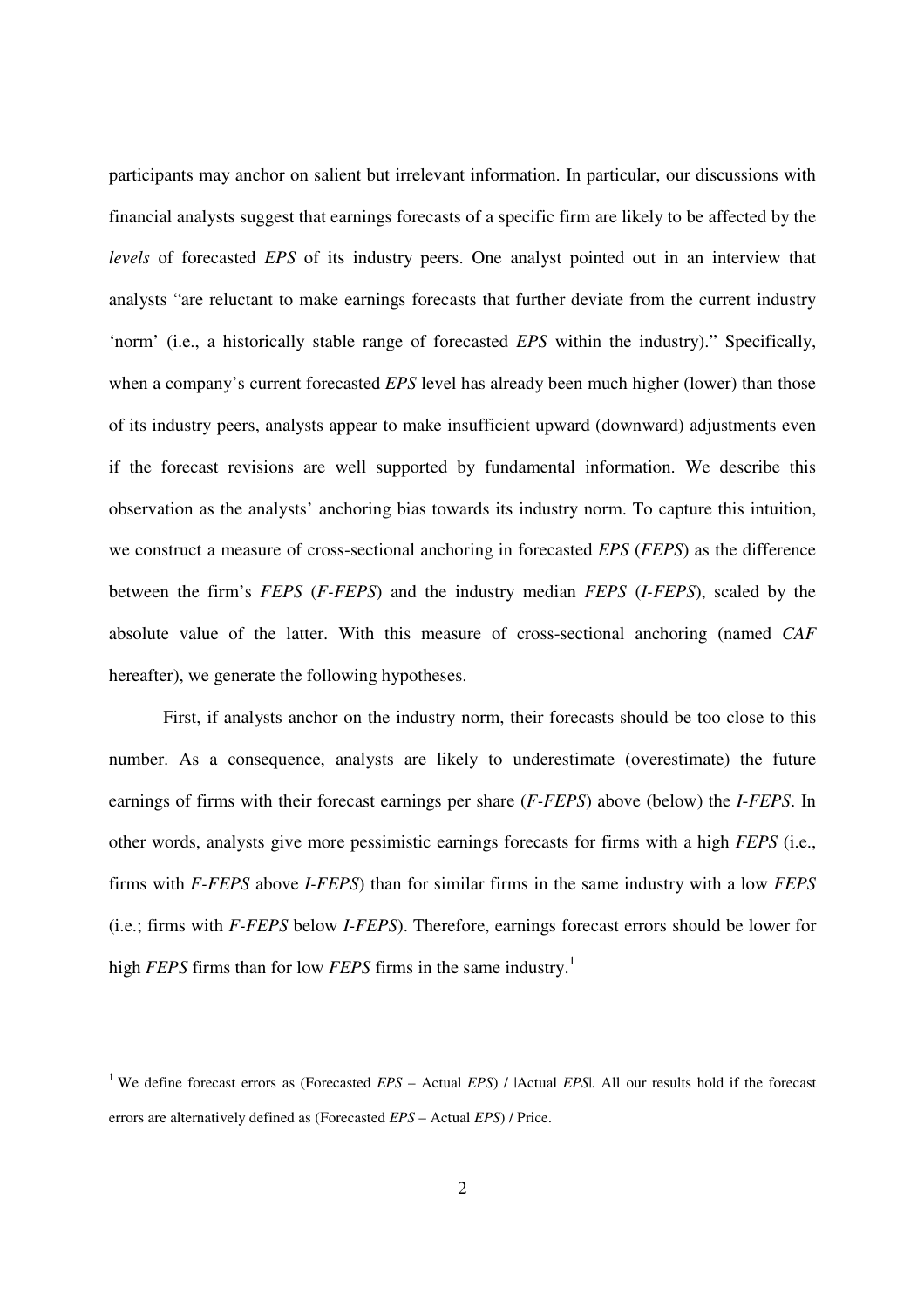participants may anchor on salient but irrelevant information. In particular, our discussions with financial analysts suggest that earnings forecasts of a specific firm are likely to be affected by the *levels* of forecasted *EPS* of its industry peers. One analyst pointed out in an interview that analysts "are reluctant to make earnings forecasts that further deviate from the current industry 'norm' (i.e., a historically stable range of forecasted *EPS* within the industry)." Specifically, when a company's current forecasted *EPS* level has already been much higher (lower) than those of its industry peers, analysts appear to make insufficient upward (downward) adjustments even if the forecast revisions are well supported by fundamental information. We describe this observation as the analysts' anchoring bias towards its industry norm. To capture this intuition, we construct a measure of cross-sectional anchoring in forecasted *EPS* (*FEPS*) as the difference between the firm's *FEPS* (*F-FEPS*) and the industry median *FEPS* (*I-FEPS*), scaled by the absolute value of the latter. With this measure of cross-sectional anchoring (named *CAF* hereafter), we generate the following hypotheses.

First, if analysts anchor on the industry norm, their forecasts should be too close to this number. As a consequence, analysts are likely to underestimate (overestimate) the future earnings of firms with their forecast earnings per share (*F-FEPS*) above (below) the *I-FEPS*. In other words, analysts give more pessimistic earnings forecasts for firms with a high *FEPS* (i.e., firms with *F-FEPS* above *I-FEPS*) than for similar firms in the same industry with a low *FEPS* (i.e.; firms with *F-FEPS* below *I-FEPS*). Therefore, earnings forecast errors should be lower for high *FEPS* firms than for low *FEPS* firms in the same industry.[1]

---

[1] We define forecast errors as (Forecasted *EPS* – Actual *EPS*) / |Actual *EPS*|. All our results hold if the forecast errors are alternatively defined as (Forecasted *EPS* – Actual *EPS*) / Price.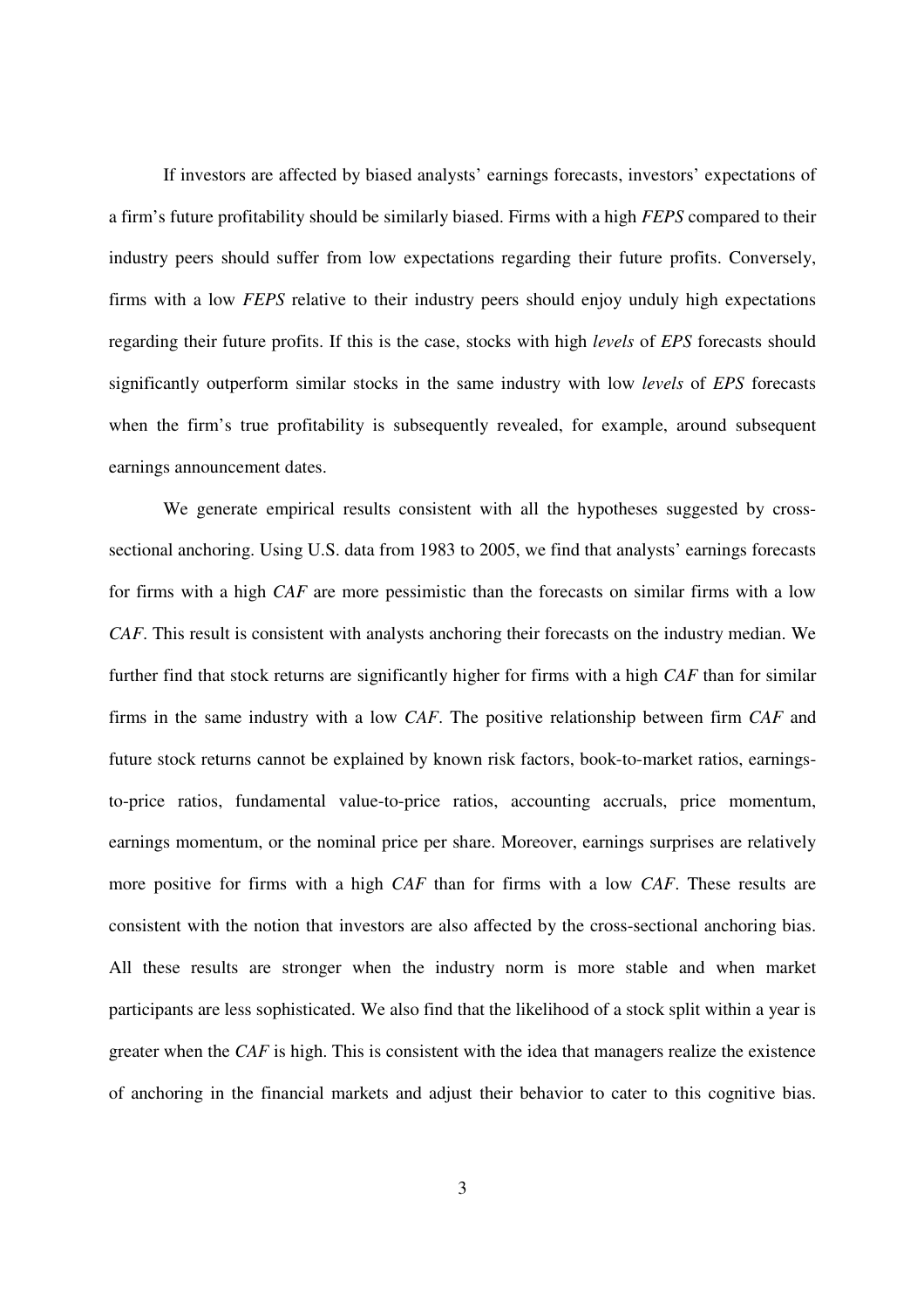If investors are affected by biased analysts' earnings forecasts, investors' expectations of a firm's future profitability should be similarly biased. Firms with a high *FEPS* compared to their industry peers should suffer from low expectations regarding their future profits. Conversely, firms with a low *FEPS* relative to their industry peers should enjoy unduly high expectations regarding their future profits. If this is the case, stocks with high *levels* of *EPS* forecasts should significantly outperform similar stocks in the same industry with low *levels* of *EPS* forecasts when the firm's true profitability is subsequently revealed, for example, around subsequent earnings announcement dates.

We generate empirical results consistent with all the hypotheses suggested by cross-sectional anchoring. Using U.S. data from 1983 to 2005, we find that analysts' earnings forecasts for firms with a high *CAF* are more pessimistic than the forecasts on similar firms with a low *CAF*. This result is consistent with analysts anchoring their forecasts on the industry median. We further find that stock returns are significantly higher for firms with a high *CAF* than for similar firms in the same industry with a low *CAF*. The positive relationship between firm *CAF* and future stock returns cannot be explained by known risk factors, book-to-market ratios, earnings-to-price ratios, fundamental value-to-price ratios, accounting accruals, price momentum, earnings momentum, or the nominal price per share. Moreover, earnings surprises are relatively more positive for firms with a high *CAF* than for firms with a low *CAF*. These results are consistent with the notion that investors are also affected by the cross-sectional anchoring bias. All these results are stronger when the industry norm is more stable and when market participants are less sophisticated. We also find that the likelihood of a stock split within a year is greater when the *CAF* is high. This is consistent with the idea that managers realize the existence of anchoring in the financial markets and adjust their behavior to cater to this cognitive bias.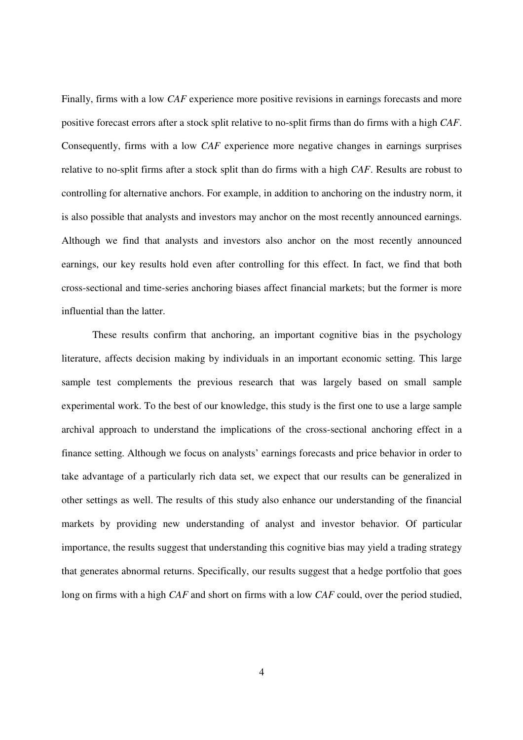Finally, firms with a low *CAF* experience more positive revisions in earnings forecasts and more positive forecast errors after a stock split relative to no-split firms than do firms with a high *CAF*. Consequently, firms with a low *CAF* experience more negative changes in earnings surprises relative to no-split firms after a stock split than do firms with a high *CAF*. Results are robust to controlling for alternative anchors. For example, in addition to anchoring on the industry norm, it is also possible that analysts and investors may anchor on the most recently announced earnings. Although we find that analysts and investors also anchor on the most recently announced earnings, our key results hold even after controlling for this effect. In fact, we find that both cross-sectional and time-series anchoring biases affect financial markets; but the former is more influential than the latter.

These results confirm that anchoring, an important cognitive bias in the psychology literature, affects decision making by individuals in an important economic setting. This large sample test complements the previous research that was largely based on small sample experimental work. To the best of our knowledge, this study is the first one to use a large sample archival approach to understand the implications of the cross-sectional anchoring effect in a finance setting. Although we focus on analysts' earnings forecasts and price behavior in order to take advantage of a particularly rich data set, we expect that our results can be generalized in other settings as well. The results of this study also enhance our understanding of the financial markets by providing new understanding of analyst and investor behavior. Of particular importance, the results suggest that understanding this cognitive bias may yield a trading strategy that generates abnormal returns. Specifically, our results suggest that a hedge portfolio that goes long on firms with a high *CAF* and short on firms with a low *CAF* could, over the period studied,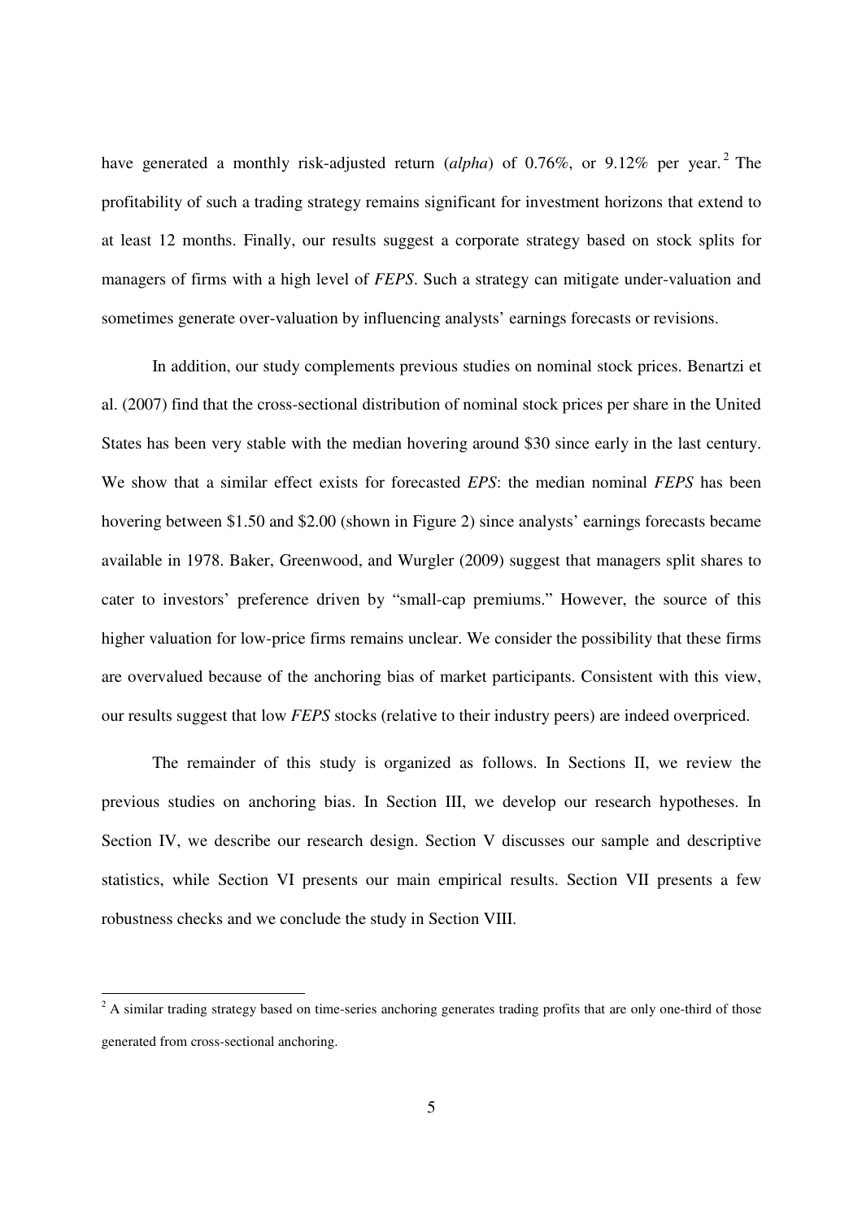have generated a monthly risk-adjusted return (*alpha*) of 0.76%, or 9.12% per year.[2] The profitability of such a trading strategy remains significant for investment horizons that extend to at least 12 months. Finally, our results suggest a corporate strategy based on stock splits for managers of firms with a high level of *FEPS*. Such a strategy can mitigate under-valuation and sometimes generate over-valuation by influencing analysts' earnings forecasts or revisions.

In addition, our study complements previous studies on nominal stock prices. Benartzi et al. (2007) find that the cross-sectional distribution of nominal stock prices per share in the United States has been very stable with the median hovering around $30 since early in the last century. We show that a similar effect exists for forecasted *EPS*: the median nominal *FEPS* has been hovering between $1.50 and $2.00 (shown in Figure 2) since analysts' earnings forecasts became available in 1978. Baker, Greenwood, and Wurgler (2009) suggest that managers split shares to cater to investors' preference driven by "small-cap premiums." However, the source of this higher valuation for low-price firms remains unclear. We consider the possibility that these firms are overvalued because of the anchoring bias of market participants. Consistent with this view, our results suggest that low *FEPS* stocks (relative to their industry peers) are indeed overpriced.

The remainder of this study is organized as follows. In Sections II, we review the previous studies on anchoring bias. In Section III, we develop our research hypotheses. In Section IV, we describe our research design. Section V discusses our sample and descriptive statistics, while Section VI presents our main empirical results. Section VII presents a few robustness checks and we conclude the study in Section VIII.

[2] A similar trading strategy based on time-series anchoring generates trading profits that are only one-third of those generated from cross-sectional anchoring.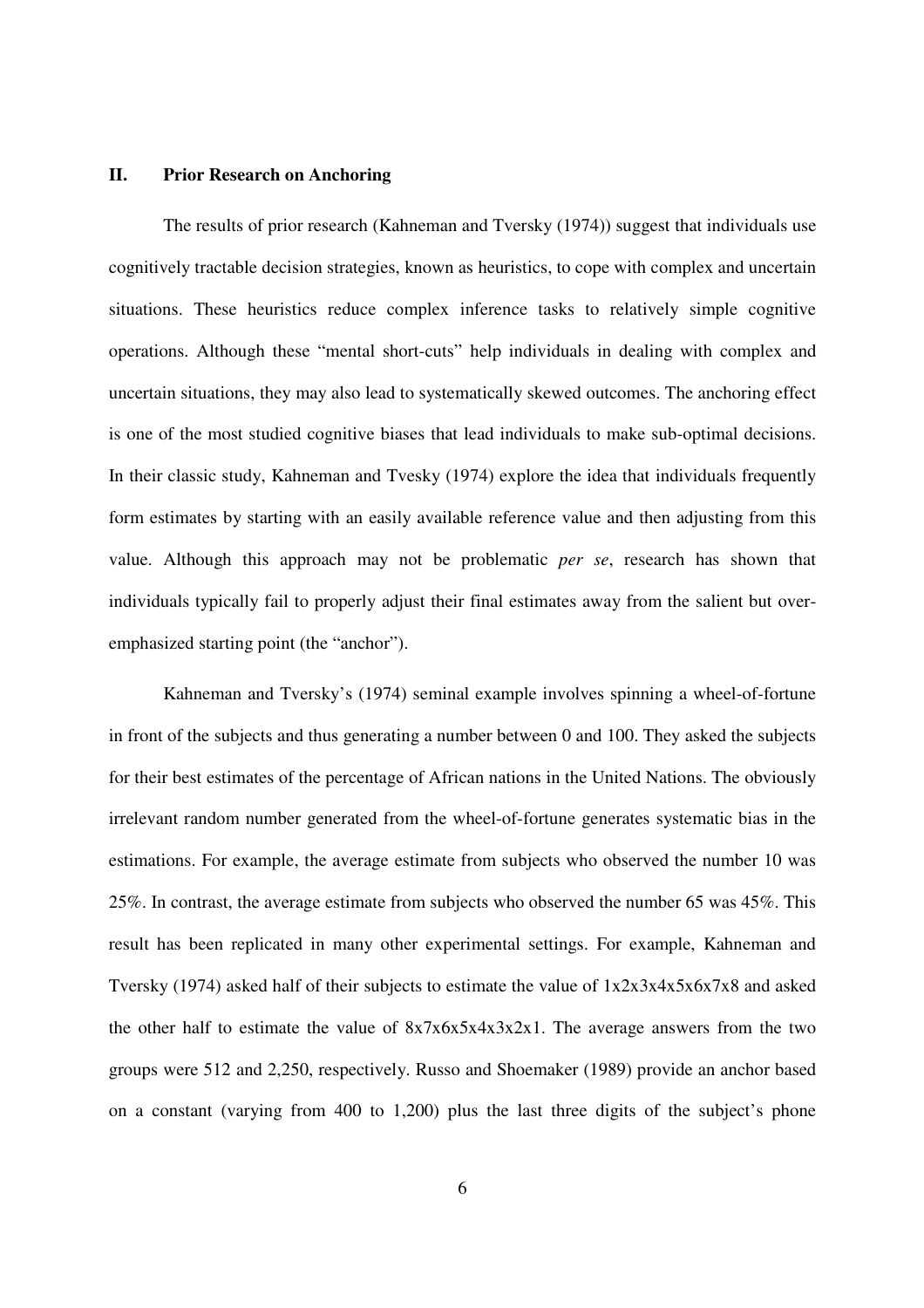## II. Prior Research on Anchoring

The results of prior research (Kahneman and Tversky (1974)) suggest that individuals use cognitively tractable decision strategies, known as heuristics, to cope with complex and uncertain situations. These heuristics reduce complex inference tasks to relatively simple cognitive operations. Although these "mental short-cuts" help individuals in dealing with complex and uncertain situations, they may also lead to systematically skewed outcomes. The anchoring effect is one of the most studied cognitive biases that lead individuals to make sub-optimal decisions. In their classic study, Kahneman and Tvesky (1974) explore the idea that individuals frequently form estimates by starting with an easily available reference value and then adjusting from this value. Although this approach may not be problematic *per se*, research has shown that individuals typically fail to properly adjust their final estimates away from the salient but over-emphasized starting point (the "anchor").

Kahneman and Tversky's (1974) seminal example involves spinning a wheel-of-fortune in front of the subjects and thus generating a number between 0 and 100. They asked the subjects for their best estimates of the percentage of African nations in the United Nations. The obviously irrelevant random number generated from the wheel-of-fortune generates systematic bias in the estimations. For example, the average estimate from subjects who observed the number 10 was 25%. In contrast, the average estimate from subjects who observed the number 65 was 45%. This result has been replicated in many other experimental settings. For example, Kahneman and Tversky (1974) asked half of their subjects to estimate the value of 1x2x3x4x5x6x7x8 and asked the other half to estimate the value of 8x7x6x5x4x3x2x1. The average answers from the two groups were 512 and 2,250, respectively. Russo and Shoemaker (1989) provide an anchor based on a constant (varying from 400 to 1,200) plus the last three digits of the subject's phone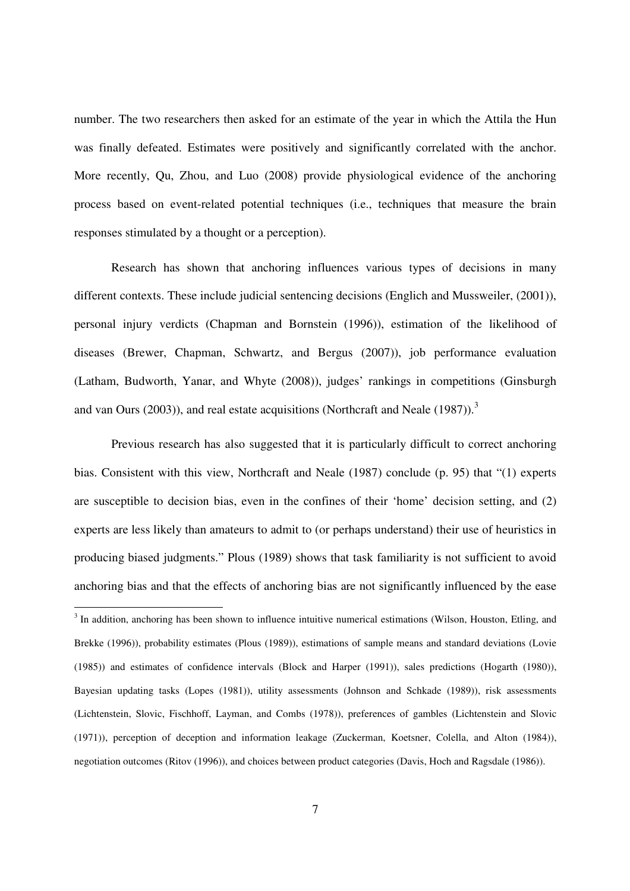number. The two researchers then asked for an estimate of the year in which the Attila the Hun was finally defeated. Estimates were positively and significantly correlated with the anchor. More recently, Qu, Zhou, and Luo (2008) provide physiological evidence of the anchoring process based on event-related potential techniques (i.e., techniques that measure the brain responses stimulated by a thought or a perception).

Research has shown that anchoring influences various types of decisions in many different contexts. These include judicial sentencing decisions (Englich and Mussweiler, (2001)), personal injury verdicts (Chapman and Bornstein (1996)), estimation of the likelihood of diseases (Brewer, Chapman, Schwartz, and Bergus (2007)), job performance evaluation (Latham, Budworth, Yanar, and Whyte (2008)), judges' rankings in competitions (Ginsburgh and van Ours (2003)), and real estate acquisitions (Northcraft and Neale (1987)).[3]

Previous research has also suggested that it is particularly difficult to correct anchoring bias. Consistent with this view, Northcraft and Neale (1987) conclude (p. 95) that "(1) experts are susceptible to decision bias, even in the confines of their 'home' decision setting, and (2) experts are less likely than amateurs to admit to (or perhaps understand) their use of heuristics in producing biased judgments." Plous (1989) shows that task familiarity is not sufficient to avoid anchoring bias and that the effects of anchoring bias are not significantly influenced by the ease

[3] In addition, anchoring has been shown to influence intuitive numerical estimations (Wilson, Houston, Etling, and Brekke (1996)), probability estimates (Plous (1989)), estimations of sample means and standard deviations (Lovie (1985)) and estimates of confidence intervals (Block and Harper (1991)), sales predictions (Hogarth (1980)), Bayesian updating tasks (Lopes (1981)), utility assessments (Johnson and Schkade (1989)), risk assessments (Lichtenstein, Slovic, Fischhoff, Layman, and Combs (1978)), preferences of gambles (Lichtenstein and Slovic (1971)), perception of deception and information leakage (Zuckerman, Koetsner, Colella, and Alton (1984)), negotiation outcomes (Ritov (1996)), and choices between product categories (Davis, Hoch and Ragsdale (1986)).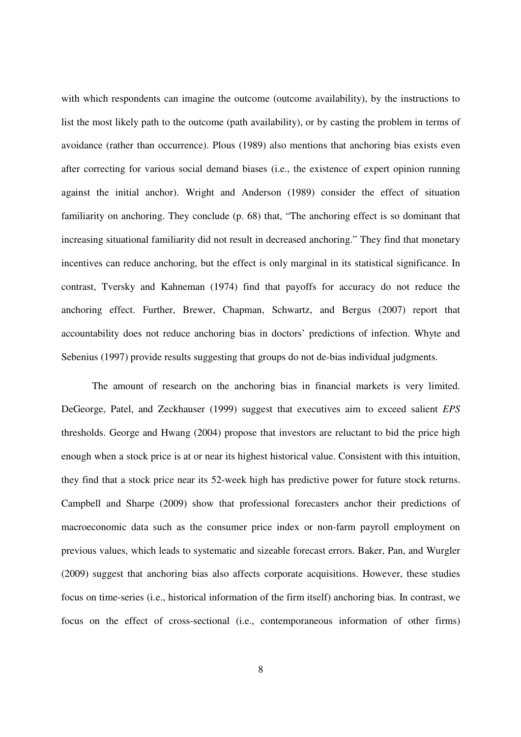with which respondents can imagine the outcome (outcome availability), by the instructions to list the most likely path to the outcome (path availability), or by casting the problem in terms of avoidance (rather than occurrence). Plous (1989) also mentions that anchoring bias exists even after correcting for various social demand biases (i.e., the existence of expert opinion running against the initial anchor). Wright and Anderson (1989) consider the effect of situation familiarity on anchoring. They conclude (p. 68) that, "The anchoring effect is so dominant that increasing situational familiarity did not result in decreased anchoring." They find that monetary incentives can reduce anchoring, but the effect is only marginal in its statistical significance. In contrast, Tversky and Kahneman (1974) find that payoffs for accuracy do not reduce the anchoring effect. Further, Brewer, Chapman, Schwartz, and Bergus (2007) report that accountability does not reduce anchoring bias in doctors' predictions of infection. Whyte and Sebenius (1997) provide results suggesting that groups do not de-bias individual judgments.

The amount of research on the anchoring bias in financial markets is very limited. DeGeorge, Patel, and Zeckhauser (1999) suggest that executives aim to exceed salient *EPS* thresholds. George and Hwang (2004) propose that investors are reluctant to bid the price high enough when a stock price is at or near its highest historical value. Consistent with this intuition, they find that a stock price near its 52-week high has predictive power for future stock returns. Campbell and Sharpe (2009) show that professional forecasters anchor their predictions of macroeconomic data such as the consumer price index or non-farm payroll employment on previous values, which leads to systematic and sizeable forecast errors. Baker, Pan, and Wurgler (2009) suggest that anchoring bias also affects corporate acquisitions. However, these studies focus on time-series (i.e., historical information of the firm itself) anchoring bias. In contrast, we focus on the effect of cross-sectional (i.e., contemporaneous information of other firms)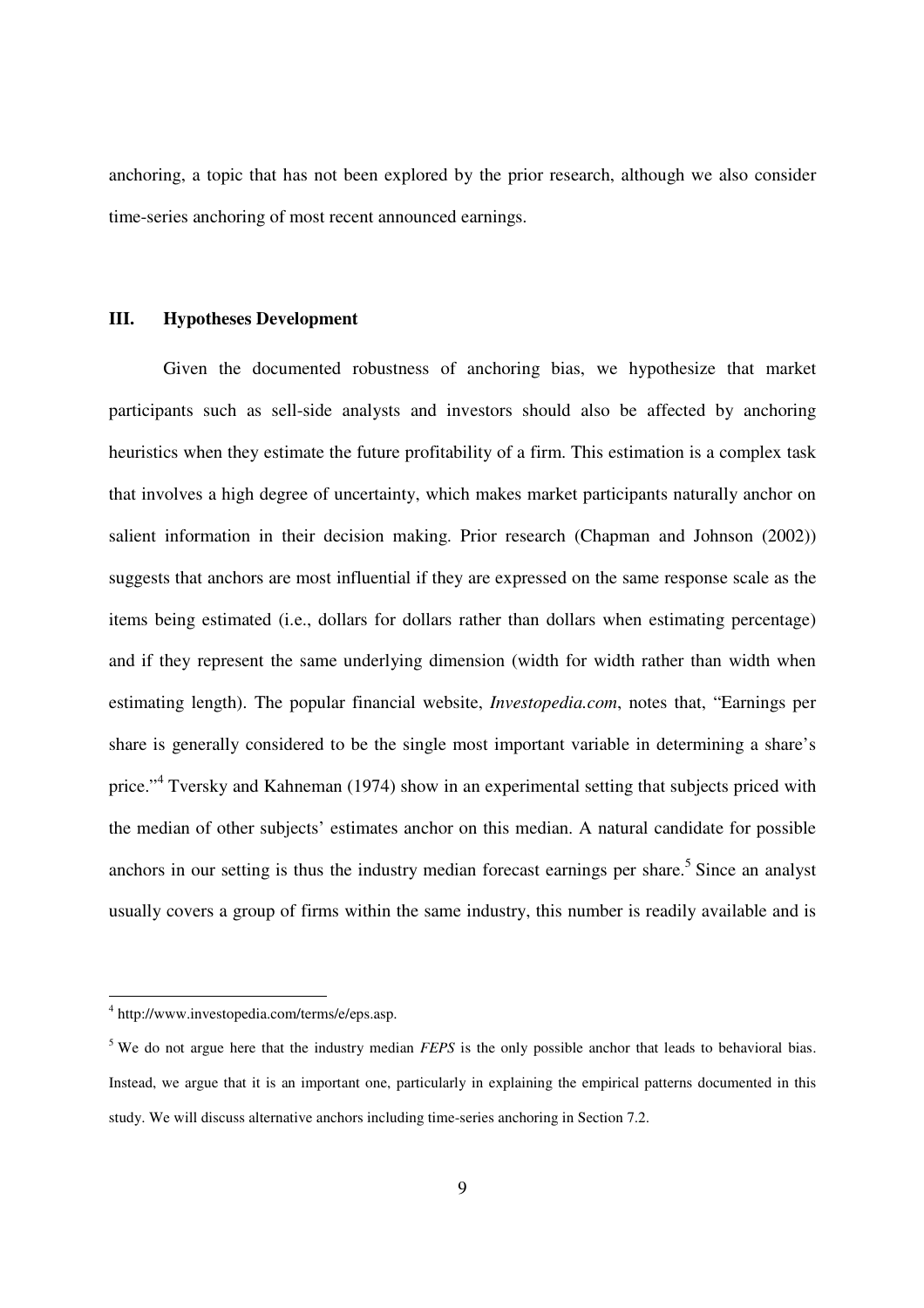anchoring, a topic that has not been explored by the prior research, although we also consider time-series anchoring of most recent announced earnings.

## III. Hypotheses Development

Given the documented robustness of anchoring bias, we hypothesize that market participants such as sell-side analysts and investors should also be affected by anchoring heuristics when they estimate the future profitability of a firm. This estimation is a complex task that involves a high degree of uncertainty, which makes market participants naturally anchor on salient information in their decision making. Prior research (Chapman and Johnson (2002)) suggests that anchors are most influential if they are expressed on the same response scale as the items being estimated (i.e., dollars for dollars rather than dollars when estimating percentage) and if they represent the same underlying dimension (width for width rather than width when estimating length). The popular financial website, *Investopedia.com*, notes that, "Earnings per share is generally considered to be the single most important variable in determining a share's price."[4] Tversky and Kahneman (1974) show in an experimental setting that subjects priced with the median of other subjects' estimates anchor on this median. A natural candidate for possible anchors in our setting is thus the industry median forecast earnings per share.[5] Since an analyst usually covers a group of firms within the same industry, this number is readily available and is

---

[4] http://www.investopedia.com/terms/e/eps.asp.

[5] We do not argue here that the industry median *FEPS* is the only possible anchor that leads to behavioral bias. Instead, we argue that it is an important one, particularly in explaining the empirical patterns documented in this study. We will discuss alternative anchors including time-series anchoring in Section 7.2.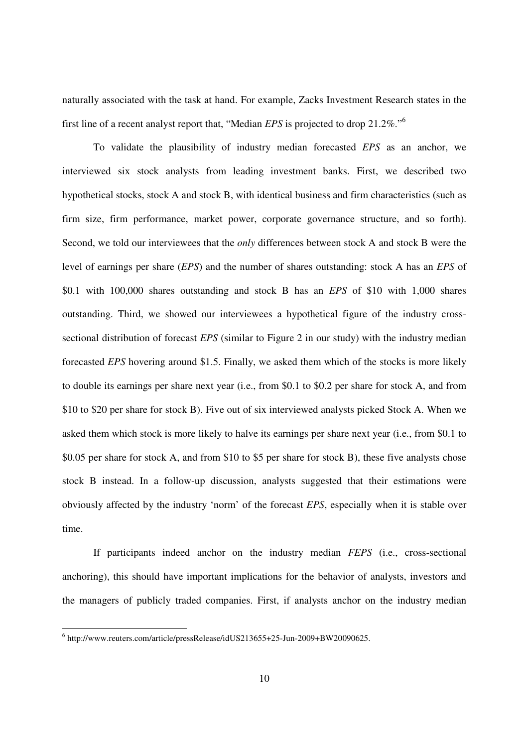naturally associated with the task at hand. For example, Zacks Investment Research states in the first line of a recent analyst report that, "Median *EPS* is projected to drop 21.2%."[6]

To validate the plausibility of industry median forecasted *EPS* as an anchor, we interviewed six stock analysts from leading investment banks. First, we described two hypothetical stocks, stock A and stock B, with identical business and firm characteristics (such as firm size, firm performance, market power, corporate governance structure, and so forth). Second, we told our interviewees that the *only* differences between stock A and stock B were the level of earnings per share (*EPS*) and the number of shares outstanding: stock A has an *EPS* of \$0.1 with 100,000 shares outstanding and stock B has an *EPS* of \$10 with 1,000 shares outstanding. Third, we showed our interviewees a hypothetical figure of the industry cross-sectional distribution of forecast *EPS* (similar to Figure 2 in our study) with the industry median forecasted *EPS* hovering around \$1.5. Finally, we asked them which of the stocks is more likely to double its earnings per share next year (i.e., from \$0.1 to \$0.2 per share for stock A, and from \$10 to \$20 per share for stock B). Five out of six interviewed analysts picked Stock A. When we asked them which stock is more likely to halve its earnings per share next year (i.e., from \$0.1 to \$0.05 per share for stock A, and from \$10 to \$5 per share for stock B), these five analysts chose stock B instead. In a follow-up discussion, analysts suggested that their estimations were obviously affected by the industry 'norm' of the forecast *EPS*, especially when it is stable over time.

If participants indeed anchor on the industry median *FEPS* (i.e., cross-sectional anchoring), this should have important implications for the behavior of analysts, investors and the managers of publicly traded companies. First, if analysts anchor on the industry median

[6] http://www.reuters.com/article/pressRelease/idUS213655+25-Jun-2009+BW20090625.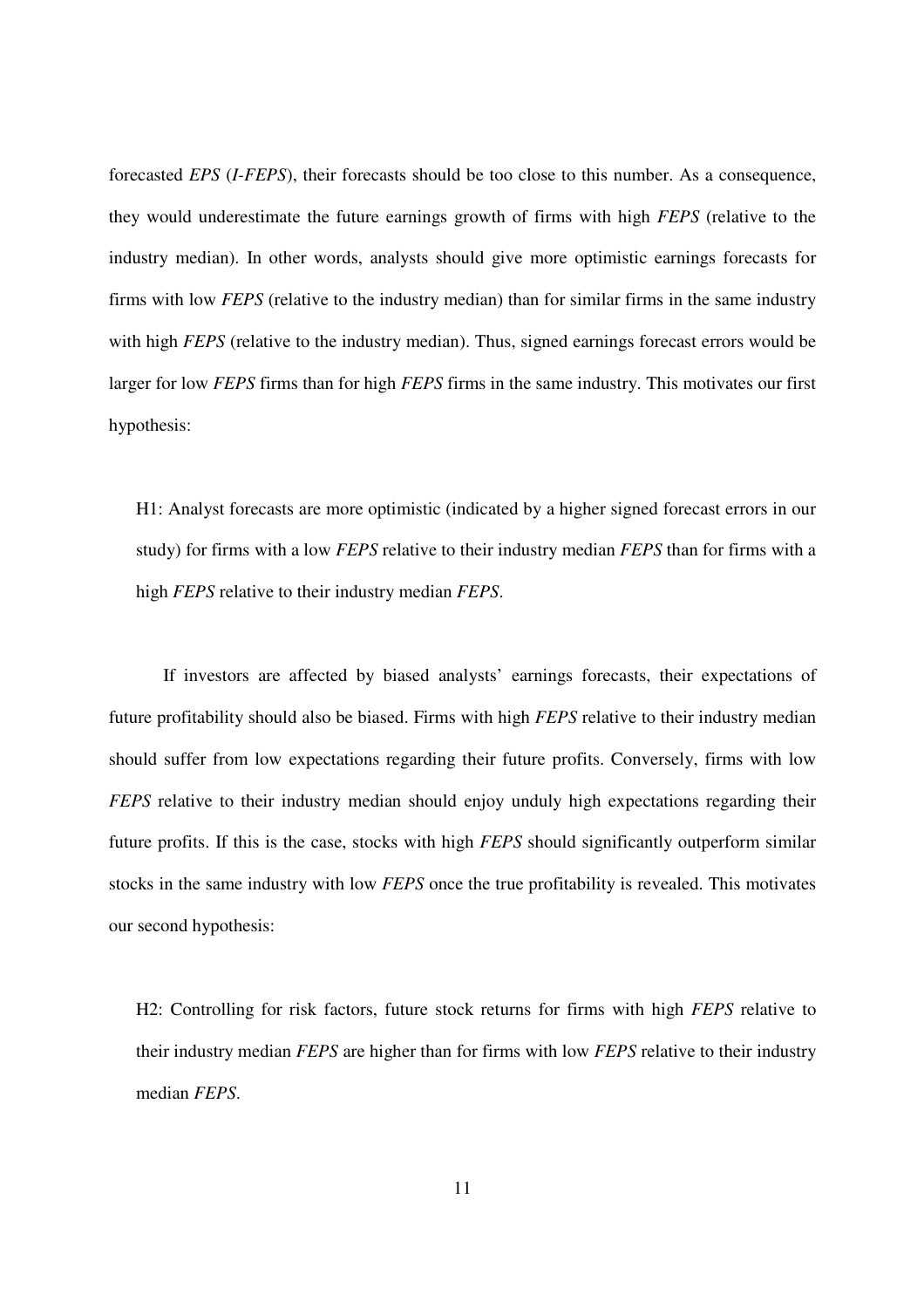forecasted *EPS* (*I-FEPS*), their forecasts should be too close to this number. As a consequence, they would underestimate the future earnings growth of firms with high *FEPS* (relative to the industry median). In other words, analysts should give more optimistic earnings forecasts for firms with low *FEPS* (relative to the industry median) than for similar firms in the same industry with high *FEPS* (relative to the industry median). Thus, signed earnings forecast errors would be larger for low *FEPS* firms than for high *FEPS* firms in the same industry. This motivates our first hypothesis:

> H1: Analyst forecasts are more optimistic (indicated by a higher signed forecast errors in our study) for firms with a low *FEPS* relative to their industry median *FEPS* than for firms with a high *FEPS* relative to their industry median *FEPS*.

If investors are affected by biased analysts' earnings forecasts, their expectations of future profitability should also be biased. Firms with high *FEPS* relative to their industry median should suffer from low expectations regarding their future profits. Conversely, firms with low *FEPS* relative to their industry median should enjoy unduly high expectations regarding their future profits. If this is the case, stocks with high *FEPS* should significantly outperform similar stocks in the same industry with low *FEPS* once the true profitability is revealed. This motivates our second hypothesis:

> H2: Controlling for risk factors, future stock returns for firms with high *FEPS* relative to their industry median *FEPS* are higher than for firms with low *FEPS* relative to their industry median *FEPS*.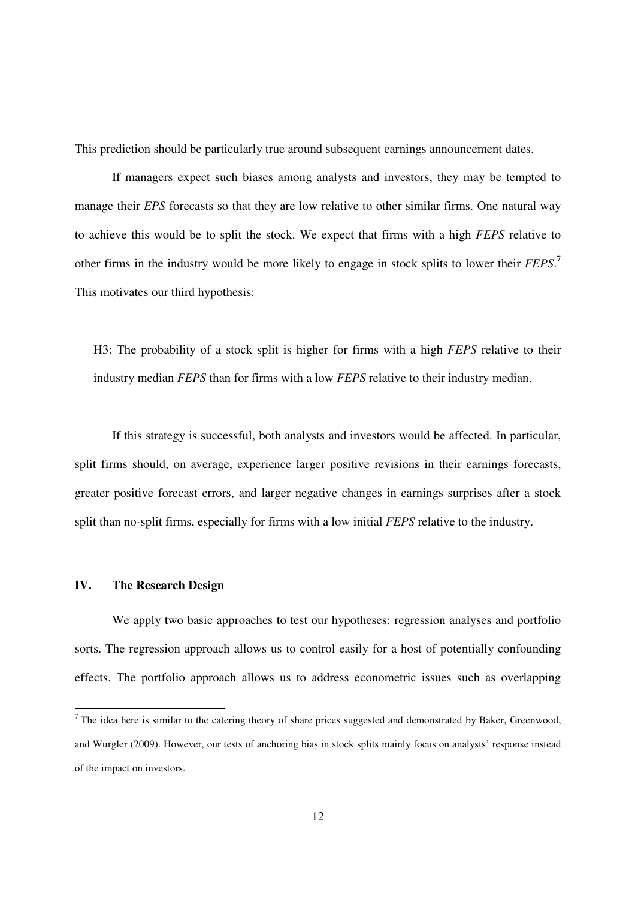This prediction should be particularly true around subsequent earnings announcement dates.

If managers expect such biases among analysts and investors, they may be tempted to manage their *EPS* forecasts so that they are low relative to other similar firms. One natural way to achieve this would be to split the stock. We expect that firms with a high *FEPS* relative to other firms in the industry would be more likely to engage in stock splits to lower their *FEPS*.[7] This motivates our third hypothesis:

> H3: The probability of a stock split is higher for firms with a high *FEPS* relative to their industry median *FEPS* than for firms with a low *FEPS* relative to their industry median.

If this strategy is successful, both analysts and investors would be affected. In particular, split firms should, on average, experience larger positive revisions in their earnings forecasts, greater positive forecast errors, and larger negative changes in earnings surprises after a stock split than no-split firms, especially for firms with a low initial *FEPS* relative to the industry.

## IV. The Research Design

We apply two basic approaches to test our hypotheses: regression analyses and portfolio sorts. The regression approach allows us to control easily for a host of potentially confounding effects. The portfolio approach allows us to address econometric issues such as overlapping

[7] The idea here is similar to the catering theory of share prices suggested and demonstrated by Baker, Greenwood, and Wurgler (2009). However, our tests of anchoring bias in stock splits mainly focus on analysts' response instead of the impact on investors.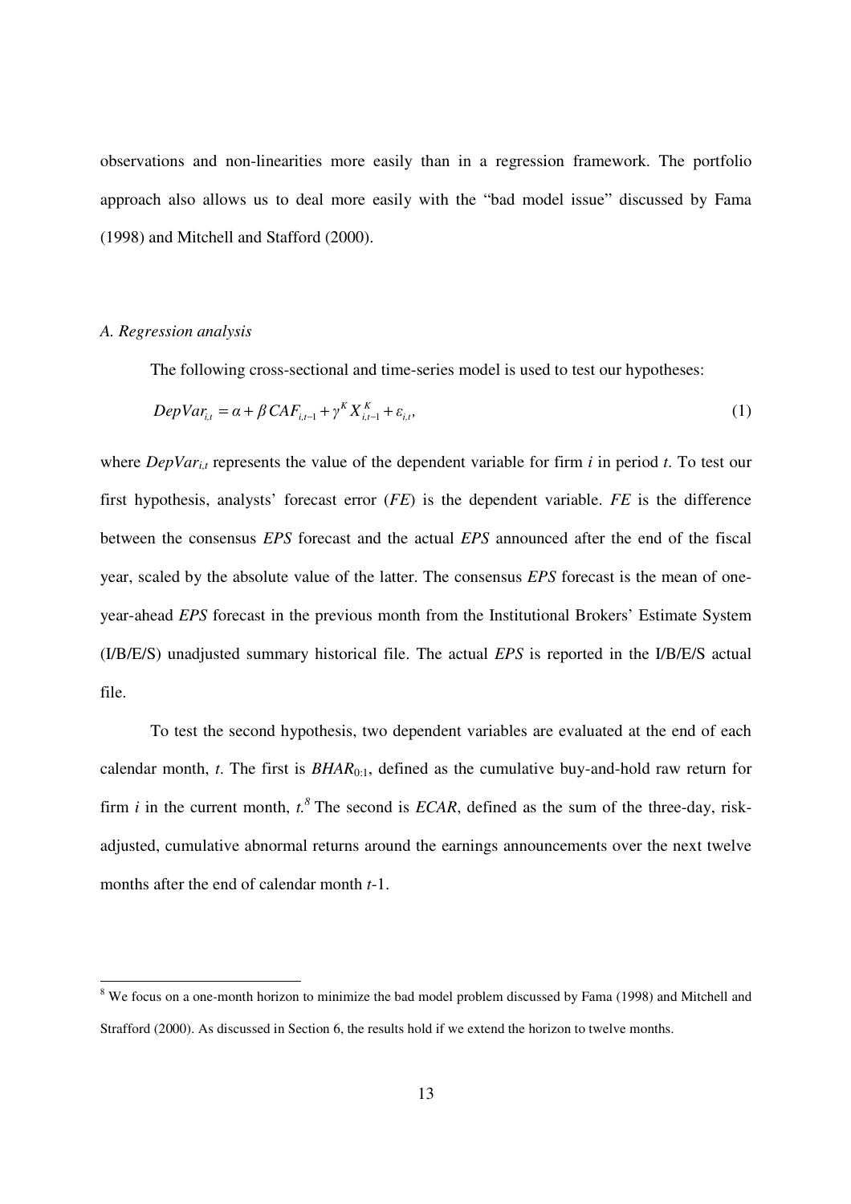observations and non-linearities more easily than in a regression framework. The portfolio approach also allows us to deal more easily with the "bad model issue" discussed by Fama (1998) and Mitchell and Stafford (2000).

### *A. Regression analysis*

The following cross-sectional and time-series model is used to test our hypotheses:

$$DepVar_{i,t} = \alpha + \beta\, CAF_{i,t-1} + \gamma^{K} X^{K}_{i,t-1} + \varepsilon_{i,t}, \tag{1}$$

where $DepVar_{i,t}$ represents the value of the dependent variable for firm *i* in period *t*. To test our first hypothesis, analysts' forecast error (*FE*) is the dependent variable. *FE* is the difference between the consensus *EPS* forecast and the actual *EPS* announced after the end of the fiscal year, scaled by the absolute value of the latter. The consensus *EPS* forecast is the mean of one-year-ahead *EPS* forecast in the previous month from the Institutional Brokers' Estimate System (I/B/E/S) unadjusted summary historical file. The actual *EPS* is reported in the I/B/E/S actual file.

To test the second hypothesis, two dependent variables are evaluated at the end of each calendar month, *t*. The first is $BHAR_{0:1}$, defined as the cumulative buy-and-hold raw return for firm *i* in the current month, *t*.[8] The second is *ECAR*, defined as the sum of the three-day, risk-adjusted, cumulative abnormal returns around the earnings announcements over the next twelve months after the end of calendar month *t*-1.

---

[8] We focus on a one-month horizon to minimize the bad model problem discussed by Fama (1998) and Mitchell and Strafford (2000). As discussed in Section 6, the results hold if we extend the horizon to twelve months.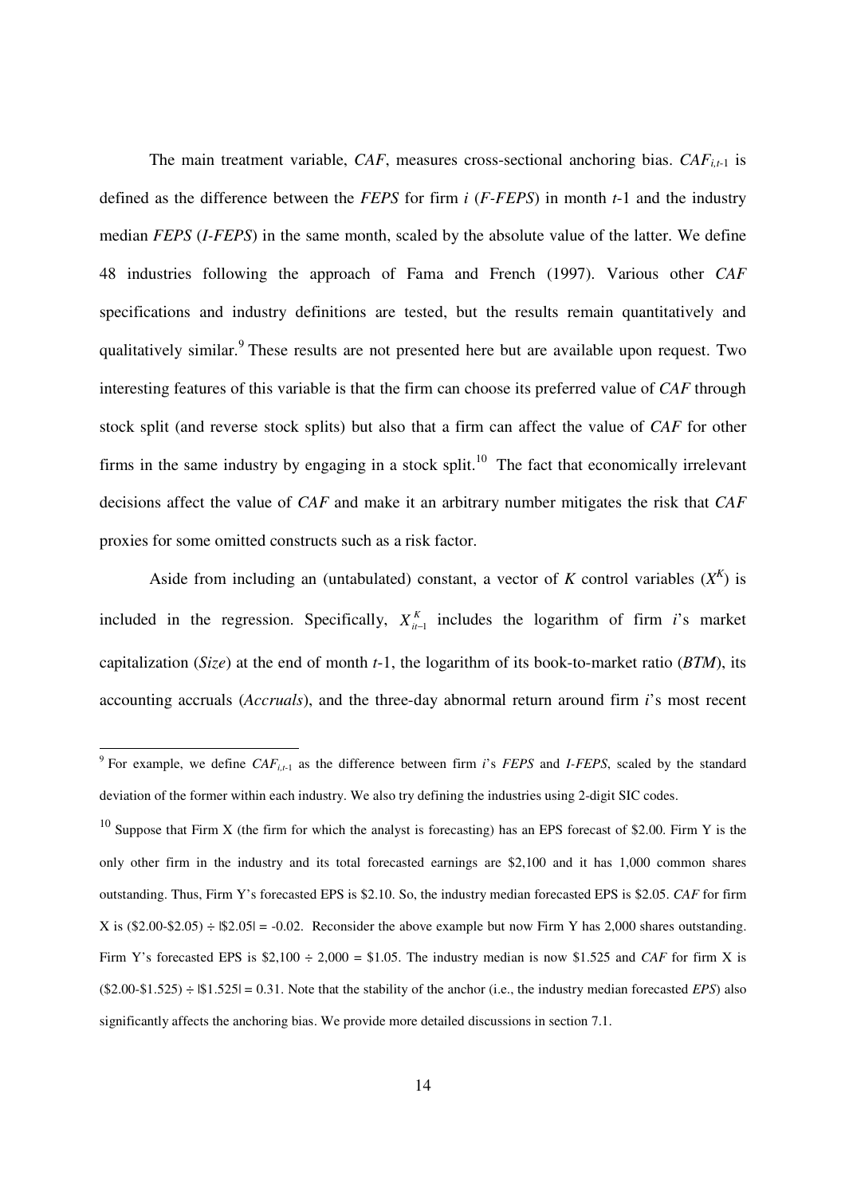The main treatment variable, *CAF*, measures cross-sectional anchoring bias. $CAF_{i,t\text{-}1}$ is defined as the difference between the *FEPS* for firm *i* (*F-FEPS*) in month *t*-1 and the industry median *FEPS* (*I-FEPS*) in the same month, scaled by the absolute value of the latter. We define 48 industries following the approach of Fama and French (1997). Various other *CAF* specifications and industry definitions are tested, but the results remain quantitatively and qualitatively similar.[9] These results are not presented here but are available upon request. Two interesting features of this variable is that the firm can choose its preferred value of *CAF* through stock split (and reverse stock splits) but also that a firm can affect the value of *CAF* for other firms in the same industry by engaging in a stock split.[10] The fact that economically irrelevant decisions affect the value of *CAF* and make it an arbitrary number mitigates the risk that *CAF* proxies for some omitted constructs such as a risk factor.

Aside from including an (untabulated) constant, a vector of *K* control variables ($X^K$) is included in the regression. Specifically, $X^K_{it-1}$ includes the logarithm of firm *i*'s market capitalization (*Size*) at the end of month *t*-1, the logarithm of its book-to-market ratio (*BTM*), its accounting accruals (*Accruals*), and the three-day abnormal return around firm *i*'s most recent

---

[9] For example, we define $CAF_{i,t\text{-}1}$ as the difference between firm *i*'s *FEPS* and *I-FEPS*, scaled by the standard deviation of the former within each industry. We also try defining the industries using 2-digit SIC codes.

[10] Suppose that Firm X (the firm for which the analyst is forecasting) has an EPS forecast of \$2.00. Firm Y is the only other firm in the industry and its total forecasted earnings are \$2,100 and it has 1,000 common shares outstanding. Thus, Firm Y's forecasted EPS is \$2.10. So, the industry median forecasted EPS is \$2.05. *CAF* for firm X is (\$2.00-\$2.05) ÷ |\$2.05| = -0.02. Reconsider the above example but now Firm Y has 2,000 shares outstanding. Firm Y's forecasted EPS is \$2,100 ÷ 2,000 = \$1.05. The industry median is now \$1.525 and *CAF* for firm X is (\$2.00-\$1.525) ÷ |\$1.525| = 0.31. Note that the stability of the anchor (i.e., the industry median forecasted *EPS*) also significantly affects the anchoring bias. We provide more detailed discussions in section 7.1.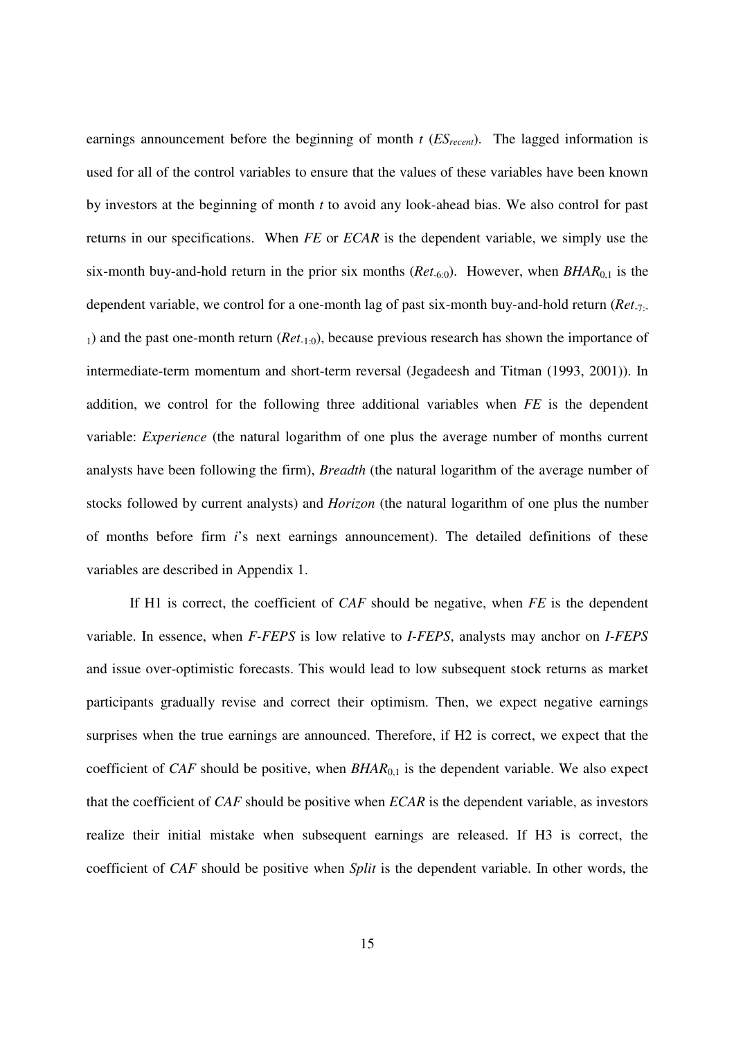earnings announcement before the beginning of month *t* ($ES_{recent}$). The lagged information is used for all of the control variables to ensure that the values of these variables have been known by investors at the beginning of month *t* to avoid any look-ahead bias. We also control for past returns in our specifications. When *FE* or *ECAR* is the dependent variable, we simply use the six-month buy-and-hold return in the prior six months ($Ret_{-6:0}$). However, when $BHAR_{0,1}$ is the dependent variable, we control for a one-month lag of past six-month buy-and-hold return ($Ret_{-7:-1}$) and the past one-month return ($Ret_{-1:0}$), because previous research has shown the importance of intermediate-term momentum and short-term reversal (Jegadeesh and Titman (1993, 2001)). In addition, we control for the following three additional variables when *FE* is the dependent variable: *Experience* (the natural logarithm of one plus the average number of months current analysts have been following the firm), *Breadth* (the natural logarithm of the average number of stocks followed by current analysts) and *Horizon* (the natural logarithm of one plus the number of months before firm *i*'s next earnings announcement). The detailed definitions of these variables are described in Appendix 1.

If H1 is correct, the coefficient of *CAF* should be negative, when *FE* is the dependent variable. In essence, when *F-FEPS* is low relative to *I-FEPS*, analysts may anchor on *I-FEPS* and issue over-optimistic forecasts. This would lead to low subsequent stock returns as market participants gradually revise and correct their optimism. Then, we expect negative earnings surprises when the true earnings are announced. Therefore, if H2 is correct, we expect that the coefficient of *CAF* should be positive, when $BHAR_{0,1}$ is the dependent variable. We also expect that the coefficient of *CAF* should be positive when *ECAR* is the dependent variable, as investors realize their initial mistake when subsequent earnings are released. If H3 is correct, the coefficient of *CAF* should be positive when *Split* is the dependent variable. In other words, the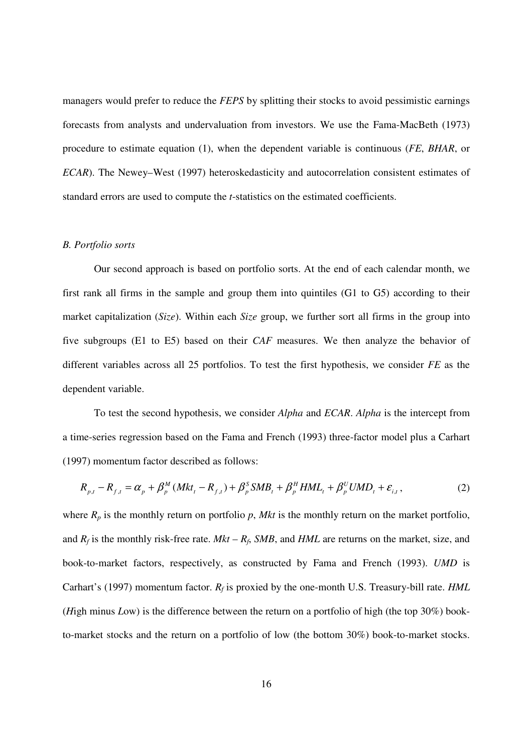managers would prefer to reduce the *FEPS* by splitting their stocks to avoid pessimistic earnings forecasts from analysts and undervaluation from investors. We use the Fama-MacBeth (1973) procedure to estimate equation (1), when the dependent variable is continuous (*FE*, *BHAR*, or *ECAR*). The Newey–West (1997) heteroskedasticity and autocorrelation consistent estimates of standard errors are used to compute the *t*-statistics on the estimated coefficients.

### *B. Portfolio sorts*

Our second approach is based on portfolio sorts. At the end of each calendar month, we first rank all firms in the sample and group them into quintiles (G1 to G5) according to their market capitalization (*Size*). Within each *Size* group, we further sort all firms in the group into five subgroups (E1 to E5) based on their *CAF* measures. We then analyze the behavior of different variables across all 25 portfolios. To test the first hypothesis, we consider *FE* as the dependent variable.

To test the second hypothesis, we consider *Alpha* and *ECAR*. *Alpha* is the intercept from a time-series regression based on the Fama and French (1993) three-factor model plus a Carhart (1997) momentum factor described as follows:

$$R_{p,t} - R_{f,t} = \alpha_p + \beta_p^M (Mkt_t - R_{f,t}) + \beta_p^S SMB_t + \beta_p^H HML_t + \beta_p^U UMD_t + \varepsilon_{i,t}, \tag{2}$$

where $R_p$ is the monthly return on portfolio $p$, $Mkt$ is the monthly return on the market portfolio, and $R_f$ is the monthly risk-free rate. $Mkt - R_f$, $SMB$, and $HML$ are returns on the market, size, and book-to-market factors, respectively, as constructed by Fama and French (1993). $UMD$ is Carhart's (1997) momentum factor. $R_f$ is proxied by the one-month U.S. Treasury-bill rate. *HML* (*H*igh minus *L*ow) is the difference between the return on a portfolio of high (the top 30%) book-to-market stocks and the return on a portfolio of low (the bottom 30%) book-to-market stocks.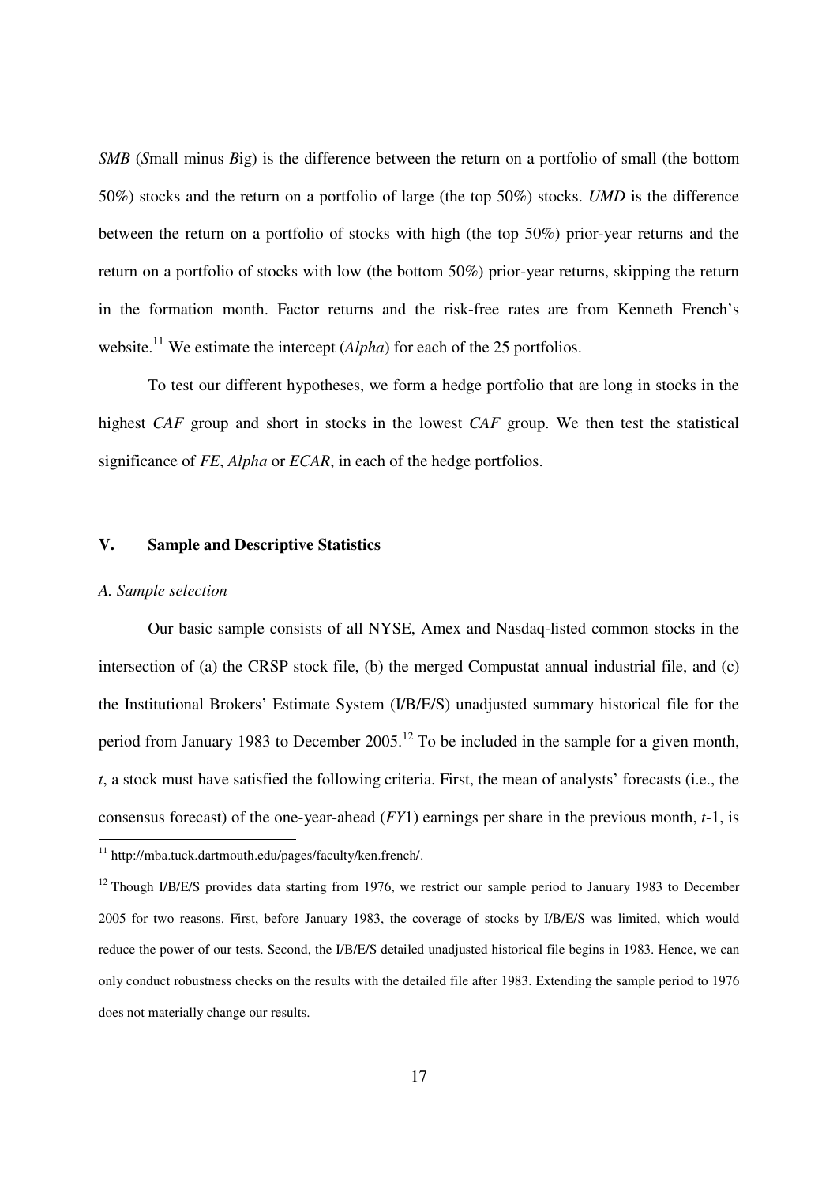*SMB* (*S*mall minus *B*ig) is the difference between the return on a portfolio of small (the bottom 50%) stocks and the return on a portfolio of large (the top 50%) stocks. *UMD* is the difference between the return on a portfolio of stocks with high (the top 50%) prior-year returns and the return on a portfolio of stocks with low (the bottom 50%) prior-year returns, skipping the return in the formation month. Factor returns and the risk-free rates are from Kenneth French's website.[11] We estimate the intercept (*Alpha*) for each of the 25 portfolios.

To test our different hypotheses, we form a hedge portfolio that are long in stocks in the highest *CAF* group and short in stocks in the lowest *CAF* group. We then test the statistical significance of *FE*, *Alpha* or *ECAR*, in each of the hedge portfolios.

## V. Sample and Descriptive Statistics

### *A. Sample selection*

Our basic sample consists of all NYSE, Amex and Nasdaq-listed common stocks in the intersection of (a) the CRSP stock file, (b) the merged Compustat annual industrial file, and (c) the Institutional Brokers' Estimate System (I/B/E/S) unadjusted summary historical file for the period from January 1983 to December 2005.[12] To be included in the sample for a given month, *t*, a stock must have satisfied the following criteria. First, the mean of analysts' forecasts (i.e., the consensus forecast) of the one-year-ahead (*FY*1) earnings per share in the previous month, *t*-1, is

[11] http://mba.tuck.dartmouth.edu/pages/faculty/ken.french/.

[12] Though I/B/E/S provides data starting from 1976, we restrict our sample period to January 1983 to December 2005 for two reasons. First, before January 1983, the coverage of stocks by I/B/E/S was limited, which would reduce the power of our tests. Second, the I/B/E/S detailed unadjusted historical file begins in 1983. Hence, we can only conduct robustness checks on the results with the detailed file after 1983. Extending the sample period to 1976 does not materially change our results.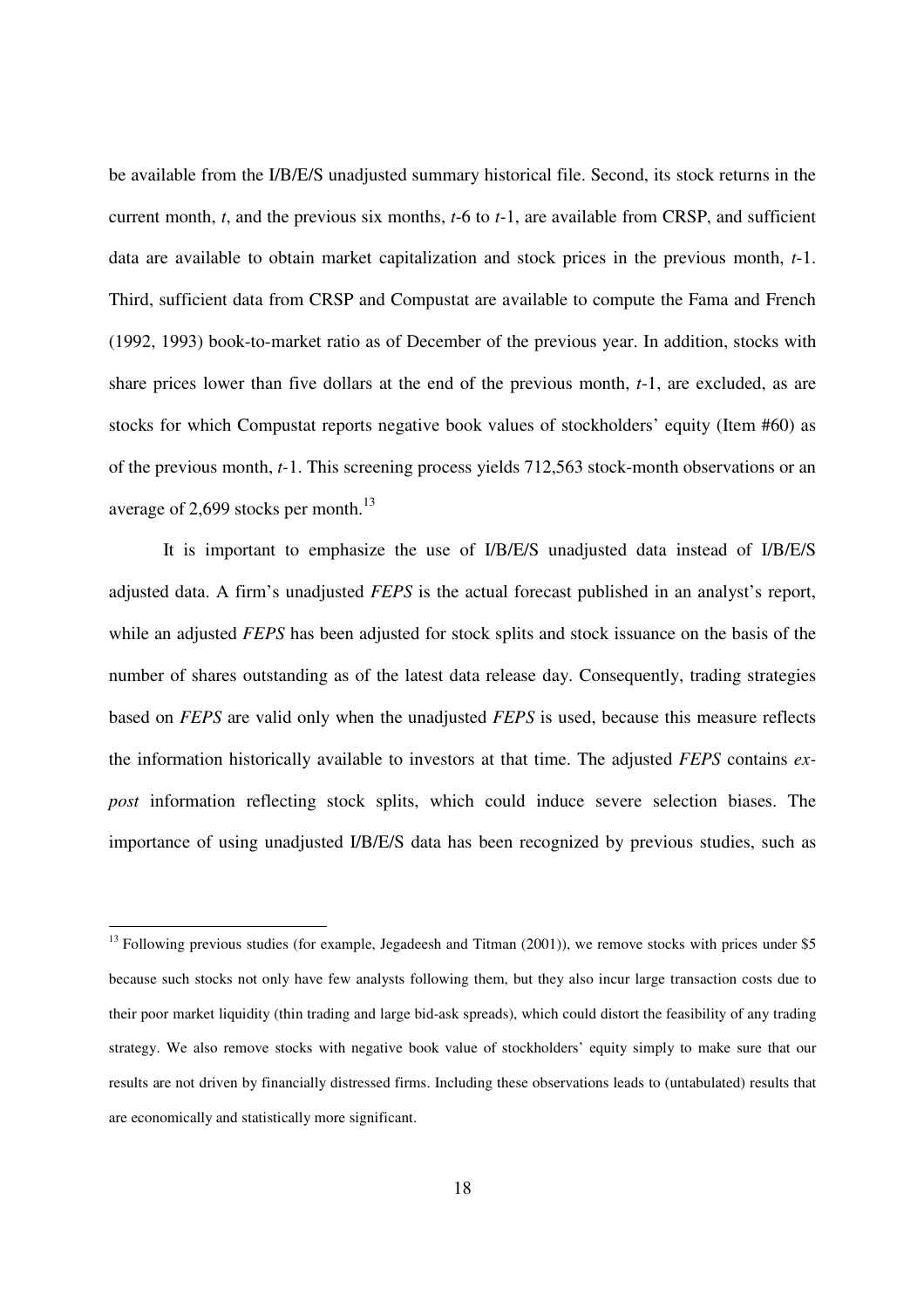be available from the I/B/E/S unadjusted summary historical file. Second, its stock returns in the current month, *t*, and the previous six months, *t*-6 to *t*-1, are available from CRSP, and sufficient data are available to obtain market capitalization and stock prices in the previous month, *t*-1. Third, sufficient data from CRSP and Compustat are available to compute the Fama and French (1992, 1993) book-to-market ratio as of December of the previous year. In addition, stocks with share prices lower than five dollars at the end of the previous month, *t*-1, are excluded, as are stocks for which Compustat reports negative book values of stockholders' equity (Item #60) as of the previous month, *t*-1. This screening process yields 712,563 stock-month observations or an average of 2,699 stocks per month.[13]

It is important to emphasize the use of I/B/E/S unadjusted data instead of I/B/E/S adjusted data. A firm's unadjusted *FEPS* is the actual forecast published in an analyst's report, while an adjusted *FEPS* has been adjusted for stock splits and stock issuance on the basis of the number of shares outstanding as of the latest data release day. Consequently, trading strategies based on *FEPS* are valid only when the unadjusted *FEPS* is used, because this measure reflects the information historically available to investors at that time. The adjusted *FEPS* contains *ex-post* information reflecting stock splits, which could induce severe selection biases. The importance of using unadjusted I/B/E/S data has been recognized by previous studies, such as

[13] Following previous studies (for example, Jegadeesh and Titman (2001)), we remove stocks with prices under $5 because such stocks not only have few analysts following them, but they also incur large transaction costs due to their poor market liquidity (thin trading and large bid-ask spreads), which could distort the feasibility of any trading strategy. We also remove stocks with negative book value of stockholders' equity simply to make sure that our results are not driven by financially distressed firms. Including these observations leads to (untabulated) results that are economically and statistically more significant.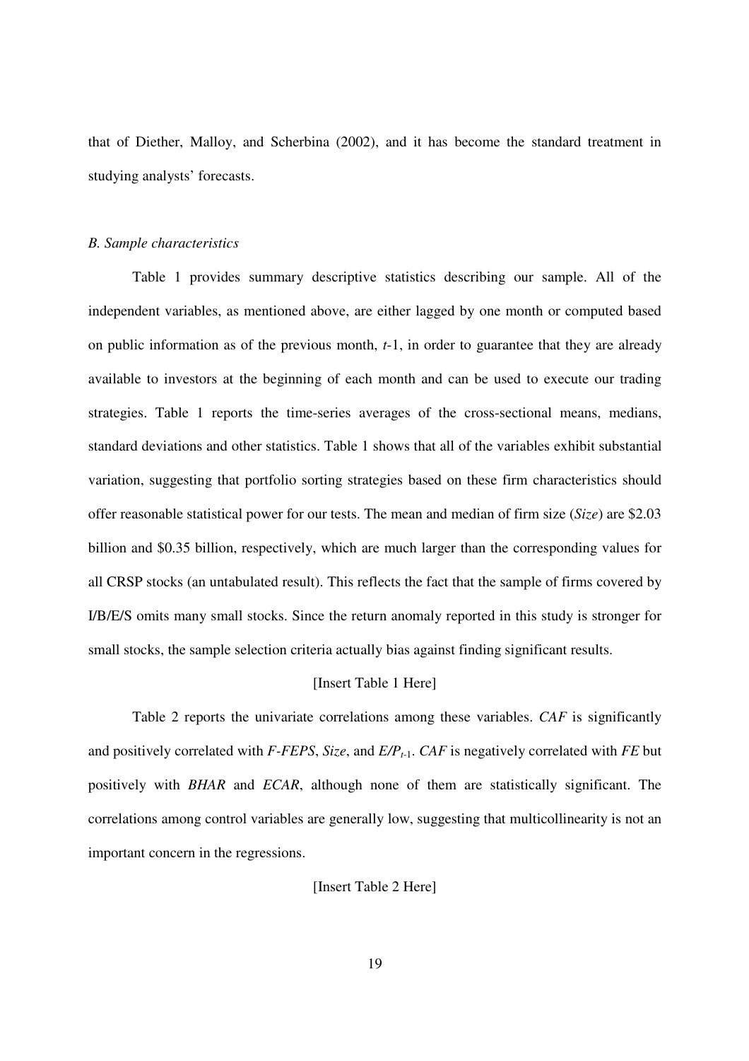that of Diether, Malloy, and Scherbina (2002), and it has become the standard treatment in studying analysts' forecasts.

### *B. Sample characteristics*

Table 1 provides summary descriptive statistics describing our sample. All of the independent variables, as mentioned above, are either lagged by one month or computed based on public information as of the previous month, $t$-1, in order to guarantee that they are already available to investors at the beginning of each month and can be used to execute our trading strategies. Table 1 reports the time-series averages of the cross-sectional means, medians, standard deviations and other statistics. Table 1 shows that all of the variables exhibit substantial variation, suggesting that portfolio sorting strategies based on these firm characteristics should offer reasonable statistical power for our tests. The mean and median of firm size (*Size*) are \$2.03 billion and \$0.35 billion, respectively, which are much larger than the corresponding values for all CRSP stocks (an untabulated result). This reflects the fact that the sample of firms covered by I/B/E/S omits many small stocks. Since the return anomaly reported in this study is stronger for small stocks, the sample selection criteria actually bias against finding significant results.

[Insert Table 1 Here]

Table 2 reports the univariate correlations among these variables. *CAF* is significantly and positively correlated with *F-FEPS*, *Size*, and $E/P_{t\text{-}1}$. *CAF* is negatively correlated with *FE* but positively with *BHAR* and *ECAR*, although none of them are statistically significant. The correlations among control variables are generally low, suggesting that multicollinearity is not an important concern in the regressions.

[Insert Table 2 Here]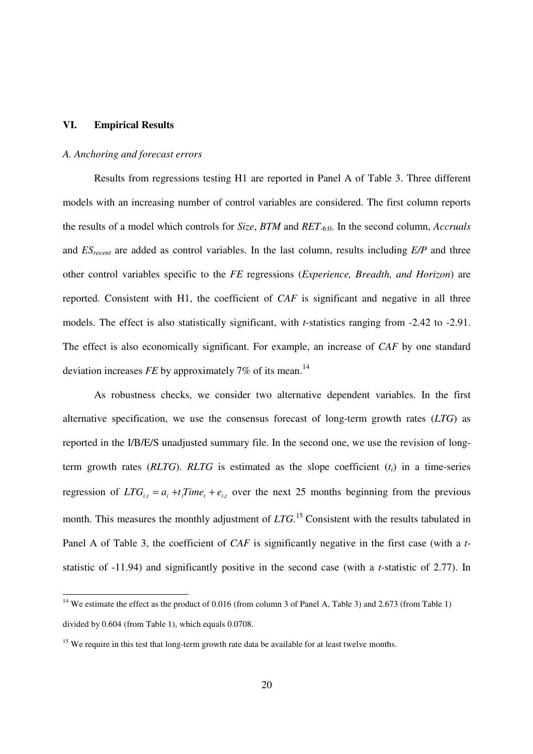## VI. Empirical Results

### *A. Anchoring and forecast errors*

Results from regressions testing H1 are reported in Panel A of Table 3. Three different models with an increasing number of control variables are considered. The first column reports the results of a model which controls for *Size*, *BTM* and $RET_{-6:0}$. In the second column, *Accruals* and $ES_{recent}$ are added as control variables. In the last column, results including *E/P* and three other control variables specific to the *FE* regressions (*Experience, Breadth, and Horizon*) are reported. Consistent with H1, the coefficient of *CAF* is significant and negative in all three models. The effect is also statistically significant, with *t*-statistics ranging from -2.42 to -2.91. The effect is also economically significant. For example, an increase of *CAF* by one standard deviation increases *FE* by approximately 7% of its mean.[14]

As robustness checks, we consider two alternative dependent variables. In the first alternative specification, we use the consensus forecast of long-term growth rates (*LTG*) as reported in the I/B/E/S unadjusted summary file. In the second one, we use the revision of long-term growth rates (*RLTG*). *RLTG* is estimated as the slope coefficient ($t_i$) in a time-series regression of $LTG_{i,t} = a_i + t_i Time_t + e_{i,t}$ over the next 25 months beginning from the previous month. This measures the monthly adjustment of *LTG*.[15] Consistent with the results tabulated in Panel A of Table 3, the coefficient of *CAF* is significantly negative in the first case (with a *t*-statistic of -11.94) and significantly positive in the second case (with a *t*-statistic of 2.77). In

---

[14] We estimate the effect as the product of 0.016 (from column 3 of Panel A, Table 3) and 2.673 (from Table 1) divided by 0.604 (from Table 1), which equals 0.0708.

[15] We require in this test that long-term growth rate data be available for at least twelve months.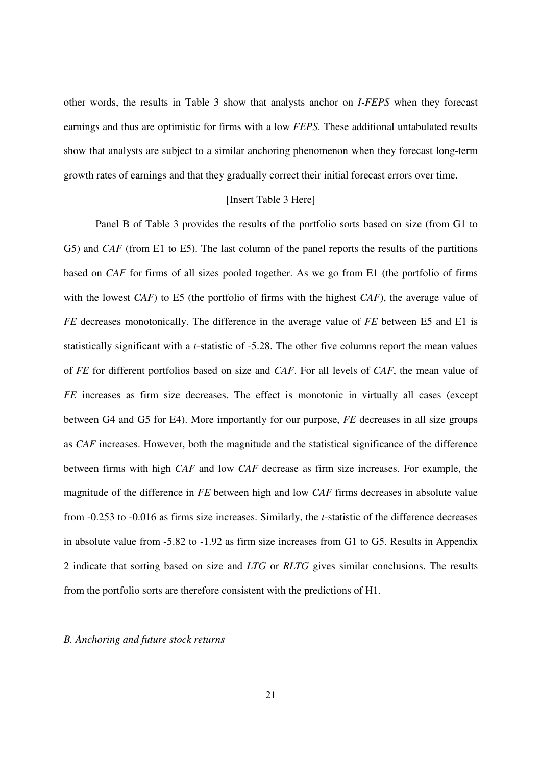other words, the results in Table 3 show that analysts anchor on *I-FEPS* when they forecast earnings and thus are optimistic for firms with a low *FEPS*. These additional untabulated results show that analysts are subject to a similar anchoring phenomenon when they forecast long-term growth rates of earnings and that they gradually correct their initial forecast errors over time.

[Insert Table 3 Here]

Panel B of Table 3 provides the results of the portfolio sorts based on size (from G1 to G5) and *CAF* (from E1 to E5). The last column of the panel reports the results of the partitions based on *CAF* for firms of all sizes pooled together. As we go from E1 (the portfolio of firms with the lowest *CAF*) to E5 (the portfolio of firms with the highest *CAF*), the average value of *FE* decreases monotonically. The difference in the average value of *FE* between E5 and E1 is statistically significant with a *t*-statistic of -5.28. The other five columns report the mean values of *FE* for different portfolios based on size and *CAF*. For all levels of *CAF*, the mean value of *FE* increases as firm size decreases. The effect is monotonic in virtually all cases (except between G4 and G5 for E4). More importantly for our purpose, *FE* decreases in all size groups as *CAF* increases. However, both the magnitude and the statistical significance of the difference between firms with high *CAF* and low *CAF* decrease as firm size increases. For example, the magnitude of the difference in *FE* between high and low *CAF* firms decreases in absolute value from -0.253 to -0.016 as firms size increases. Similarly, the *t*-statistic of the difference decreases in absolute value from -5.82 to -1.92 as firm size increases from G1 to G5. Results in Appendix 2 indicate that sorting based on size and *LTG* or *RLTG* gives similar conclusions. The results from the portfolio sorts are therefore consistent with the predictions of H1.

*B. Anchoring and future stock returns*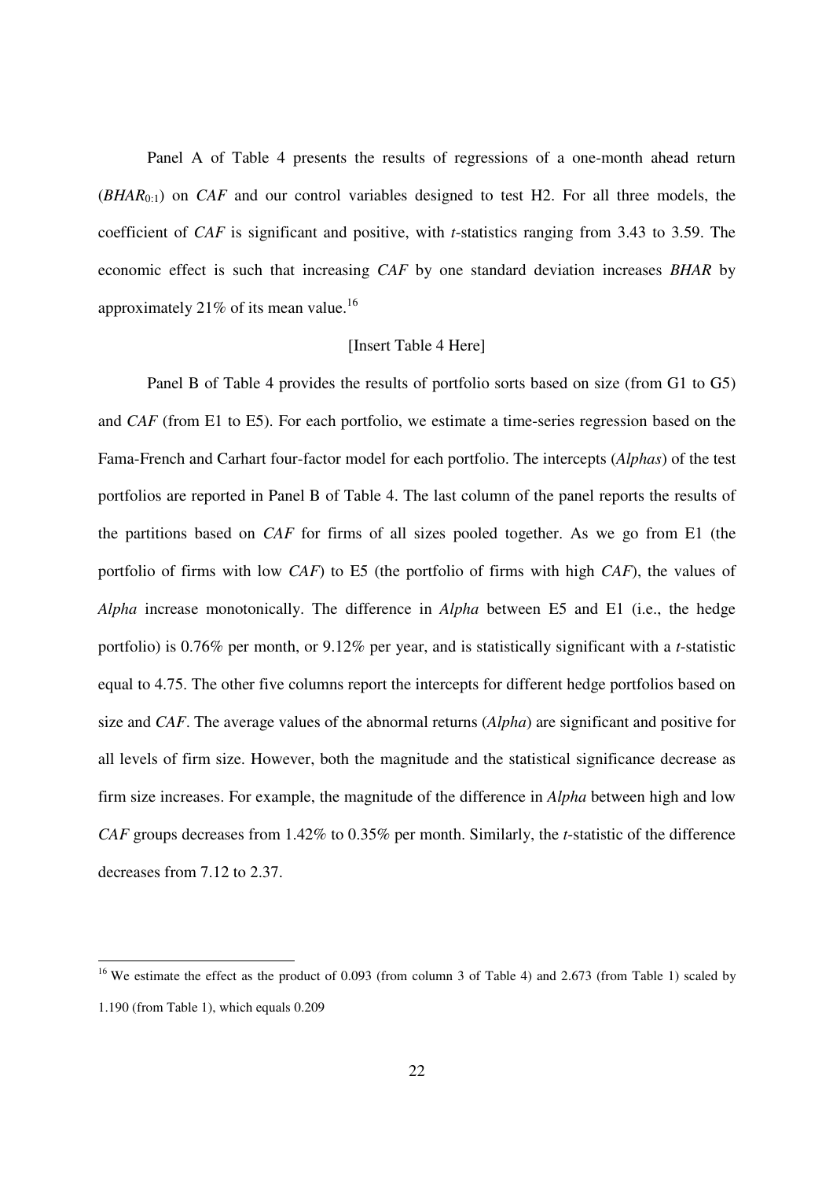Panel A of Table 4 presents the results of regressions of a one-month ahead return ($BHAR_{0:1}$) on *CAF* and our control variables designed to test H2. For all three models, the coefficient of *CAF* is significant and positive, with *t*-statistics ranging from 3.43 to 3.59. The economic effect is such that increasing *CAF* by one standard deviation increases *BHAR* by approximately 21% of its mean value.[16]

[Insert Table 4 Here]

Panel B of Table 4 provides the results of portfolio sorts based on size (from G1 to G5) and *CAF* (from E1 to E5). For each portfolio, we estimate a time-series regression based on the Fama-French and Carhart four-factor model for each portfolio. The intercepts (*Alphas*) of the test portfolios are reported in Panel B of Table 4. The last column of the panel reports the results of the partitions based on *CAF* for firms of all sizes pooled together. As we go from E1 (the portfolio of firms with low *CAF*) to E5 (the portfolio of firms with high *CAF*), the values of *Alpha* increase monotonically. The difference in *Alpha* between E5 and E1 (i.e., the hedge portfolio) is 0.76% per month, or 9.12% per year, and is statistically significant with a *t*-statistic equal to 4.75. The other five columns report the intercepts for different hedge portfolios based on size and *CAF*. The average values of the abnormal returns (*Alpha*) are significant and positive for all levels of firm size. However, both the magnitude and the statistical significance decrease as firm size increases. For example, the magnitude of the difference in *Alpha* between high and low *CAF* groups decreases from 1.42% to 0.35% per month. Similarly, the *t*-statistic of the difference decreases from 7.12 to 2.37.

---

[16] We estimate the effect as the product of 0.093 (from column 3 of Table 4) and 2.673 (from Table 1) scaled by 1.190 (from Table 1), which equals 0.209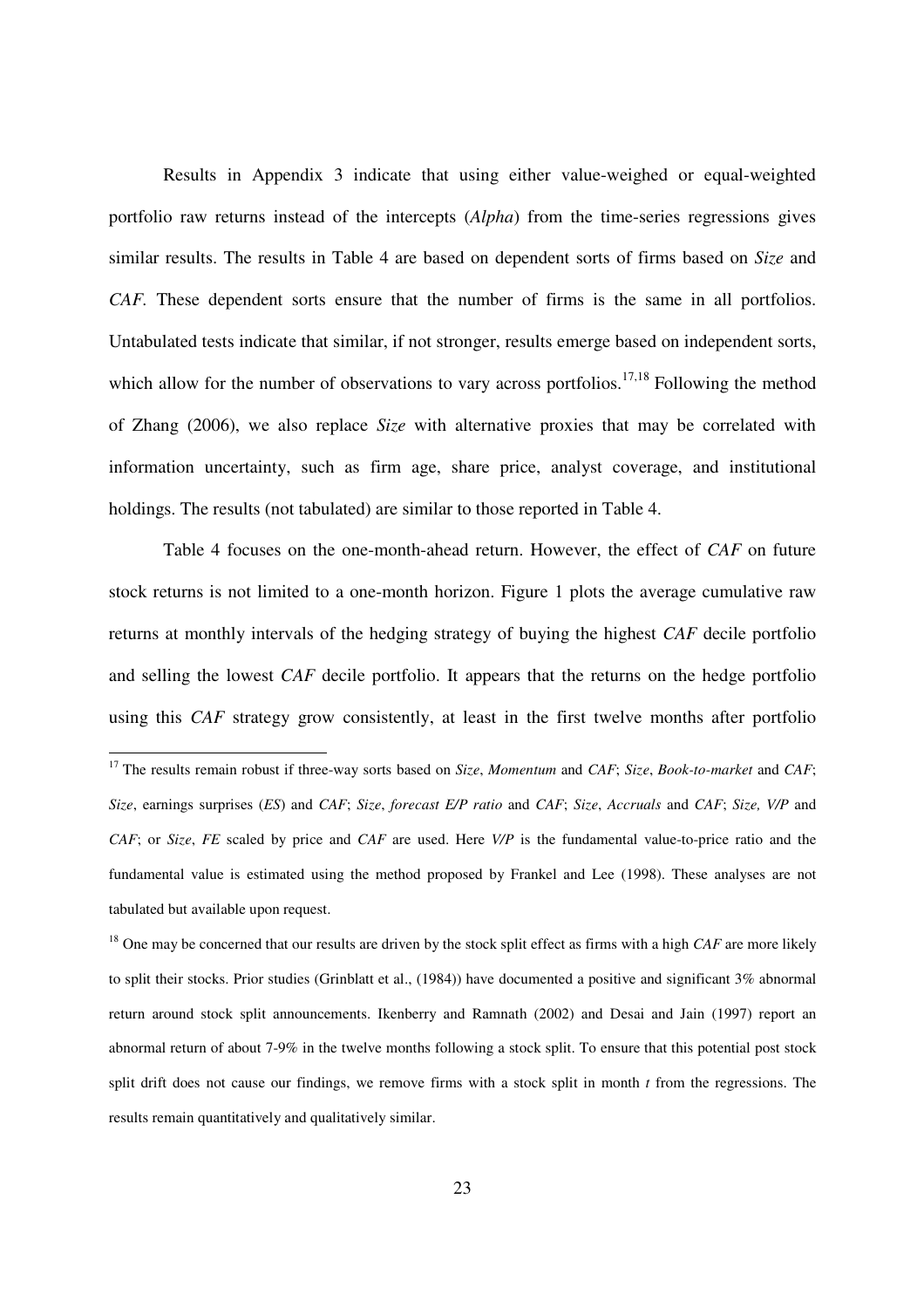Results in Appendix 3 indicate that using either value-weighed or equal-weighted portfolio raw returns instead of the intercepts (*Alpha*) from the time-series regressions gives similar results. The results in Table 4 are based on dependent sorts of firms based on *Size* and *CAF*. These dependent sorts ensure that the number of firms is the same in all portfolios. Untabulated tests indicate that similar, if not stronger, results emerge based on independent sorts, which allow for the number of observations to vary across portfolios.[17,18] Following the method of Zhang (2006), we also replace *Size* with alternative proxies that may be correlated with information uncertainty, such as firm age, share price, analyst coverage, and institutional holdings. The results (not tabulated) are similar to those reported in Table 4.

Table 4 focuses on the one-month-ahead return. However, the effect of *CAF* on future stock returns is not limited to a one-month horizon. Figure 1 plots the average cumulative raw returns at monthly intervals of the hedging strategy of buying the highest *CAF* decile portfolio and selling the lowest *CAF* decile portfolio. It appears that the returns on the hedge portfolio using this *CAF* strategy grow consistently, at least in the first twelve months after portfolio

---

[17] The results remain robust if three-way sorts based on *Size*, *Momentum* and *CAF*; *Size*, *Book-to-market* and *CAF*; *Size*, earnings surprises (*ES*) and *CAF*; *Size*, *forecast E/P ratio* and *CAF*; *Size*, *Accruals* and *CAF*; *Size, V/P* and *CAF*; or *Size*, *FE* scaled by price and *CAF* are used. Here *V/P* is the fundamental value-to-price ratio and the fundamental value is estimated using the method proposed by Frankel and Lee (1998). These analyses are not tabulated but available upon request.

[18] One may be concerned that our results are driven by the stock split effect as firms with a high *CAF* are more likely to split their stocks. Prior studies (Grinblatt et al., (1984)) have documented a positive and significant 3% abnormal return around stock split announcements. Ikenberry and Ramnath (2002) and Desai and Jain (1997) report an abnormal return of about 7-9% in the twelve months following a stock split. To ensure that this potential post stock split drift does not cause our findings, we remove firms with a stock split in month *t* from the regressions. The results remain quantitatively and qualitatively similar.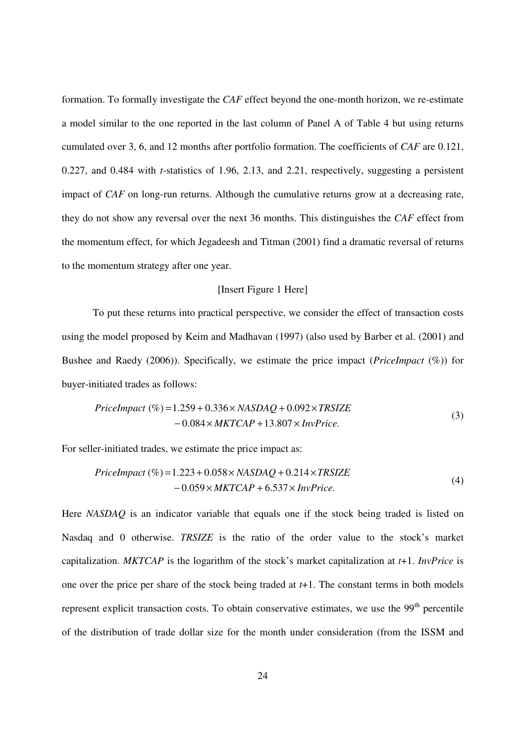formation. To formally investigate the *CAF* effect beyond the one-month horizon, we re-estimate a model similar to the one reported in the last column of Panel A of Table 4 but using returns cumulated over 3, 6, and 12 months after portfolio formation. The coefficients of *CAF* are 0.121, 0.227, and 0.484 with *t*-statistics of 1.96, 2.13, and 2.21, respectively, suggesting a persistent impact of *CAF* on long-run returns. Although the cumulative returns grow at a decreasing rate, they do not show any reversal over the next 36 months. This distinguishes the *CAF* effect from the momentum effect, for which Jegadeesh and Titman (2001) find a dramatic reversal of returns to the momentum strategy after one year.

[Insert Figure 1 Here]

To put these returns into practical perspective, we consider the effect of transaction costs using the model proposed by Keim and Madhavan (1997) (also used by Barber et al. (2001) and Bushee and Raedy (2006)). Specifically, we estimate the price impact (*PriceImpact* (%)) for buyer-initiated trades as follows:

$$\begin{aligned} PriceImpact\ (\%) = & \ 1.259 + 0.336 \times NASDAQ + 0.092 \times TRSIZE \\ & - 0.084 \times MKTCAP + 13.807 \times InvPrice. \end{aligned} \tag{3}$$

For seller-initiated trades, we estimate the price impact as:

$$\begin{aligned} PriceImpact\ (\%) = & \ 1.223 + 0.058 \times NASDAQ + 0.214 \times TRSIZE \\ & - 0.059 \times MKTCAP + 6.537 \times InvPrice. \end{aligned} \tag{4}$$

Here *NASDAQ* is an indicator variable that equals one if the stock being traded is listed on Nasdaq and 0 otherwise. *TRSIZE* is the ratio of the order value to the stock's market capitalization. *MKTCAP* is the logarithm of the stock's market capitalization at *t*+1. *InvPrice* is one over the price per share of the stock being traded at *t*+1. The constant terms in both models represent explicit transaction costs. To obtain conservative estimates, we use the 99$^{th}$ percentile of the distribution of trade dollar size for the month under consideration (from the ISSM and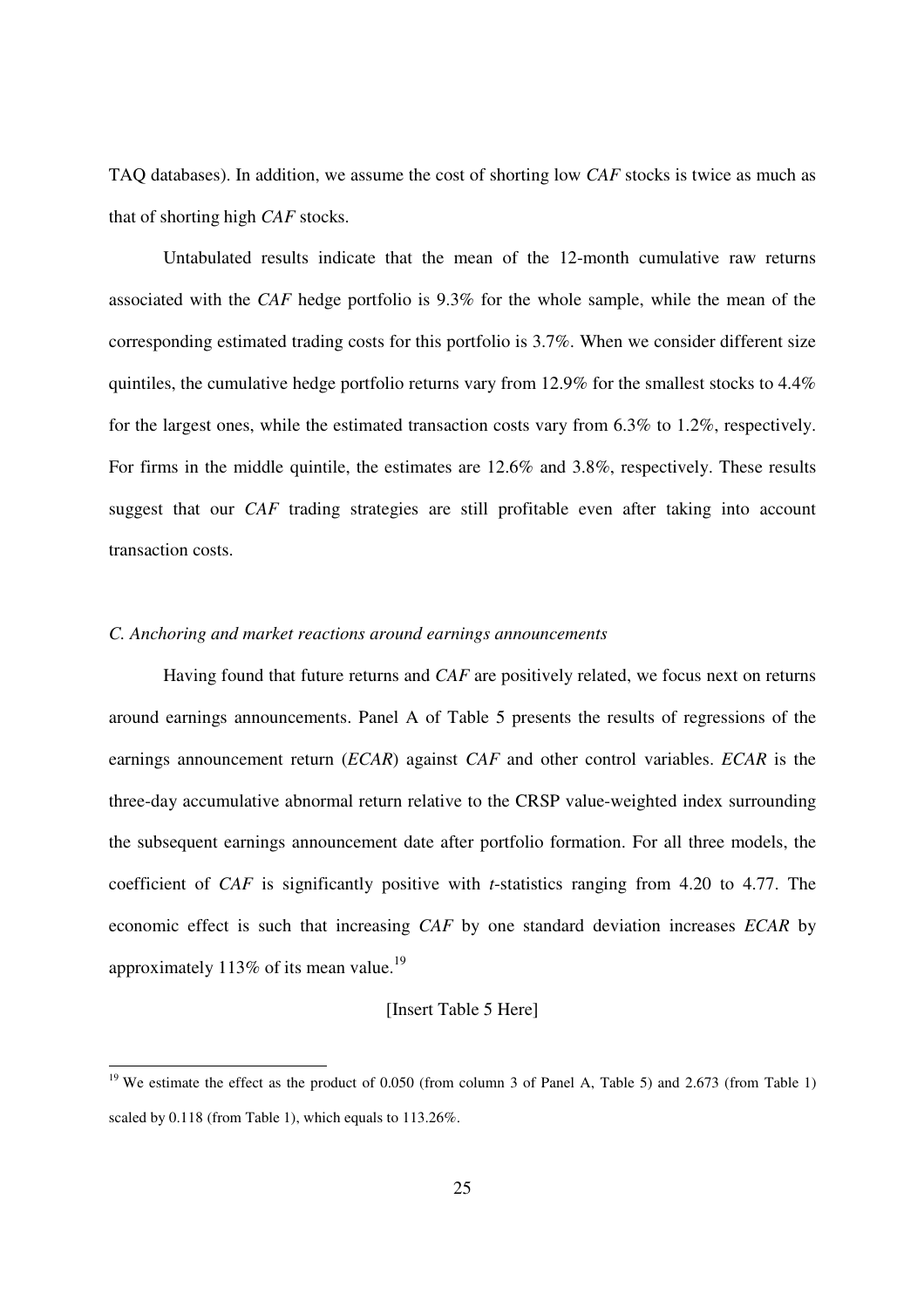TAQ databases). In addition, we assume the cost of shorting low *CAF* stocks is twice as much as that of shorting high *CAF* stocks.

Untabulated results indicate that the mean of the 12-month cumulative raw returns associated with the *CAF* hedge portfolio is 9.3% for the whole sample, while the mean of the corresponding estimated trading costs for this portfolio is 3.7%. When we consider different size quintiles, the cumulative hedge portfolio returns vary from 12.9% for the smallest stocks to 4.4% for the largest ones, while the estimated transaction costs vary from 6.3% to 1.2%, respectively. For firms in the middle quintile, the estimates are 12.6% and 3.8%, respectively. These results suggest that our *CAF* trading strategies are still profitable even after taking into account transaction costs.

### *C. Anchoring and market reactions around earnings announcements*

Having found that future returns and *CAF* are positively related, we focus next on returns around earnings announcements. Panel A of Table 5 presents the results of regressions of the earnings announcement return (*ECAR*) against *CAF* and other control variables. *ECAR* is the three-day accumulative abnormal return relative to the CRSP value-weighted index surrounding the subsequent earnings announcement date after portfolio formation. For all three models, the coefficient of *CAF* is significantly positive with *t*-statistics ranging from 4.20 to 4.77. The economic effect is such that increasing *CAF* by one standard deviation increases *ECAR* by approximately 113% of its mean value.[19]

[Insert Table 5 Here]

---

[19] We estimate the effect as the product of 0.050 (from column 3 of Panel A, Table 5) and 2.673 (from Table 1) scaled by 0.118 (from Table 1), which equals to 113.26%.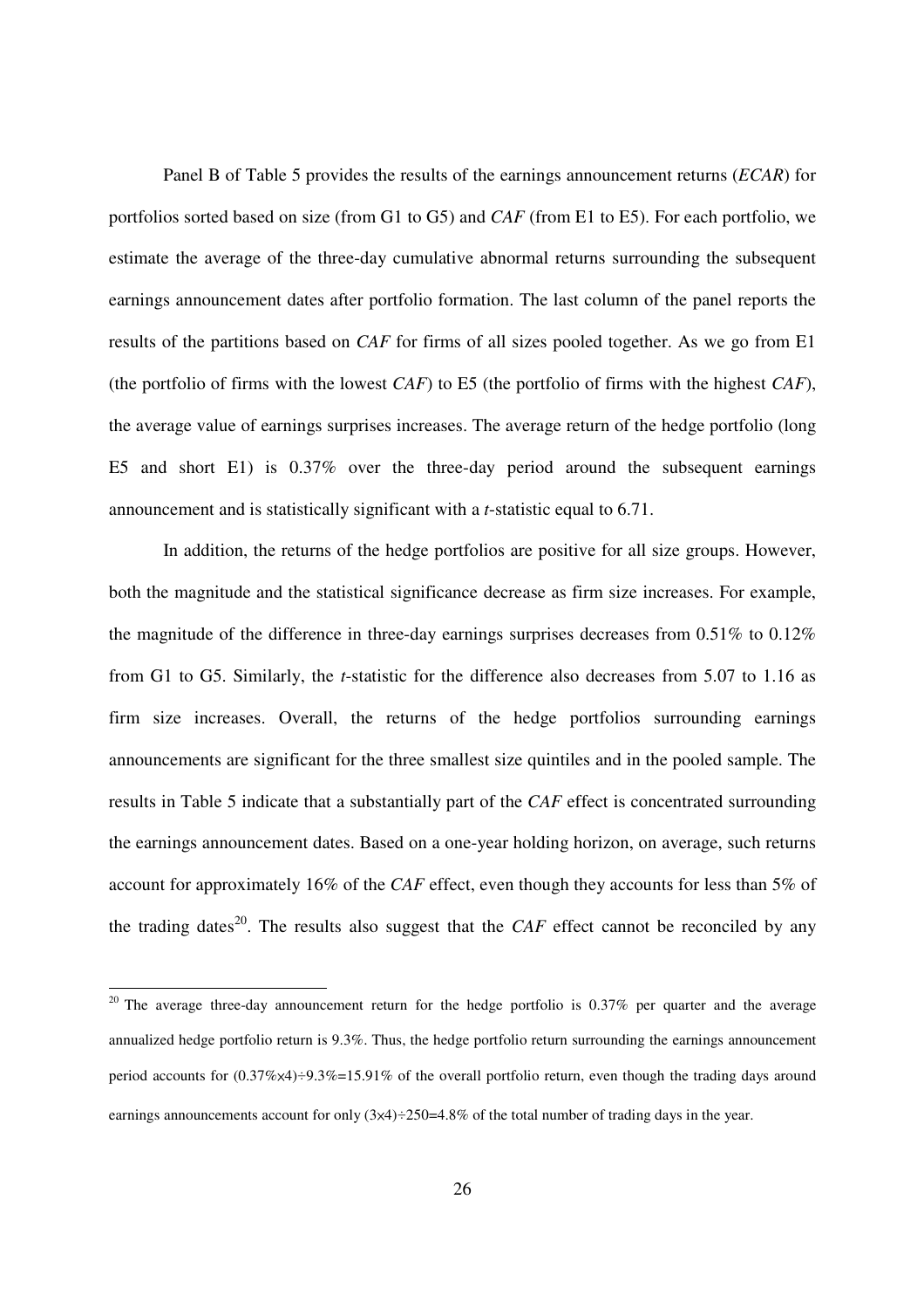Panel B of Table 5 provides the results of the earnings announcement returns (*ECAR*) for portfolios sorted based on size (from G1 to G5) and *CAF* (from E1 to E5). For each portfolio, we estimate the average of the three-day cumulative abnormal returns surrounding the subsequent earnings announcement dates after portfolio formation. The last column of the panel reports the results of the partitions based on *CAF* for firms of all sizes pooled together. As we go from E1 (the portfolio of firms with the lowest *CAF*) to E5 (the portfolio of firms with the highest *CAF*), the average value of earnings surprises increases. The average return of the hedge portfolio (long E5 and short E1) is 0.37% over the three-day period around the subsequent earnings announcement and is statistically significant with a *t*-statistic equal to 6.71.

In addition, the returns of the hedge portfolios are positive for all size groups. However, both the magnitude and the statistical significance decrease as firm size increases. For example, the magnitude of the difference in three-day earnings surprises decreases from 0.51% to 0.12% from G1 to G5. Similarly, the *t*-statistic for the difference also decreases from 5.07 to 1.16 as firm size increases. Overall, the returns of the hedge portfolios surrounding earnings announcements are significant for the three smallest size quintiles and in the pooled sample. The results in Table 5 indicate that a substantially part of the *CAF* effect is concentrated surrounding the earnings announcement dates. Based on a one-year holding horizon, on average, such returns account for approximately 16% of the *CAF* effect, even though they accounts for less than 5% of the trading dates[20]. The results also suggest that the *CAF* effect cannot be reconciled by any

[20] The average three-day announcement return for the hedge portfolio is 0.37% per quarter and the average annualized hedge portfolio return is 9.3%. Thus, the hedge portfolio return surrounding the earnings announcement period accounts for (0.37%×4)÷9.3%=15.91% of the overall portfolio return, even though the trading days around earnings announcements account for only (3×4)÷250=4.8% of the total number of trading days in the year.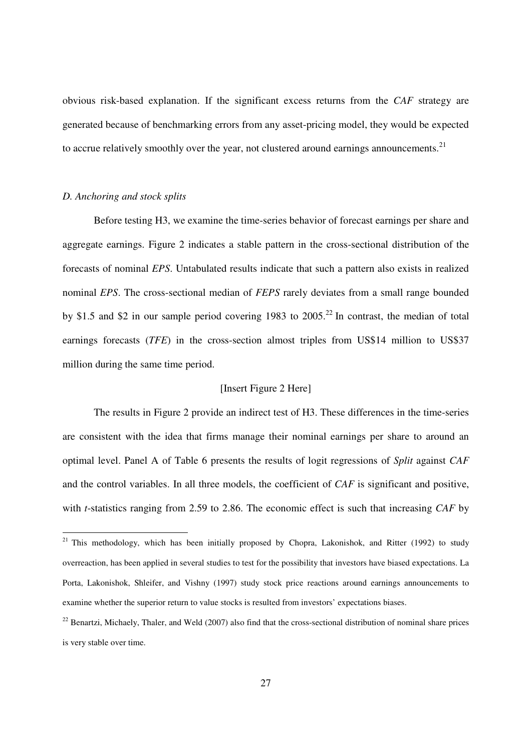obvious risk-based explanation. If the significant excess returns from the *CAF* strategy are generated because of benchmarking errors from any asset-pricing model, they would be expected to accrue relatively smoothly over the year, not clustered around earnings announcements.[21]

### *D. Anchoring and stock splits*

Before testing H3, we examine the time-series behavior of forecast earnings per share and aggregate earnings. Figure 2 indicates a stable pattern in the cross-sectional distribution of the forecasts of nominal *EPS*. Untabulated results indicate that such a pattern also exists in realized nominal *EPS*. The cross-sectional median of *FEPS* rarely deviates from a small range bounded by $1.5 and $2 in our sample period covering 1983 to 2005.[22] In contrast, the median of total earnings forecasts (*TFE*) in the cross-section almost triples from US$14 million to US$37 million during the same time period.

[Insert Figure 2 Here]

The results in Figure 2 provide an indirect test of H3. These differences in the time-series are consistent with the idea that firms manage their nominal earnings per share to around an optimal level. Panel A of Table 6 presents the results of logit regressions of *Split* against *CAF* and the control variables. In all three models, the coefficient of *CAF* is significant and positive, with *t*-statistics ranging from 2.59 to 2.86. The economic effect is such that increasing *CAF* by

---

[21] This methodology, which has been initially proposed by Chopra, Lakonishok, and Ritter (1992) to study overreaction, has been applied in several studies to test for the possibility that investors have biased expectations. La Porta, Lakonishok, Shleifer, and Vishny (1997) study stock price reactions around earnings announcements to examine whether the superior return to value stocks is resulted from investors' expectations biases.

[22] Benartzi, Michaely, Thaler, and Weld (2007) also find that the cross-sectional distribution of nominal share prices is very stable over time.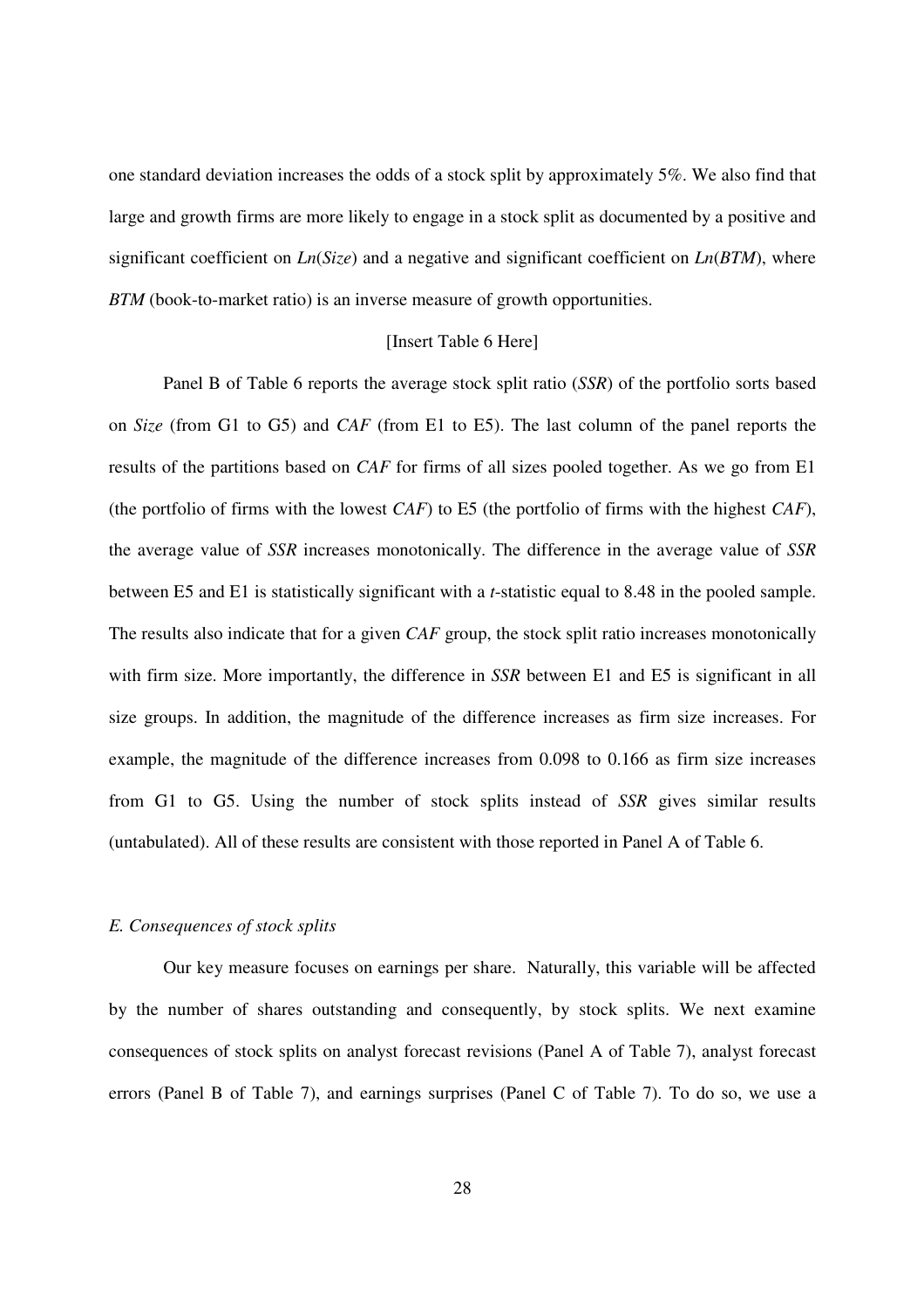one standard deviation increases the odds of a stock split by approximately 5%. We also find that large and growth firms are more likely to engage in a stock split as documented by a positive and significant coefficient on *Ln*(*Size*) and a negative and significant coefficient on *Ln*(*BTM*), where *BTM* (book-to-market ratio) is an inverse measure of growth opportunities.

[Insert Table 6 Here]

Panel B of Table 6 reports the average stock split ratio (*SSR*) of the portfolio sorts based on *Size* (from G1 to G5) and *CAF* (from E1 to E5). The last column of the panel reports the results of the partitions based on *CAF* for firms of all sizes pooled together. As we go from E1 (the portfolio of firms with the lowest *CAF*) to E5 (the portfolio of firms with the highest *CAF*), the average value of *SSR* increases monotonically. The difference in the average value of *SSR* between E5 and E1 is statistically significant with a *t*-statistic equal to 8.48 in the pooled sample. The results also indicate that for a given *CAF* group, the stock split ratio increases monotonically with firm size. More importantly, the difference in *SSR* between E1 and E5 is significant in all size groups. In addition, the magnitude of the difference increases as firm size increases. For example, the magnitude of the difference increases from 0.098 to 0.166 as firm size increases from G1 to G5. Using the number of stock splits instead of *SSR* gives similar results (untabulated). All of these results are consistent with those reported in Panel A of Table 6.

### *E. Consequences of stock splits*

Our key measure focuses on earnings per share. Naturally, this variable will be affected by the number of shares outstanding and consequently, by stock splits. We next examine consequences of stock splits on analyst forecast revisions (Panel A of Table 7), analyst forecast errors (Panel B of Table 7), and earnings surprises (Panel C of Table 7). To do so, we use a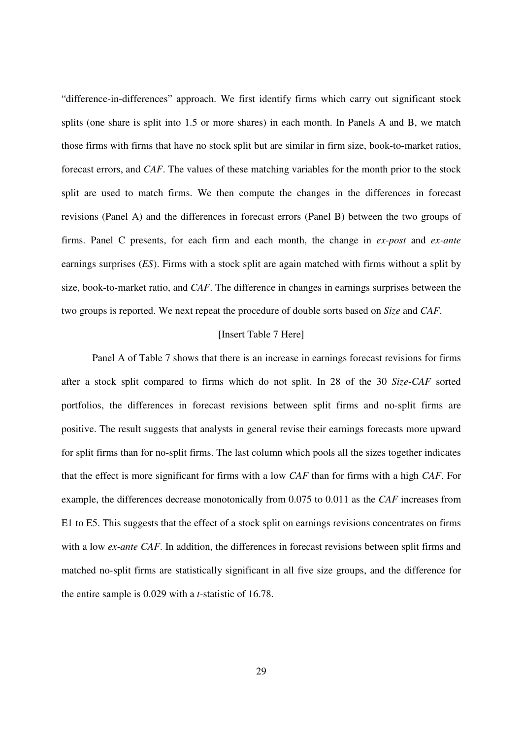"difference-in-differences" approach. We first identify firms which carry out significant stock splits (one share is split into 1.5 or more shares) in each month. In Panels A and B, we match those firms with firms that have no stock split but are similar in firm size, book-to-market ratios, forecast errors, and *CAF*. The values of these matching variables for the month prior to the stock split are used to match firms. We then compute the changes in the differences in forecast revisions (Panel A) and the differences in forecast errors (Panel B) between the two groups of firms. Panel C presents, for each firm and each month, the change in *ex-post* and *ex-ante* earnings surprises (*ES*). Firms with a stock split are again matched with firms without a split by size, book-to-market ratio, and *CAF*. The difference in changes in earnings surprises between the two groups is reported. We next repeat the procedure of double sorts based on *Size* and *CAF*.

[Insert Table 7 Here]

Panel A of Table 7 shows that there is an increase in earnings forecast revisions for firms after a stock split compared to firms which do not split. In 28 of the 30 *Size*-*CAF* sorted portfolios, the differences in forecast revisions between split firms and no-split firms are positive. The result suggests that analysts in general revise their earnings forecasts more upward for split firms than for no-split firms. The last column which pools all the sizes together indicates that the effect is more significant for firms with a low *CAF* than for firms with a high *CAF*. For example, the differences decrease monotonically from 0.075 to 0.011 as the *CAF* increases from E1 to E5. This suggests that the effect of a stock split on earnings revisions concentrates on firms with a low *ex-ante CAF*. In addition, the differences in forecast revisions between split firms and matched no-split firms are statistically significant in all five size groups, and the difference for the entire sample is 0.029 with a *t*-statistic of 16.78.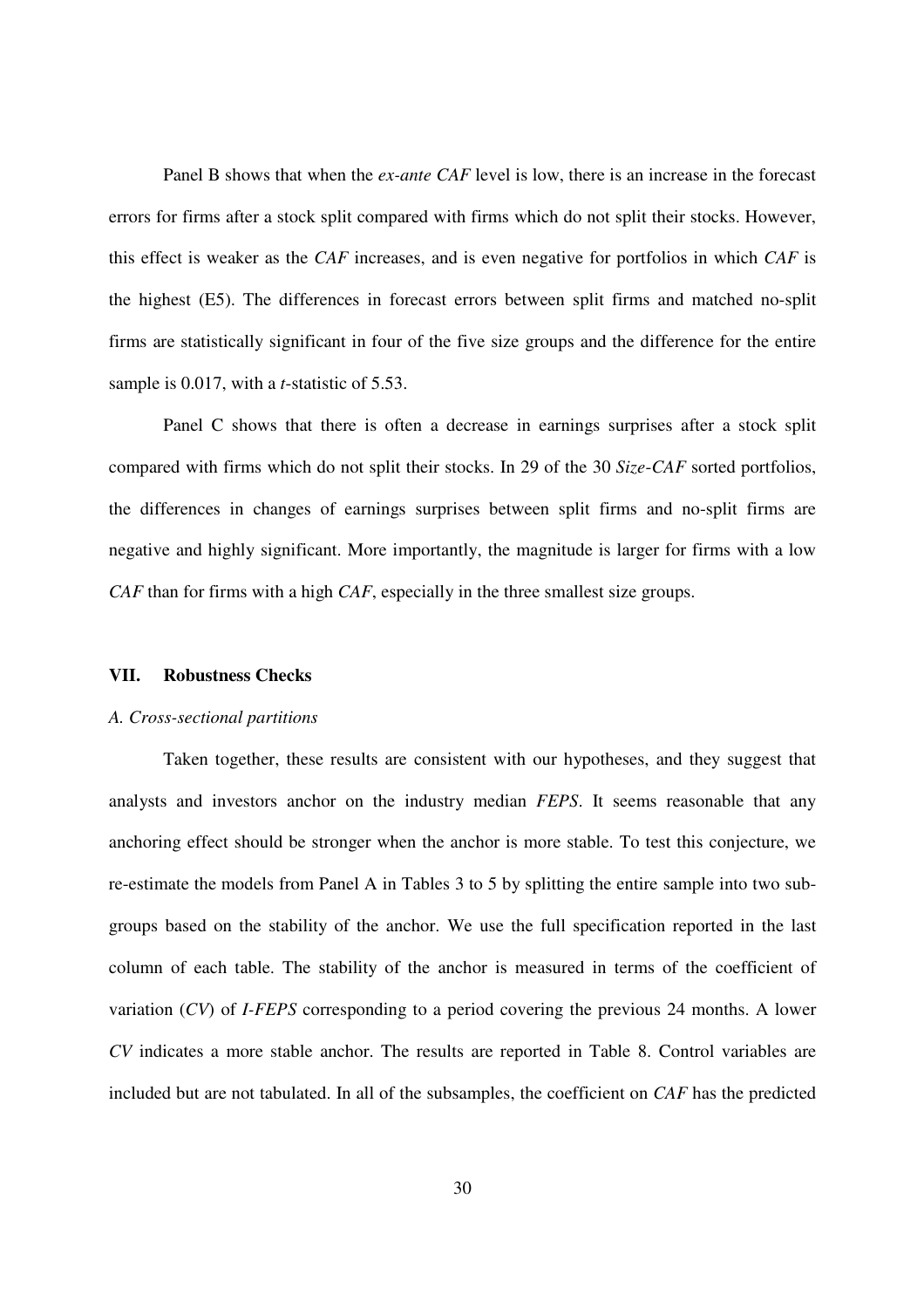Panel B shows that when the *ex-ante CAF* level is low, there is an increase in the forecast errors for firms after a stock split compared with firms which do not split their stocks. However, this effect is weaker as the *CAF* increases, and is even negative for portfolios in which *CAF* is the highest (E5). The differences in forecast errors between split firms and matched no-split firms are statistically significant in four of the five size groups and the difference for the entire sample is 0.017, with a *t*-statistic of 5.53.

Panel C shows that there is often a decrease in earnings surprises after a stock split compared with firms which do not split their stocks. In 29 of the 30 *Size-CAF* sorted portfolios, the differences in changes of earnings surprises between split firms and no-split firms are negative and highly significant. More importantly, the magnitude is larger for firms with a low *CAF* than for firms with a high *CAF*, especially in the three smallest size groups.

## VII. Robustness Checks

### *A. Cross-sectional partitions*

Taken together, these results are consistent with our hypotheses, and they suggest that analysts and investors anchor on the industry median *FEPS*. It seems reasonable that any anchoring effect should be stronger when the anchor is more stable. To test this conjecture, we re-estimate the models from Panel A in Tables 3 to 5 by splitting the entire sample into two subgroups based on the stability of the anchor. We use the full specification reported in the last column of each table. The stability of the anchor is measured in terms of the coefficient of variation (*CV*) of *I-FEPS* corresponding to a period covering the previous 24 months. A lower *CV* indicates a more stable anchor. The results are reported in Table 8. Control variables are included but are not tabulated. In all of the subsamples, the coefficient on *CAF* has the predicted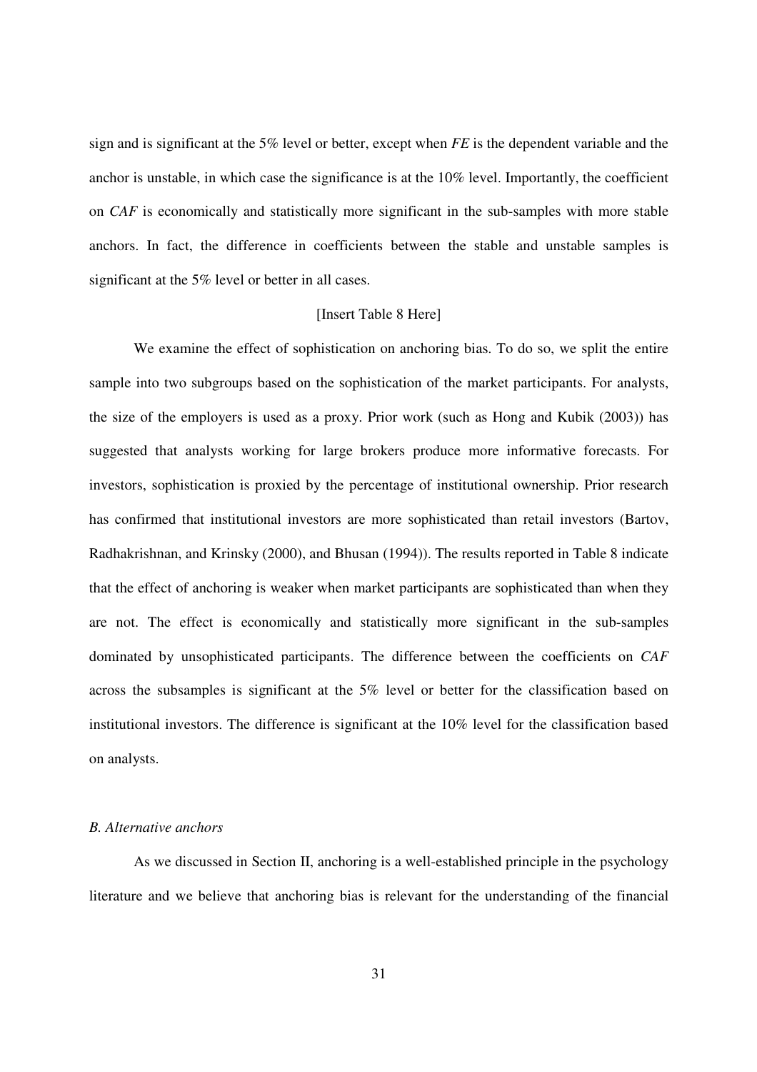sign and is significant at the 5% level or better, except when *FE* is the dependent variable and the anchor is unstable, in which case the significance is at the 10% level. Importantly, the coefficient on *CAF* is economically and statistically more significant in the sub-samples with more stable anchors. In fact, the difference in coefficients between the stable and unstable samples is significant at the 5% level or better in all cases.

[Insert Table 8 Here]

We examine the effect of sophistication on anchoring bias. To do so, we split the entire sample into two subgroups based on the sophistication of the market participants. For analysts, the size of the employers is used as a proxy. Prior work (such as Hong and Kubik (2003)) has suggested that analysts working for large brokers produce more informative forecasts. For investors, sophistication is proxied by the percentage of institutional ownership. Prior research has confirmed that institutional investors are more sophisticated than retail investors (Bartov, Radhakrishnan, and Krinsky (2000), and Bhusan (1994)). The results reported in Table 8 indicate that the effect of anchoring is weaker when market participants are sophisticated than when they are not. The effect is economically and statistically more significant in the sub-samples dominated by unsophisticated participants. The difference between the coefficients on *CAF* across the subsamples is significant at the 5% level or better for the classification based on institutional investors. The difference is significant at the 10% level for the classification based on analysts.

### *B. Alternative anchors*

As we discussed in Section II, anchoring is a well-established principle in the psychology literature and we believe that anchoring bias is relevant for the understanding of the financial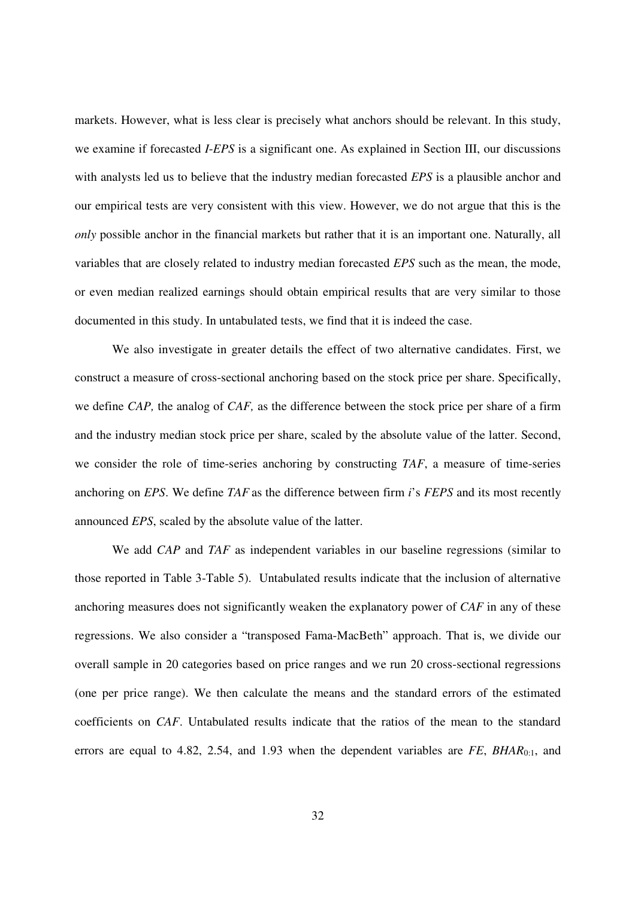markets. However, what is less clear is precisely what anchors should be relevant. In this study, we examine if forecasted *I-EPS* is a significant one. As explained in Section III, our discussions with analysts led us to believe that the industry median forecasted *EPS* is a plausible anchor and our empirical tests are very consistent with this view. However, we do not argue that this is the *only* possible anchor in the financial markets but rather that it is an important one. Naturally, all variables that are closely related to industry median forecasted *EPS* such as the mean, the mode, or even median realized earnings should obtain empirical results that are very similar to those documented in this study. In untabulated tests, we find that it is indeed the case.

We also investigate in greater details the effect of two alternative candidates. First, we construct a measure of cross-sectional anchoring based on the stock price per share. Specifically, we define *CAP,* the analog of *CAF,* as the difference between the stock price per share of a firm and the industry median stock price per share, scaled by the absolute value of the latter. Second, we consider the role of time-series anchoring by constructing *TAF*, a measure of time-series anchoring on *EPS*. We define *TAF* as the difference between firm *i*'s *FEPS* and its most recently announced *EPS*, scaled by the absolute value of the latter.

We add *CAP* and *TAF* as independent variables in our baseline regressions (similar to those reported in Table 3-Table 5). Untabulated results indicate that the inclusion of alternative anchoring measures does not significantly weaken the explanatory power of *CAF* in any of these regressions. We also consider a "transposed Fama-MacBeth" approach. That is, we divide our overall sample in 20 categories based on price ranges and we run 20 cross-sectional regressions (one per price range). We then calculate the means and the standard errors of the estimated coefficients on *CAF*. Untabulated results indicate that the ratios of the mean to the standard errors are equal to 4.82, 2.54, and 1.93 when the dependent variables are *FE*, $BHAR_{0:1}$, and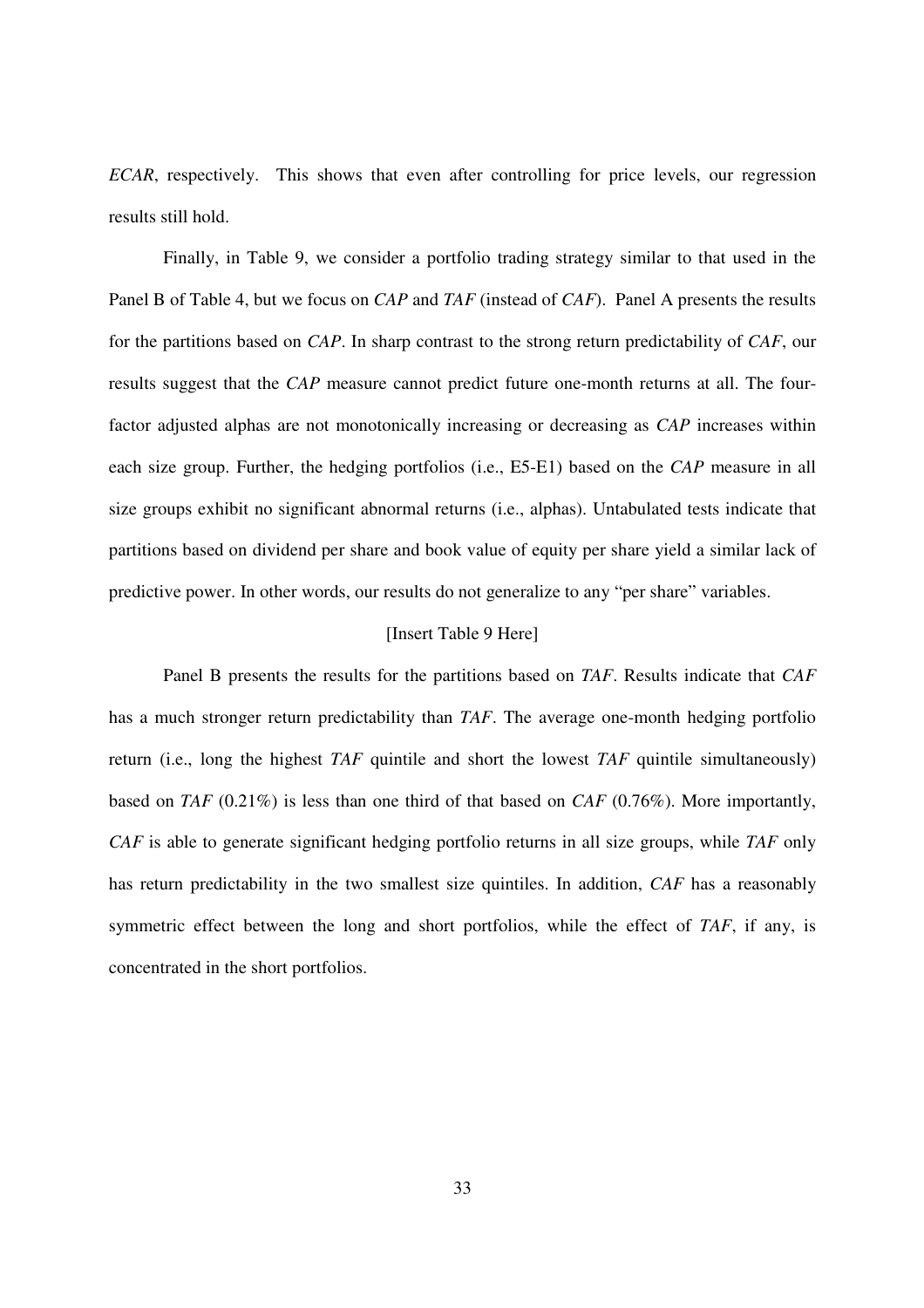*ECAR*, respectively. This shows that even after controlling for price levels, our regression results still hold.

Finally, in Table 9, we consider a portfolio trading strategy similar to that used in the Panel B of Table 4, but we focus on *CAP* and *TAF* (instead of *CAF*). Panel A presents the results for the partitions based on *CAP*. In sharp contrast to the strong return predictability of *CAF*, our results suggest that the *CAP* measure cannot predict future one-month returns at all. The four-factor adjusted alphas are not monotonically increasing or decreasing as *CAP* increases within each size group. Further, the hedging portfolios (i.e., E5-E1) based on the *CAP* measure in all size groups exhibit no significant abnormal returns (i.e., alphas). Untabulated tests indicate that partitions based on dividend per share and book value of equity per share yield a similar lack of predictive power. In other words, our results do not generalize to any "per share" variables.

[Insert Table 9 Here]

Panel B presents the results for the partitions based on *TAF*. Results indicate that *CAF* has a much stronger return predictability than *TAF*. The average one-month hedging portfolio return (i.e., long the highest *TAF* quintile and short the lowest *TAF* quintile simultaneously) based on *TAF* (0.21%) is less than one third of that based on *CAF* (0.76%). More importantly, *CAF* is able to generate significant hedging portfolio returns in all size groups, while *TAF* only has return predictability in the two smallest size quintiles. In addition, *CAF* has a reasonably symmetric effect between the long and short portfolios, while the effect of *TAF*, if any, is concentrated in the short portfolios.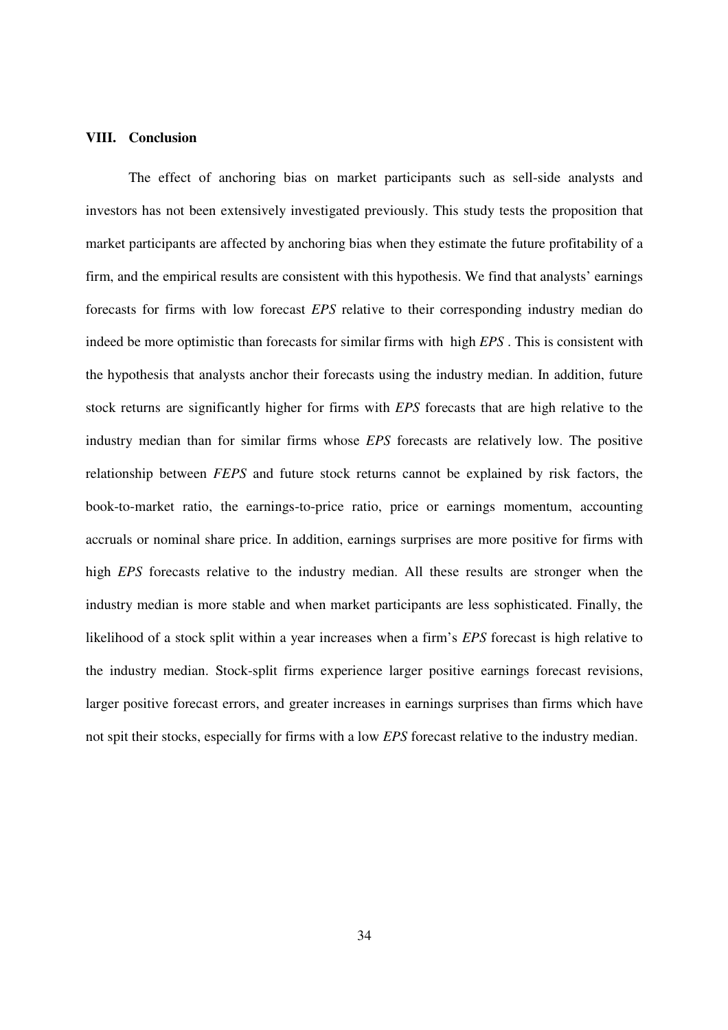## VIII. Conclusion

The effect of anchoring bias on market participants such as sell-side analysts and investors has not been extensively investigated previously. This study tests the proposition that market participants are affected by anchoring bias when they estimate the future profitability of a firm, and the empirical results are consistent with this hypothesis. We find that analysts' earnings forecasts for firms with low forecast *EPS* relative to their corresponding industry median do indeed be more optimistic than forecasts for similar firms with high *EPS* . This is consistent with the hypothesis that analysts anchor their forecasts using the industry median. In addition, future stock returns are significantly higher for firms with *EPS* forecasts that are high relative to the industry median than for similar firms whose *EPS* forecasts are relatively low. The positive relationship between *FEPS* and future stock returns cannot be explained by risk factors, the book-to-market ratio, the earnings-to-price ratio, price or earnings momentum, accounting accruals or nominal share price. In addition, earnings surprises are more positive for firms with high *EPS* forecasts relative to the industry median. All these results are stronger when the industry median is more stable and when market participants are less sophisticated. Finally, the likelihood of a stock split within a year increases when a firm's *EPS* forecast is high relative to the industry median. Stock-split firms experience larger positive earnings forecast revisions, larger positive forecast errors, and greater increases in earnings surprises than firms which have not spit their stocks, especially for firms with a low *EPS* forecast relative to the industry median.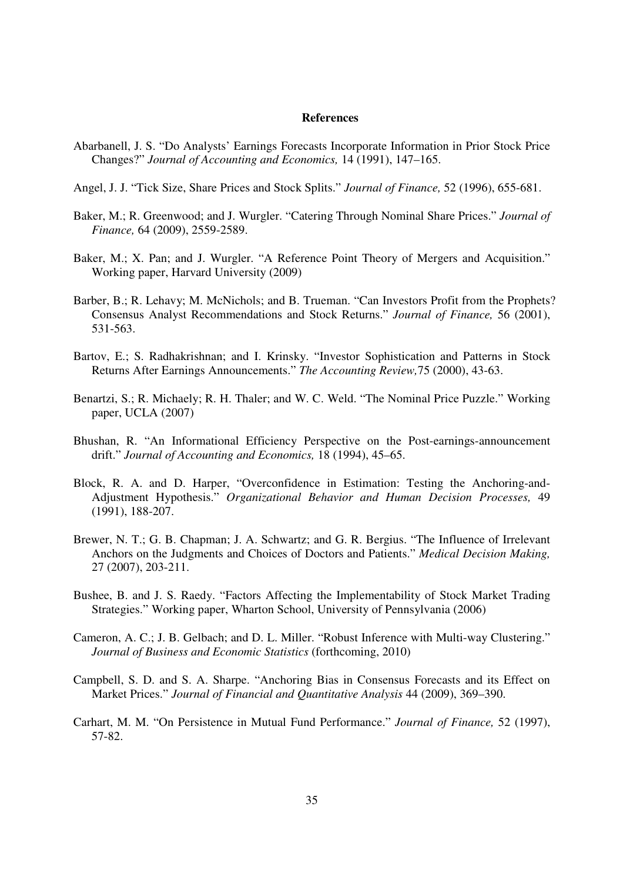## References

Abarbanell, J. S. "Do Analysts' Earnings Forecasts Incorporate Information in Prior Stock Price Changes?" *Journal of Accounting and Economics,* 14 (1991), 147–165.

Angel, J. J. "Tick Size, Share Prices and Stock Splits." *Journal of Finance,* 52 (1996), 655-681.

Baker, M.; R. Greenwood; and J. Wurgler. "Catering Through Nominal Share Prices." *Journal of Finance,* 64 (2009), 2559-2589.

Baker, M.; X. Pan; and J. Wurgler. "A Reference Point Theory of Mergers and Acquisition." Working paper, Harvard University (2009)

Barber, B.; R. Lehavy; M. McNichols; and B. Trueman. "Can Investors Profit from the Prophets? Consensus Analyst Recommendations and Stock Returns." *Journal of Finance,* 56 (2001), 531-563.

Bartov, E.; S. Radhakrishnan; and I. Krinsky. "Investor Sophistication and Patterns in Stock Returns After Earnings Announcements." *The Accounting Review,*75 (2000), 43-63.

Benartzi, S.; R. Michaely; R. H. Thaler; and W. C. Weld. "The Nominal Price Puzzle." Working paper, UCLA (2007)

Bhushan, R. "An Informational Efficiency Perspective on the Post-earnings-announcement drift." *Journal of Accounting and Economics,* 18 (1994), 45–65.

Block, R. A. and D. Harper, "Overconfidence in Estimation: Testing the Anchoring-and-Adjustment Hypothesis." *Organizational Behavior and Human Decision Processes,* 49 (1991), 188-207.

Brewer, N. T.; G. B. Chapman; J. A. Schwartz; and G. R. Bergius. "The Influence of Irrelevant Anchors on the Judgments and Choices of Doctors and Patients." *Medical Decision Making,* 27 (2007), 203-211.

Bushee, B. and J. S. Raedy. "Factors Affecting the Implementability of Stock Market Trading Strategies." Working paper, Wharton School, University of Pennsylvania (2006)

Cameron, A. C.; J. B. Gelbach; and D. L. Miller. "Robust Inference with Multi-way Clustering." *Journal of Business and Economic Statistics* (forthcoming, 2010)

Campbell, S. D. and S. A. Sharpe. "Anchoring Bias in Consensus Forecasts and its Effect on Market Prices." *Journal of Financial and Quantitative Analysis* 44 (2009), 369–390.

Carhart, M. M. "On Persistence in Mutual Fund Performance." *Journal of Finance,* 52 (1997), 57-82.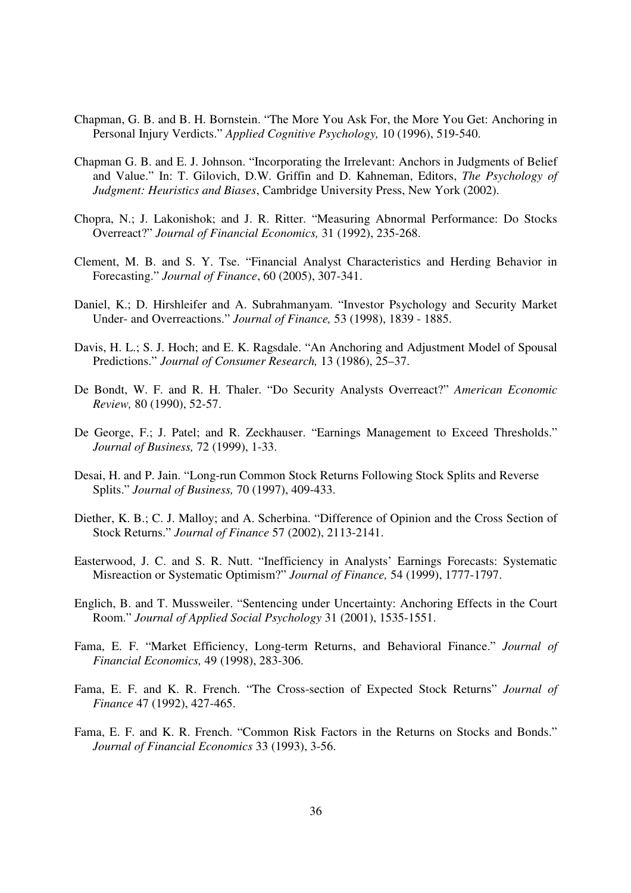Chapman, G. B. and B. H. Bornstein. "The More You Ask For, the More You Get: Anchoring in Personal Injury Verdicts." *Applied Cognitive Psychology,* 10 (1996), 519-540.

Chapman G. B. and E. J. Johnson. "Incorporating the Irrelevant: Anchors in Judgments of Belief and Value." In: T. Gilovich, D.W. Griffin and D. Kahneman, Editors, *The Psychology of Judgment: Heuristics and Biases*, Cambridge University Press, New York (2002).

Chopra, N.; J. Lakonishok; and J. R. Ritter. "Measuring Abnormal Performance: Do Stocks Overreact?" *Journal of Financial Economics,* 31 (1992), 235-268.

Clement, M. B. and S. Y. Tse. "Financial Analyst Characteristics and Herding Behavior in Forecasting." *Journal of Finance*, 60 (2005), 307-341.

Daniel, K.; D. Hirshleifer and A. Subrahmanyam. "Investor Psychology and Security Market Under- and Overreactions." *Journal of Finance,* 53 (1998), 1839 - 1885.

Davis, H. L.; S. J. Hoch; and E. K. Ragsdale. "An Anchoring and Adjustment Model of Spousal Predictions." *Journal of Consumer Research,* 13 (1986), 25–37.

De Bondt, W. F. and R. H. Thaler. "Do Security Analysts Overreact?" *American Economic Review,* 80 (1990), 52-57.

De George, F.; J. Patel; and R. Zeckhauser. "Earnings Management to Exceed Thresholds." *Journal of Business,* 72 (1999), 1-33.

Desai, H. and P. Jain. "Long-run Common Stock Returns Following Stock Splits and Reverse Splits." *Journal of Business,* 70 (1997), 409-433.

Diether, K. B.; C. J. Malloy; and A. Scherbina. "Difference of Opinion and the Cross Section of Stock Returns." *Journal of Finance* 57 (2002), 2113-2141.

Easterwood, J. C. and S. R. Nutt. "Inefficiency in Analysts' Earnings Forecasts: Systematic Misreaction or Systematic Optimism?" *Journal of Finance,* 54 (1999), 1777-1797.

Englich, B. and T. Mussweiler. "Sentencing under Uncertainty: Anchoring Effects in the Court Room." *Journal of Applied Social Psychology* 31 (2001), 1535-1551.

Fama, E. F. "Market Efficiency, Long-term Returns, and Behavioral Finance." *Journal of Financial Economics,* 49 (1998), 283-306.

Fama, E. F. and K. R. French. "The Cross-section of Expected Stock Returns" *Journal of Finance* 47 (1992), 427-465.

Fama, E. F. and K. R. French. "Common Risk Factors in the Returns on Stocks and Bonds." *Journal of Financial Economics* 33 (1993), 3-56.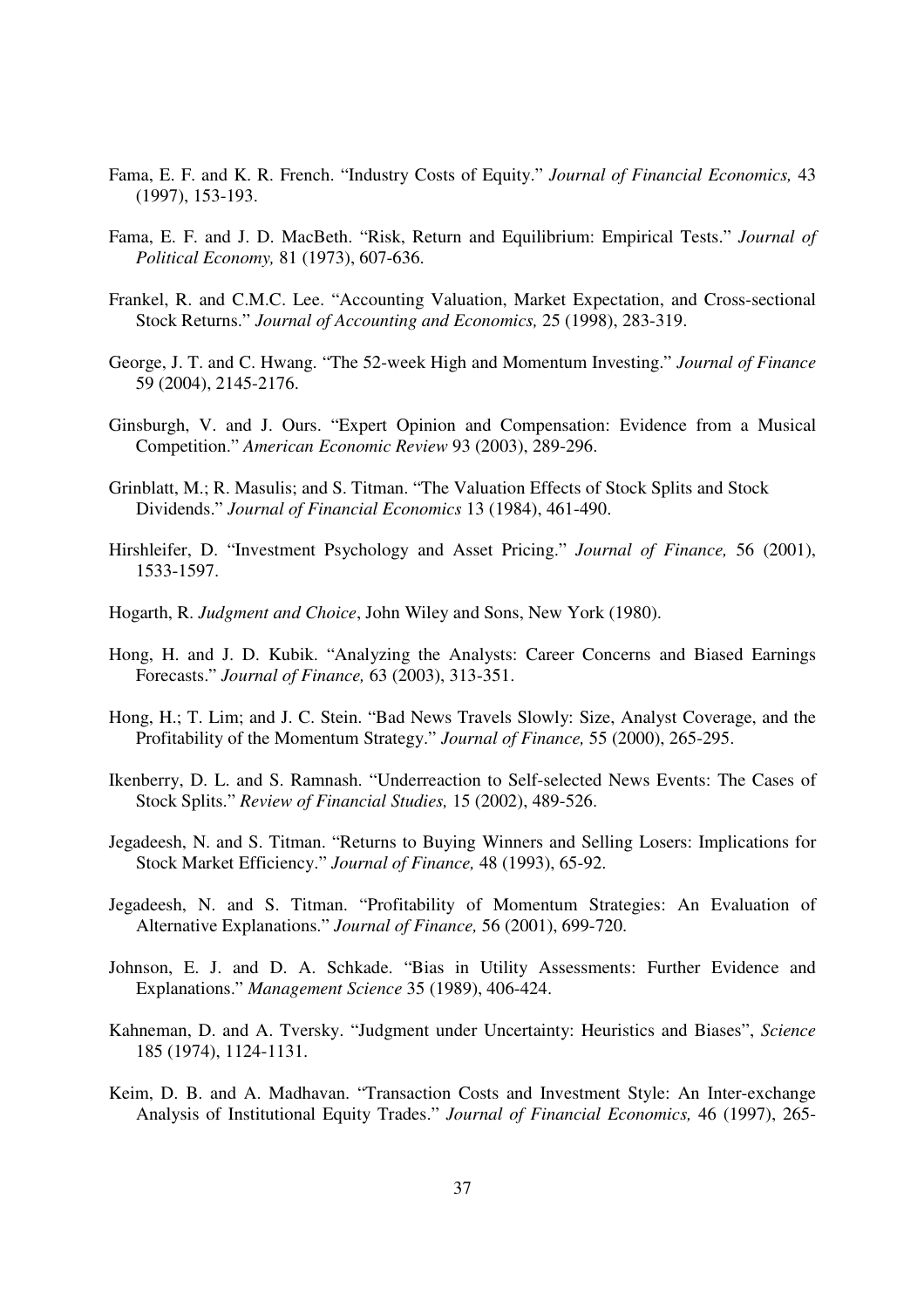Fama, E. F. and K. R. French. "Industry Costs of Equity." *Journal of Financial Economics,* 43 (1997), 153-193.

Fama, E. F. and J. D. MacBeth. "Risk, Return and Equilibrium: Empirical Tests." *Journal of Political Economy,* 81 (1973), 607-636.

Frankel, R. and C.M.C. Lee. "Accounting Valuation, Market Expectation, and Cross-sectional Stock Returns." *Journal of Accounting and Economics,* 25 (1998), 283-319.

George, J. T. and C. Hwang. "The 52-week High and Momentum Investing." *Journal of Finance* 59 (2004), 2145-2176.

Ginsburgh, V. and J. Ours. "Expert Opinion and Compensation: Evidence from a Musical Competition." *American Economic Review* 93 (2003), 289-296.

Grinblatt, M.; R. Masulis; and S. Titman. "The Valuation Effects of Stock Splits and Stock Dividends." *Journal of Financial Economics* 13 (1984), 461-490.

Hirshleifer, D. "Investment Psychology and Asset Pricing." *Journal of Finance,* 56 (2001), 1533-1597.

Hogarth, R. *Judgment and Choice*, John Wiley and Sons, New York (1980).

Hong, H. and J. D. Kubik. "Analyzing the Analysts: Career Concerns and Biased Earnings Forecasts." *Journal of Finance,* 63 (2003), 313-351.

Hong, H.; T. Lim; and J. C. Stein. "Bad News Travels Slowly: Size, Analyst Coverage, and the Profitability of the Momentum Strategy." *Journal of Finance,* 55 (2000), 265-295.

Ikenberry, D. L. and S. Ramnash. "Underreaction to Self-selected News Events: The Cases of Stock Splits." *Review of Financial Studies,* 15 (2002), 489-526.

Jegadeesh, N. and S. Titman. "Returns to Buying Winners and Selling Losers: Implications for Stock Market Efficiency." *Journal of Finance,* 48 (1993), 65-92.

Jegadeesh, N. and S. Titman. "Profitability of Momentum Strategies: An Evaluation of Alternative Explanations." *Journal of Finance,* 56 (2001), 699-720.

Johnson, E. J. and D. A. Schkade. "Bias in Utility Assessments: Further Evidence and Explanations." *Management Science* 35 (1989), 406-424.

Kahneman, D. and A. Tversky. "Judgment under Uncertainty: Heuristics and Biases", *Science* 185 (1974), 1124-1131.

Keim, D. B. and A. Madhavan. "Transaction Costs and Investment Style: An Inter-exchange Analysis of Institutional Equity Trades." *Journal of Financial Economics,* 46 (1997), 265-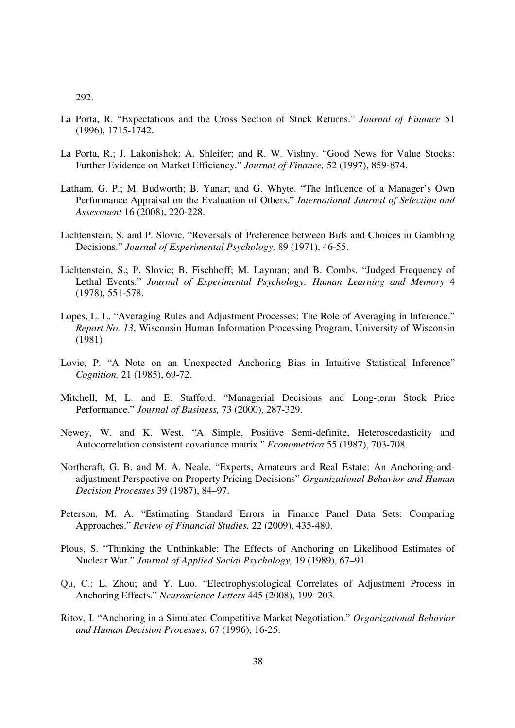292.

La Porta, R. "Expectations and the Cross Section of Stock Returns." *Journal of Finance* 51 (1996), 1715-1742.

La Porta, R.; J. Lakonishok; A. Shleifer; and R. W. Vishny. "Good News for Value Stocks: Further Evidence on Market Efficiency." *Journal of Finance,* 52 (1997), 859-874.

Latham, G. P.; M. Budworth; B. Yanar; and G. Whyte. "The Influence of a Manager's Own Performance Appraisal on the Evaluation of Others." *International Journal of Selection and Assessment* 16 (2008), 220-228.

Lichtenstein, S. and P. Slovic. "Reversals of Preference between Bids and Choices in Gambling Decisions." *Journal of Experimental Psychology,* 89 (1971), 46-55.

Lichtenstein, S.; P. Slovic; B. Fischhoff; M. Layman; and B. Combs. "Judged Frequency of Lethal Events." *Journal of Experimental Psychology: Human Learning and Memory* 4 (1978), 551-578.

Lopes, L. L. "Averaging Rules and Adjustment Processes: The Role of Averaging in Inference." *Report No. 13*, Wisconsin Human Information Processing Program, University of Wisconsin (1981)

Lovie, P. "A Note on an Unexpected Anchoring Bias in Intuitive Statistical Inference" *Cognition,* 21 (1985), 69-72.

Mitchell, M, L. and E. Stafford. "Managerial Decisions and Long-term Stock Price Performance." *Journal of Business,* 73 (2000), 287-329.

Newey, W. and K. West. "A Simple, Positive Semi-definite, Heteroscedasticity and Autocorrelation consistent covariance matrix." *Econometrica* 55 (1987), 703-708.

Northcraft, G. B. and M. A. Neale. "Experts, Amateurs and Real Estate: An Anchoring-and-adjustment Perspective on Property Pricing Decisions" *Organizational Behavior and Human Decision Processes* 39 (1987), 84–97.

Peterson, M. A. "Estimating Standard Errors in Finance Panel Data Sets: Comparing Approaches." *Review of Financial Studies,* 22 (2009), 435-480.

Plous, S. "Thinking the Unthinkable: The Effects of Anchoring on Likelihood Estimates of Nuclear War." *Journal of Applied Social Psychology,* 19 (1989), 67–91.

Qu, C.; L. Zhou; and Y. Luo. "Electrophysiological Correlates of Adjustment Process in Anchoring Effects." *Neuroscience Letters* 445 (2008), 199–203.

Ritov, I. "Anchoring in a Simulated Competitive Market Negotiation." *Organizational Behavior and Human Decision Processes,* 67 (1996), 16-25.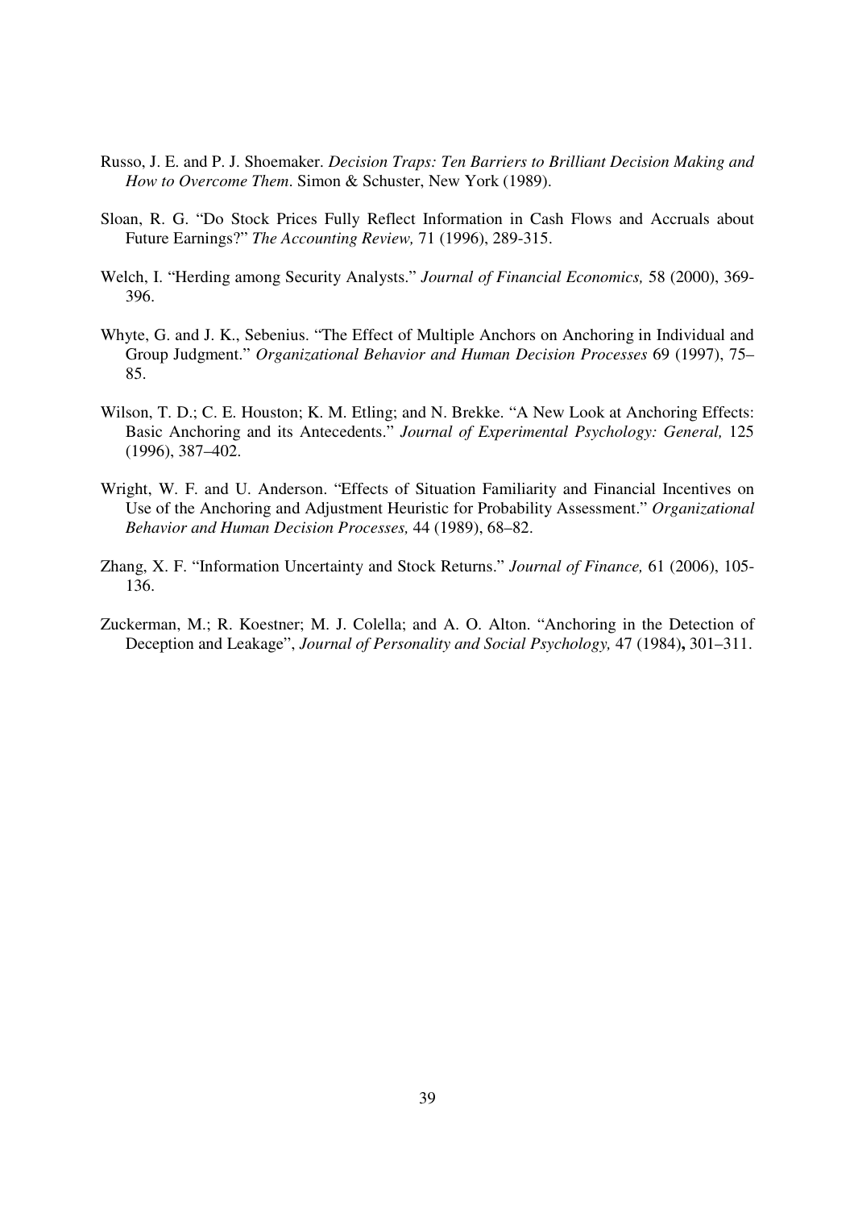Russo, J. E. and P. J. Shoemaker. *Decision Traps: Ten Barriers to Brilliant Decision Making and How to Overcome Them*. Simon & Schuster, New York (1989).

Sloan, R. G. "Do Stock Prices Fully Reflect Information in Cash Flows and Accruals about Future Earnings?" *The Accounting Review,* 71 (1996), 289-315.

Welch, I. "Herding among Security Analysts." *Journal of Financial Economics,* 58 (2000), 369-396.

Whyte, G. and J. K., Sebenius. "The Effect of Multiple Anchors on Anchoring in Individual and Group Judgment." *Organizational Behavior and Human Decision Processes* 69 (1997), 75–85.

Wilson, T. D.; C. E. Houston; K. M. Etling; and N. Brekke. "A New Look at Anchoring Effects: Basic Anchoring and its Antecedents." *Journal of Experimental Psychology: General,* 125 (1996), 387–402.

Wright, W. F. and U. Anderson. "Effects of Situation Familiarity and Financial Incentives on Use of the Anchoring and Adjustment Heuristic for Probability Assessment." *Organizational Behavior and Human Decision Processes,* 44 (1989), 68–82.

Zhang, X. F. "Information Uncertainty and Stock Returns." *Journal of Finance,* 61 (2006), 105-136.

Zuckerman, M.; R. Koestner; M. J. Colella; and A. O. Alton. "Anchoring in the Detection of Deception and Leakage", *Journal of Personality and Social Psychology,* 47 (1984)**,** 301–311.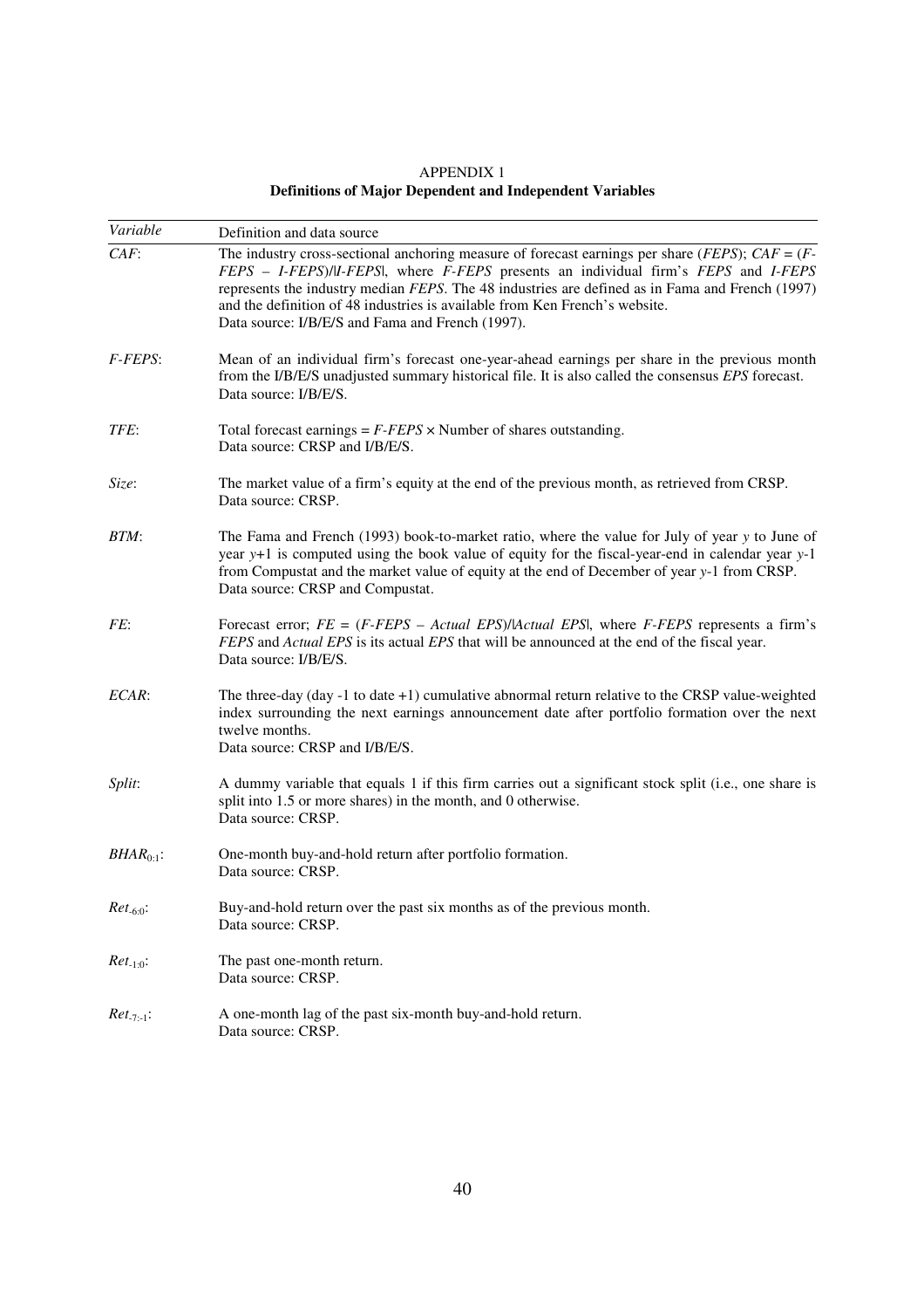APPENDIX 1

**Definitions of Major Dependent and Independent Variables**

| *Variable* | Definition and data source |
|---|---|
| *CAF*: | The industry cross-sectional anchoring measure of forecast earnings per share (*FEPS*); *CAF* = (*F-FEPS* – *I-FEPS*)/\|*I-FEPS*\|, where *F-FEPS* presents an individual firm's *FEPS* and *I-FEPS* represents the industry median *FEPS*. The 48 industries are defined as in Fama and French (1997) and the definition of 48 industries is available from Ken French's website. Data source: I/B/E/S and Fama and French (1997). |
| *F-FEPS*: | Mean of an individual firm's forecast one-year-ahead earnings per share in the previous month from the I/B/E/S unadjusted summary historical file. It is also called the consensus *EPS* forecast. Data source: I/B/E/S. |
| *TFE*: | Total forecast earnings = *F-FEPS* × Number of shares outstanding. Data source: CRSP and I/B/E/S. |
| *Size*: | The market value of a firm's equity at the end of the previous month, as retrieved from CRSP. Data source: CRSP. |
| *BTM*: | The Fama and French (1993) book-to-market ratio, where the value for July of year $y$ to June of year $y$+1 is computed using the book value of equity for the fiscal-year-end in calendar year $y$-1 from Compustat and the market value of equity at the end of December of year $y$-1 from CRSP. Data source: CRSP and Compustat. |
| *FE*: | Forecast error; *FE* = (*F-FEPS* – *Actual EPS*)/\|*Actual EPS*\|, where *F-FEPS* represents a firm's *FEPS* and *Actual EPS* is its actual *EPS* that will be announced at the end of the fiscal year. Data source: I/B/E/S. |
| *ECAR*: | The three-day (day -1 to date +1) cumulative abnormal return relative to the CRSP value-weighted index surrounding the next earnings announcement date after portfolio formation over the next twelve months. Data source: CRSP and I/B/E/S. |
| *Split*: | A dummy variable that equals 1 if this firm carries out a significant stock split (i.e., one share is split into 1.5 or more shares) in the month, and 0 otherwise. Data source: CRSP. |
| $BHAR_{0:1}$: | One-month buy-and-hold return after portfolio formation. Data source: CRSP. |
| $Ret_{-6:0}$: | Buy-and-hold return over the past six months as of the previous month. Data source: CRSP. |
| $Ret_{-1:0}$: | The past one-month return. Data source: CRSP. |
| $Ret_{-7:-1}$: | A one-month lag of the past six-month buy-and-hold return. Data source: CRSP. |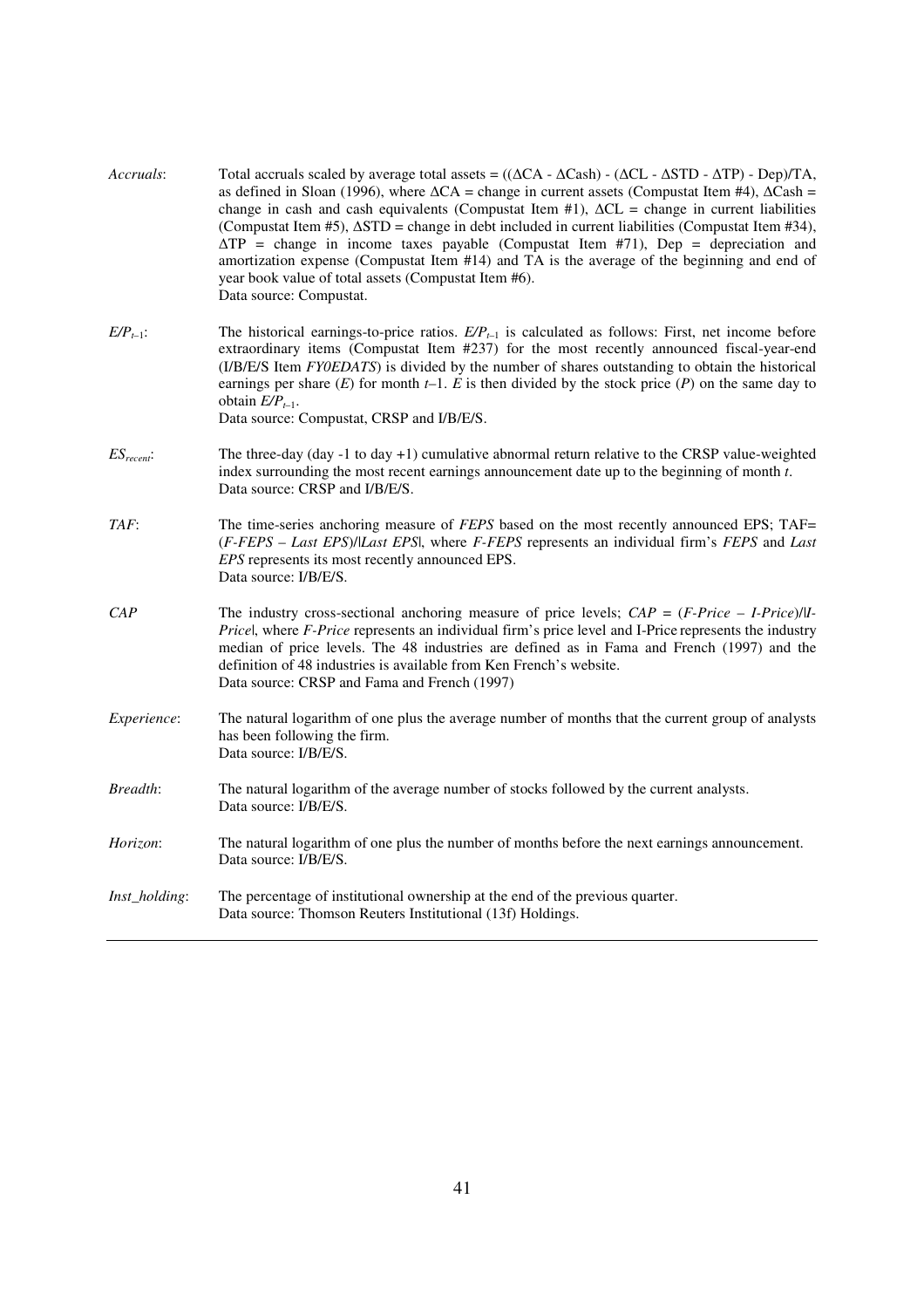| | |
|---|---|
| *Accruals*: | Total accruals scaled by average total assets = $((\Delta CA - \Delta Cash) - (\Delta CL - \Delta STD - \Delta TP) - Dep)/TA$, as defined in Sloan (1996), where $\Delta CA$ = change in current assets (Compustat Item #4), $\Delta Cash$ = change in cash and cash equivalents (Compustat Item #1), $\Delta CL$ = change in current liabilities (Compustat Item #5), $\Delta STD$ = change in debt included in current liabilities (Compustat Item #34), $\Delta TP$ = change in income taxes payable (Compustat Item #71), Dep = depreciation and amortization expense (Compustat Item #14) and TA is the average of the beginning and end of year book value of total assets (Compustat Item #6). Data source: Compustat. |
| $E/P_{t-1}$: | The historical earnings-to-price ratios. $E/P_{t-1}$ is calculated as follows: First, net income before extraordinary items (Compustat Item #237) for the most recently announced fiscal-year-end (I/B/E/S Item *FY0EDATS*) is divided by the number of shares outstanding to obtain the historical earnings per share (*E*) for month $t$–1. *E* is then divided by the stock price (*P*) on the same day to obtain $E/P_{t-1}$. Data source: Compustat, CRSP and I/B/E/S. |
| $ES_{recent}$: | The three-day (day -1 to day +1) cumulative abnormal return relative to the CRSP value-weighted index surrounding the most recent earnings announcement date up to the beginning of month *t*. Data source: CRSP and I/B/E/S. |
| *TAF*: | The time-series anchoring measure of *FEPS* based on the most recently announced EPS; TAF= (*F-FEPS* – *Last EPS*)/\|*Last EPS*\|, where *F-FEPS* represents an individual firm's *FEPS* and *Last EPS* represents its most recently announced EPS. Data source: I/B/E/S. |
| *CAP* | The industry cross-sectional anchoring measure of price levels; *CAP* = (*F-Price* – *I-Price*)/\|*I-Price*\|, where *F-Price* represents an individual firm's price level and I-Price represents the industry median of price levels. The 48 industries are defined as in Fama and French (1997) and the definition of 48 industries is available from Ken French's website. Data source: CRSP and Fama and French (1997) |
| *Experience*: | The natural logarithm of one plus the average number of months that the current group of analysts has been following the firm. Data source: I/B/E/S. |
| *Breadth*: | The natural logarithm of the average number of stocks followed by the current analysts. Data source: I/B/E/S. |
| *Horizon*: | The natural logarithm of one plus the number of months before the next earnings announcement. Data source: I/B/E/S. |
| *Inst_holding*: | The percentage of institutional ownership at the end of the previous quarter. Data source: Thomson Reuters Institutional (13f) Holdings. |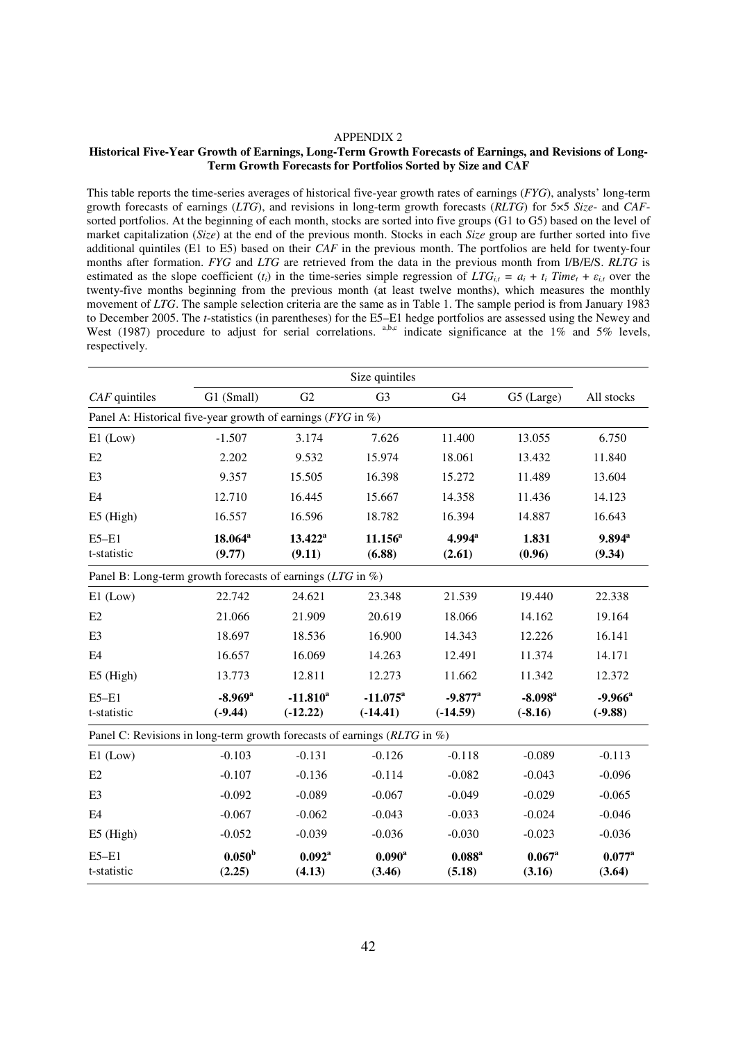APPENDIX 2

**Historical Five-Year Growth of Earnings, Long-Term Growth Forecasts of Earnings, and Revisions of Long-Term Growth Forecasts for Portfolios Sorted by Size and CAF**

This table reports the time-series averages of historical five-year growth rates of earnings (*FYG*), analysts' long-term growth forecasts of earnings (*LTG*), and revisions in long-term growth forecasts (*RLTG*) for 5×5 *Size*- and *CAF*-sorted portfolios. At the beginning of each month, stocks are sorted into five groups (G1 to G5) based on the level of market capitalization (*Size*) at the end of the previous month. Stocks in each *Size* group are further sorted into five additional quintiles (E1 to E5) based on their *CAF* in the previous month. The portfolios are held for twenty-four months after formation. *FYG* and *LTG* are retrieved from the data in the previous month from I/B/E/S. *RLTG* is estimated as the slope coefficient ($t_i$) in the time-series simple regression of $LTG_{i,t} = a_i + t_i\ Time_t + \varepsilon_{i,t}$ over the twenty-five months beginning from the previous month (at least twelve months), which measures the monthly movement of *LTG*. The sample selection criteria are the same as in Table 1. The sample period is from January 1983 to December 2005. The *t*-statistics (in parentheses) for the E5–E1 hedge portfolios are assessed using the Newey and West (1987) procedure to adjust for serial correlations. [a,b,c] indicate significance at the 1% and 5% levels, respectively.

| | Size quintiles | | | | | |
|---|---|---|---|---|---|---|
| *CAF* quintiles | G1 (Small) | G2 | G3 | G4 | G5 (Large) | All stocks |
| Panel A: Historical five-year growth of earnings (*FYG* in %) | | | | | | |
| E1 (Low) | -1.507 | 3.174 | 7.626 | 11.400 | 13.055 | 6.750 |
| E2 | 2.202 | 9.532 | 15.974 | 18.061 | 13.432 | 11.840 |
| E3 | 9.357 | 15.505 | 16.398 | 15.272 | 11.489 | 13.604 |
| E4 | 12.710 | 16.445 | 15.667 | 14.358 | 11.436 | 14.123 |
| E5 (High) | 16.557 | 16.596 | 18.782 | 16.394 | 14.887 | 16.643 |
| E5–E1 | **18.064[a]** | **13.422[a]** | **11.156[a]** | **4.994[a]** | **1.831** | **9.894[a]** |
| t-statistic | **(9.77)** | **(9.11)** | **(6.88)** | **(2.61)** | **(0.96)** | **(9.34)** |
| Panel B: Long-term growth forecasts of earnings (*LTG* in %) | | | | | | |
| E1 (Low) | 22.742 | 24.621 | 23.348 | 21.539 | 19.440 | 22.338 |
| E2 | 21.066 | 21.909 | 20.619 | 18.066 | 14.162 | 19.164 |
| E3 | 18.697 | 18.536 | 16.900 | 14.343 | 12.226 | 16.141 |
| E4 | 16.657 | 16.069 | 14.263 | 12.491 | 11.374 | 14.171 |
| E5 (High) | 13.773 | 12.811 | 12.273 | 11.662 | 11.342 | 12.372 |
| E5–E1 | **-8.969[a]** | **-11.810[a]** | **-11.075[a]** | **-9.877[a]** | **-8.098[a]** | **-9.966[a]** |
| t-statistic | **(-9.44)** | **(-12.22)** | **(-14.41)** | **(-14.59)** | **(-8.16)** | **(-9.88)** |
| Panel C: Revisions in long-term growth forecasts of earnings (*RLTG* in %) | | | | | | |
| E1 (Low) | -0.103 | -0.131 | -0.126 | -0.118 | -0.089 | -0.113 |
| E2 | -0.107 | -0.136 | -0.114 | -0.082 | -0.043 | -0.096 |
| E3 | -0.092 | -0.089 | -0.067 | -0.049 | -0.029 | -0.065 |
| E4 | -0.067 | -0.062 | -0.043 | -0.033 | -0.024 | -0.046 |
| E5 (High) | -0.052 | -0.039 | -0.036 | -0.030 | -0.023 | -0.036 |
| E5–E1 | **0.050[b]** | **0.092[a]** | **0.090[a]** | **0.088[a]** | **0.067[a]** | **0.077[a]** |
| t-statistic | **(2.25)** | **(4.13)** | **(3.46)** | **(5.18)** | **(3.16)** | **(3.64)** |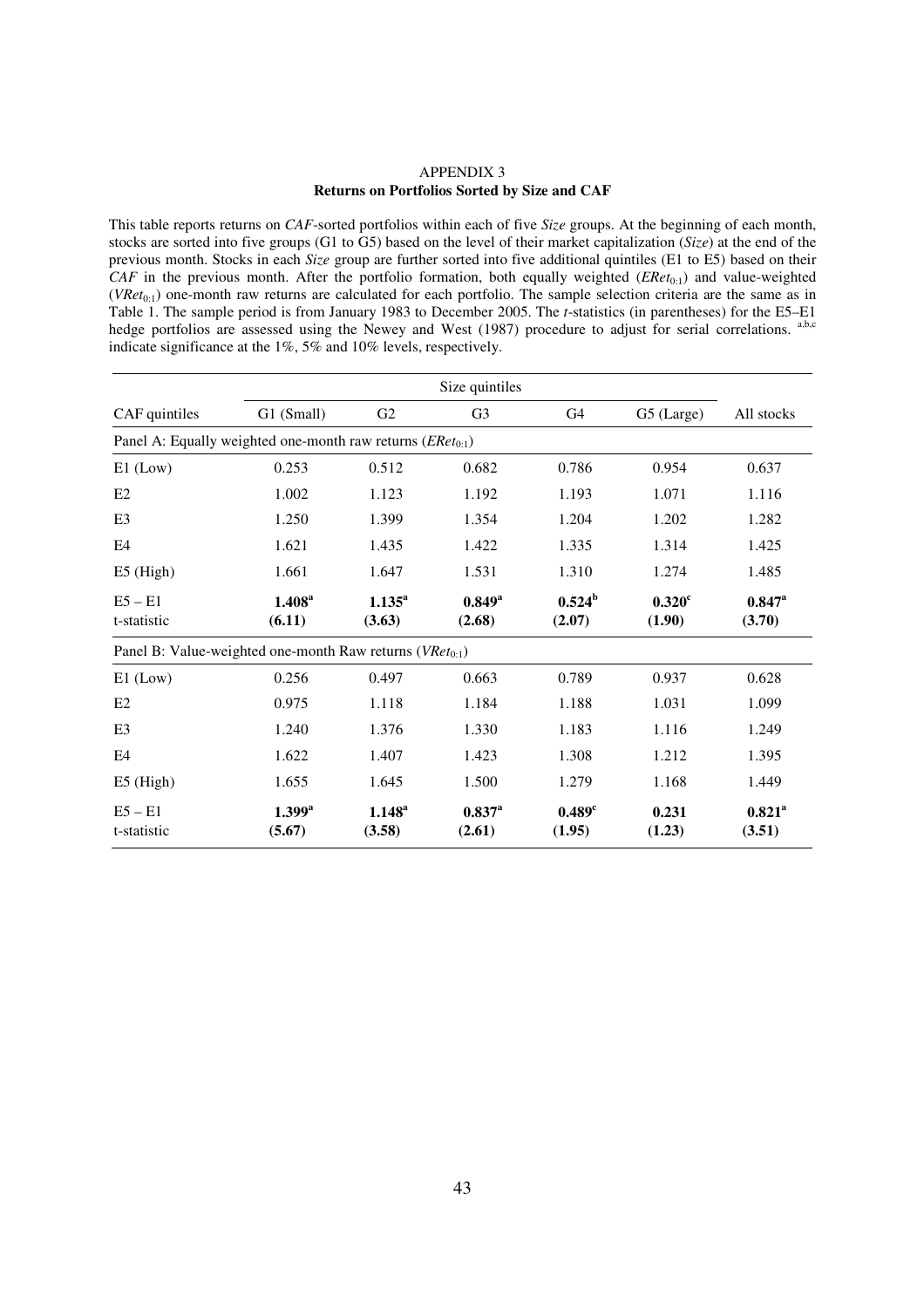# APPENDIX 3

## Returns on Portfolios Sorted by Size and CAF

This table reports returns on *CAF*-sorted portfolios within each of five *Size* groups. At the beginning of each month, stocks are sorted into five groups (G1 to G5) based on the level of their market capitalization (*Size*) at the end of the previous month. Stocks in each *Size* group are further sorted into five additional quintiles (E1 to E5) based on their *CAF* in the previous month. After the portfolio formation, both equally weighted ($ERet_{0:1}$) and value-weighted ($VRet_{0:1}$) one-month raw returns are calculated for each portfolio. The sample selection criteria are the same as in Table 1. The sample period is from January 1983 to December 2005. The *t*-statistics (in parentheses) for the E5–E1 hedge portfolios are assessed using the Newey and West (1987) procedure to adjust for serial correlations. [a,b,c] indicate significance at the 1%, 5% and 10% levels, respectively.

| | Size quintiles | | | | | |
|---|---|---|---|---|---|---|
| CAF quintiles | G1 (Small) | G2 | G3 | G4 | G5 (Large) | All stocks |
| Panel A: Equally weighted one-month raw returns ($ERet_{0:1}$) | | | | | | |
| E1 (Low) | 0.253 | 0.512 | 0.682 | 0.786 | 0.954 | 0.637 |
| E2 | 1.002 | 1.123 | 1.192 | 1.193 | 1.071 | 1.116 |
| E3 | 1.250 | 1.399 | 1.354 | 1.204 | 1.202 | 1.282 |
| E4 | 1.621 | 1.435 | 1.422 | 1.335 | 1.314 | 1.425 |
| E5 (High) | 1.661 | 1.647 | 1.531 | 1.310 | 1.274 | 1.485 |
| E5 – E1 | **1.408**[a] | **1.135**[a] | **0.849**[a] | **0.524**[b] | **0.320**[c] | **0.847**[a] |
| t-statistic | **(6.11)** | **(3.63)** | **(2.68)** | **(2.07)** | **(1.90)** | **(3.70)** |
| Panel B: Value-weighted one-month Raw returns ($VRet_{0:1}$) | | | | | | |
| E1 (Low) | 0.256 | 0.497 | 0.663 | 0.789 | 0.937 | 0.628 |
| E2 | 0.975 | 1.118 | 1.184 | 1.188 | 1.031 | 1.099 |
| E3 | 1.240 | 1.376 | 1.330 | 1.183 | 1.116 | 1.249 |
| E4 | 1.622 | 1.407 | 1.423 | 1.308 | 1.212 | 1.395 |
| E5 (High) | 1.655 | 1.645 | 1.500 | 1.279 | 1.168 | 1.449 |
| E5 – E1 | **1.399**[a] | **1.148**[a] | **0.837**[a] | **0.489**[c] | **0.231** | **0.821**[a] |
| t-statistic | **(5.67)** | **(3.58)** | **(2.61)** | **(1.95)** | **(1.23)** | **(3.51)** |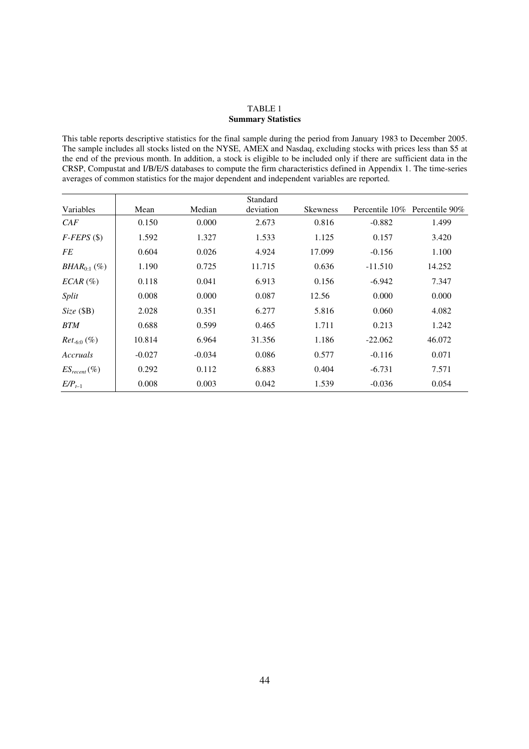TABLE 1
**Summary Statistics**

This table reports descriptive statistics for the final sample during the period from January 1983 to December 2005. The sample includes all stocks listed on the NYSE, AMEX and Nasdaq, excluding stocks with prices less than \$5 at the end of the previous month. In addition, a stock is eligible to be included only if there are sufficient data in the CRSP, Compustat and I/B/E/S databases to compute the firm characteristics defined in Appendix 1. The time-series averages of common statistics for the major dependent and independent variables are reported.

| Variables | Mean | Median | Standard deviation | Skewness | Percentile 10% | Percentile 90% |
|---|---|---|---|---|---|---|
| *CAF* | 0.150 | 0.000 | 2.673 | 0.816 | -0.882 | 1.499 |
| *F-FEPS* (\$) | 1.592 | 1.327 | 1.533 | 1.125 | 0.157 | 3.420 |
| *FE* | 0.604 | 0.026 | 4.924 | 17.099 | -0.156 | 1.100 |
| $BHAR_{0:1}$ (%) | 1.190 | 0.725 | 11.715 | 0.636 | -11.510 | 14.252 |
| *ECAR* (%) | 0.118 | 0.041 | 6.913 | 0.156 | -6.942 | 7.347 |
| *Split* | 0.008 | 0.000 | 0.087 | 12.56 | 0.000 | 0.000 |
| *Size* (\$B) | 2.028 | 0.351 | 6.277 | 5.816 | 0.060 | 4.082 |
| *BTM* | 0.688 | 0.599 | 0.465 | 1.711 | 0.213 | 1.242 |
| $Ret_{-6:0}$ (%) | 10.814 | 6.964 | 31.356 | 1.186 | -22.062 | 46.072 |
| *Accruals* | -0.027 | -0.034 | 0.086 | 0.577 | -0.116 | 0.071 |
| $ES_{recent}$ (%) | 0.292 | 0.112 | 6.883 | 0.404 | -6.731 | 7.571 |
| $E/P_{t-1}$ | 0.008 | 0.003 | 0.042 | 1.539 | -0.036 | 0.054 |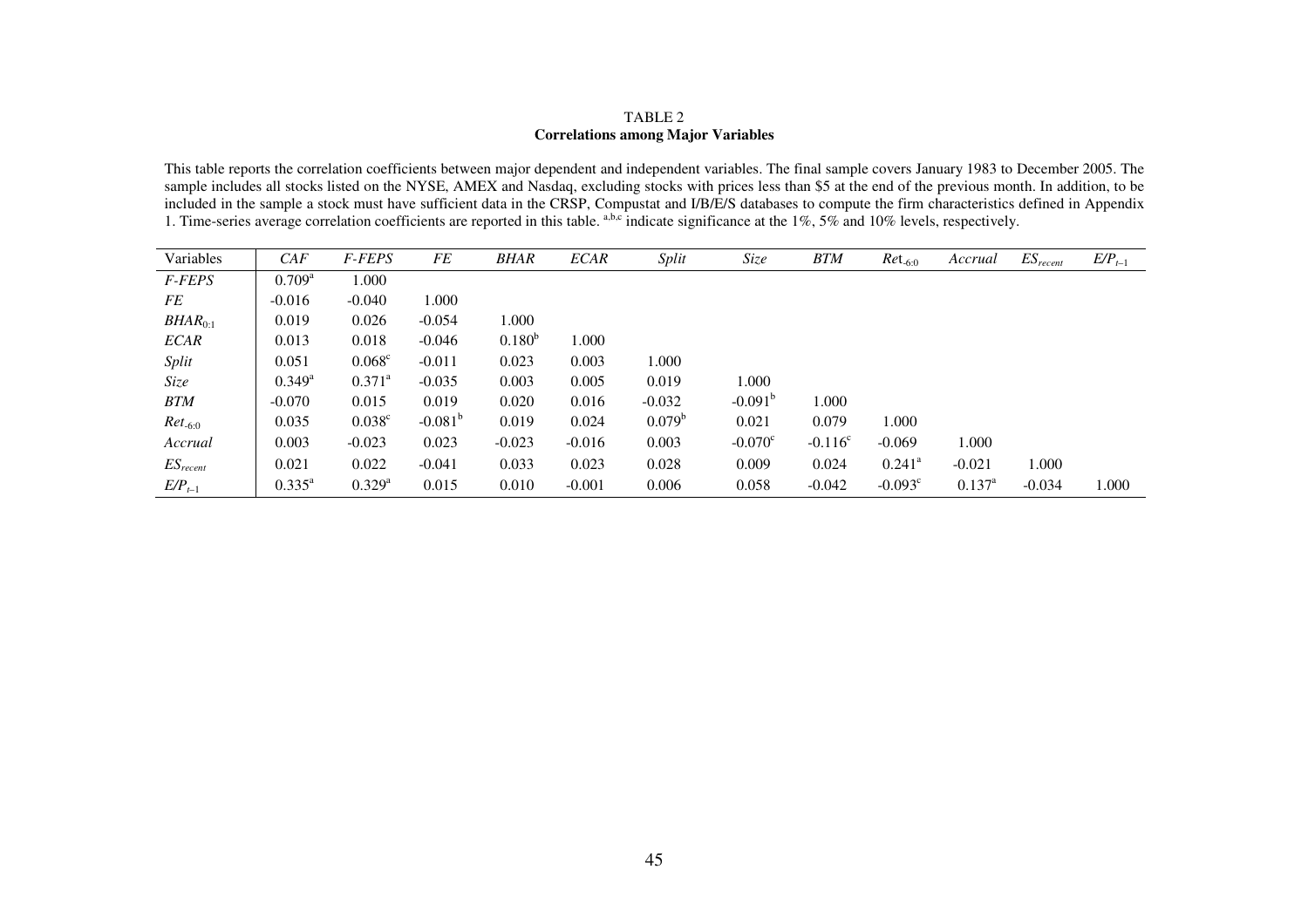TABLE 2
**Correlations among Major Variables**

This table reports the correlation coefficients between major dependent and independent variables. The final sample covers January 1983 to December 2005. The sample includes all stocks listed on the NYSE, AMEX and Nasdaq, excluding stocks with prices less than $5 at the end of the previous month. In addition, to be included in the sample a stock must have sufficient data in the CRSP, Compustat and I/B/E/S databases to compute the firm characteristics defined in Appendix 1. Time-series average correlation coefficients are reported in this table. [a,b,c] indicate significance at the 1%, 5% and 10% levels, respectively.

| Variables | *CAF* | *F-FEPS* | *FE* | *BHAR* | *ECAR* | *Split* | *Size* | *BTM* | $Ret_{-6:0}$ | *Accrual* | $ES_{recent}$ | $E/P_{t-1}$ |
|---|---|---|---|---|---|---|---|---|---|---|---|---|
| *F-FEPS* | 0.709[a] | 1.000 | | | | | | | | | | |
| *FE* | -0.016 | -0.040 | 1.000 | | | | | | | | | |
| $BHAR_{0:1}$ | 0.019 | 0.026 | -0.054 | 1.000 | | | | | | | | |
| *ECAR* | 0.013 | 0.018 | -0.046 | 0.180[b] | 1.000 | | | | | | | |
| *Split* | 0.051 | 0.068[c] | -0.011 | 0.023 | 0.003 | 1.000 | | | | | | |
| *Size* | 0.349[a] | 0.371[a] | -0.035 | 0.003 | 0.005 | 0.019 | 1.000 | | | | | |
| *BTM* | -0.070 | 0.015 | 0.019 | 0.020 | 0.016 | -0.032 | -0.091[b] | 1.000 | | | | |
| $Ret_{-6:0}$ | 0.035 | 0.038[c] | -0.081[b] | 0.019 | 0.024 | 0.079[b] | 0.021 | 0.079 | 1.000 | | | |
| *Accrual* | 0.003 | -0.023 | 0.023 | -0.023 | -0.016 | 0.003 | -0.070[c] | -0.116[c] | -0.069 | 1.000 | | |
| $ES_{recent}$ | 0.021 | 0.022 | -0.041 | 0.033 | 0.023 | 0.028 | 0.009 | 0.024 | 0.241[a] | -0.021 | 1.000 | |
| $E/P_{t-1}$ | 0.335[a] | 0.329[a] | 0.015 | 0.010 | -0.001 | 0.006 | 0.058 | -0.042 | -0.093[c] | 0.137[a] | -0.034 | 1.000 |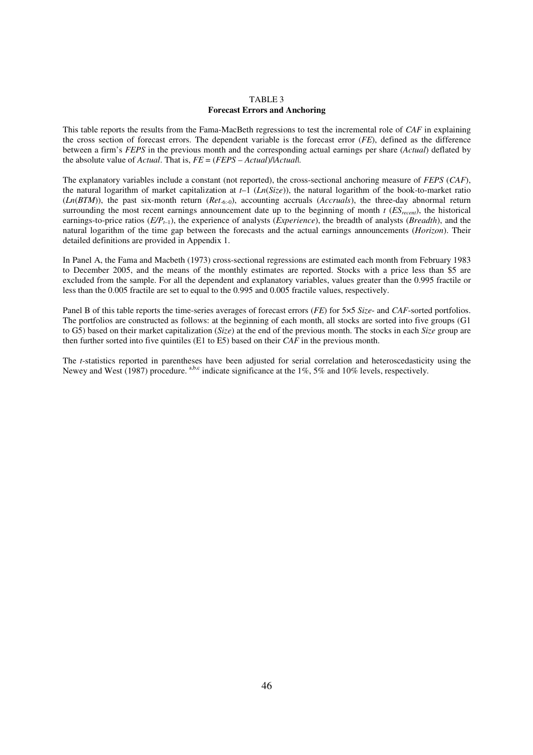TABLE 3

**Forecast Errors and Anchoring**

This table reports the results from the Fama-MacBeth regressions to test the incremental role of *CAF* in explaining the cross section of forecast errors. The dependent variable is the forecast error (*FE*), defined as the difference between a firm's *FEPS* in the previous month and the corresponding actual earnings per share (*Actual*) deflated by the absolute value of *Actual*. That is, $FE = (FEPS - Actual)/|Actual|$.

The explanatory variables include a constant (not reported), the cross-sectional anchoring measure of *FEPS* (*CAF*), the natural logarithm of market capitalization at $t$–1 (*Ln*(*Size*)), the natural logarithm of the book-to-market ratio (*Ln*(*BTM*)), the past six-month return ($Ret_{-6:-0}$), accounting accruals (*Accruals*), the three-day abnormal return surrounding the most recent earnings announcement date up to the beginning of month $t$ ($ES_{recent}$), the historical earnings-to-price ratios ($E/P_{t-1}$), the experience of analysts (*Experience*), the breadth of analysts (*Breadth*), and the natural logarithm of the time gap between the forecasts and the actual earnings announcements (*Horizon*). Their detailed definitions are provided in Appendix 1.

In Panel A, the Fama and Macbeth (1973) cross-sectional regressions are estimated each month from February 1983 to December 2005, and the means of the monthly estimates are reported. Stocks with a price less than \$5 are excluded from the sample. For all the dependent and explanatory variables, values greater than the 0.995 fractile or less than the 0.005 fractile are set to equal to the 0.995 and 0.005 fractile values, respectively.

Panel B of this table reports the time-series averages of forecast errors (*FE*) for 5×5 *Size*- and *CAF*-sorted portfolios. The portfolios are constructed as follows: at the beginning of each month, all stocks are sorted into five groups (G1 to G5) based on their market capitalization (*Size*) at the end of the previous month. The stocks in each *Size* group are then further sorted into five quintiles (E1 to E5) based on their *CAF* in the previous month.

The $t$-statistics reported in parentheses have been adjusted for serial correlation and heteroscedasticity using the Newey and West (1987) procedure. [a,b,c] indicate significance at the 1%, 5% and 10% levels, respectively.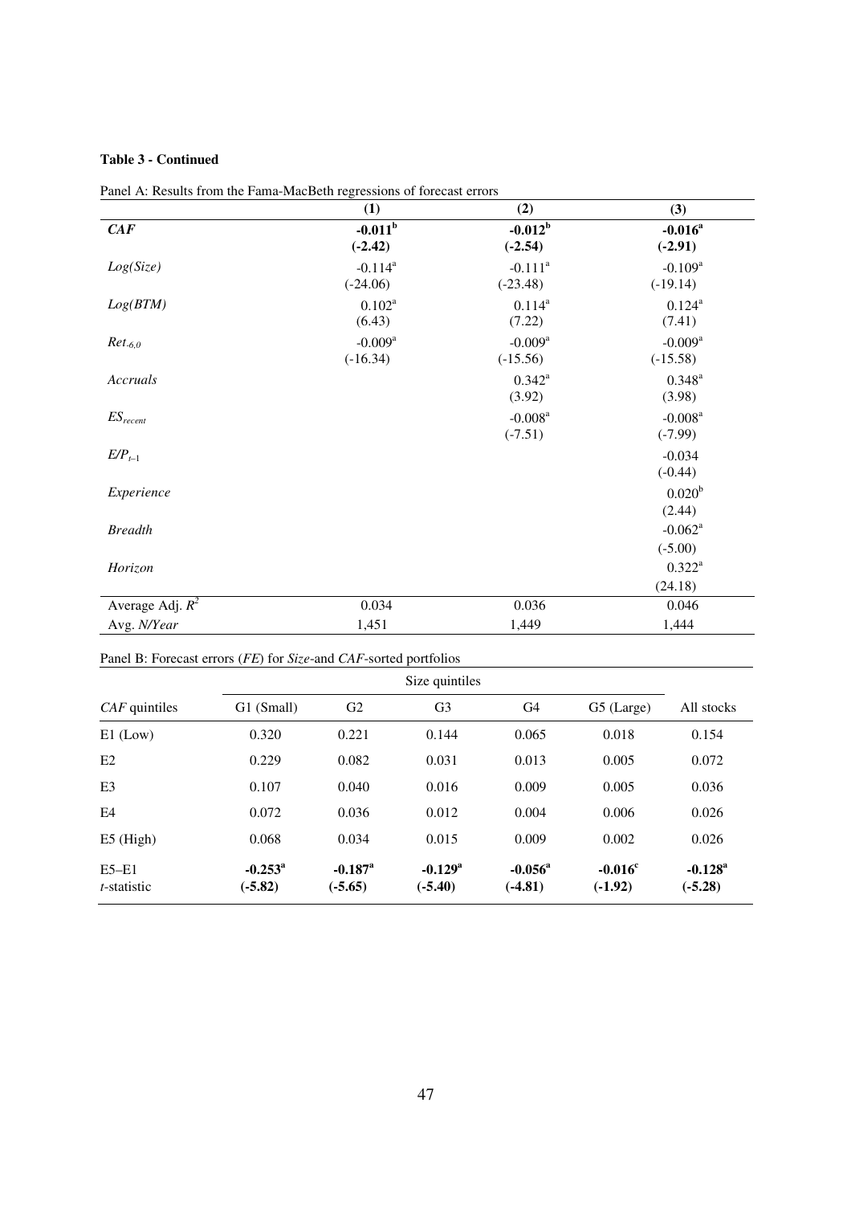**Table 3 - Continued**

Panel A: Results from the Fama-MacBeth regressions of forecast errors

| | (1) | (2) | (3) |
|---|---|---|---|
| ***CAF*** | **-0.011[b]** | **-0.012[b]** | **-0.016[a]** |
| | **(-2.42)** | **(-2.54)** | **(-2.91)** |
| *Log(Size)* | -0.114[a] | -0.111[a] | -0.109[a] |
| | (-24.06) | (-23.48) | (-19.14) |
| *Log(BTM)* | 0.102[a] | 0.114[a] | 0.124[a] |
| | (6.43) | (7.22) | (7.41) |
| $Ret_{-6,0}$ | -0.009[a] | -0.009[a] | -0.009[a] |
| | (-16.34) | (-15.56) | (-15.58) |
| *Accruals* | | 0.342[a] | 0.348[a] |
| | | (3.92) | (3.98) |
| $ES_{recent}$ | | -0.008[a] | -0.008[a] |
| | | (-7.51) | (-7.99) |
| $E/P_{t-1}$ | | | -0.034 |
| | | | (-0.44) |
| *Experience* | | | 0.020[b] |
| | | | (2.44) |
| *Breadth* | | | -0.062[a] |
| | | | (-5.00) |
| *Horizon* | | | 0.322[a] |
| | | | (24.18) |
| Average Adj. $R^2$ | 0.034 | 0.036 | 0.046 |
| Avg. *N/Year* | 1,451 | 1,449 | 1,444 |

Panel B: Forecast errors (*FE*) for *Size*-and *CAF*-sorted portfolios

| | Size quintiles | | | | | |
|---|---|---|---|---|---|---|
| *CAF* quintiles | G1 (Small) | G2 | G3 | G4 | G5 (Large) | All stocks |
| E1 (Low) | 0.320 | 0.221 | 0.144 | 0.065 | 0.018 | 0.154 |
| E2 | 0.229 | 0.082 | 0.031 | 0.013 | 0.005 | 0.072 |
| E3 | 0.107 | 0.040 | 0.016 | 0.009 | 0.005 | 0.036 |
| E4 | 0.072 | 0.036 | 0.012 | 0.004 | 0.006 | 0.026 |
| E5 (High) | 0.068 | 0.034 | 0.015 | 0.009 | 0.002 | 0.026 |
| E5–E1 | **-0.253[a]** | **-0.187[a]** | **-0.129[a]** | **-0.056[a]** | **-0.016[c]** | **-0.128[a]** |
| *t*-statistic | **(-5.82)** | **(-5.65)** | **(-5.40)** | **(-4.81)** | **(-1.92)** | **(-5.28)** |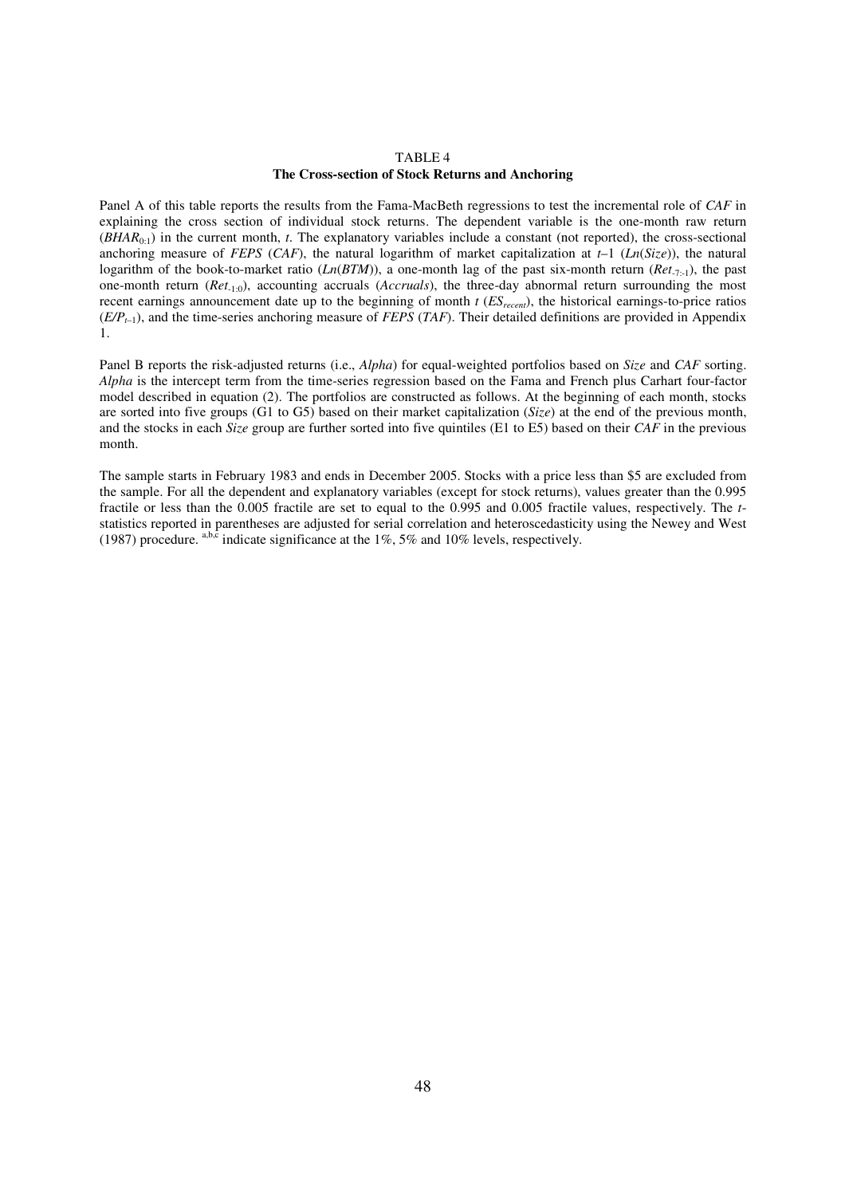TABLE 4

**The Cross-section of Stock Returns and Anchoring**

Panel A of this table reports the results from the Fama-MacBeth regressions to test the incremental role of *CAF* in explaining the cross section of individual stock returns. The dependent variable is the one-month raw return ($BHAR_{0:1}$) in the current month, *t*. The explanatory variables include a constant (not reported), the cross-sectional anchoring measure of *FEPS* (*CAF*), the natural logarithm of market capitalization at $t$–1 (*Ln*(*Size*)), the natural logarithm of the book-to-market ratio (*Ln*(*BTM*)), a one-month lag of the past six-month return ($Ret_{-7:-1}$), the past one-month return ($Ret_{-1:0}$), accounting accruals (*Accruals*), the three-day abnormal return surrounding the most recent earnings announcement date up to the beginning of month *t* ($ES_{recent}$), the historical earnings-to-price ratios ($E/P_{t-1}$), and the time-series anchoring measure of *FEPS* (*TAF*). Their detailed definitions are provided in Appendix 1.

Panel B reports the risk-adjusted returns (i.e., *Alpha*) for equal-weighted portfolios based on *Size* and *CAF* sorting. *Alpha* is the intercept term from the time-series regression based on the Fama and French plus Carhart four-factor model described in equation (2). The portfolios are constructed as follows. At the beginning of each month, stocks are sorted into five groups (G1 to G5) based on their market capitalization (*Size*) at the end of the previous month, and the stocks in each *Size* group are further sorted into five quintiles (E1 to E5) based on their *CAF* in the previous month.

The sample starts in February 1983 and ends in December 2005. Stocks with a price less than \$5 are excluded from the sample. For all the dependent and explanatory variables (except for stock returns), values greater than the 0.995 fractile or less than the 0.005 fractile are set to equal to the 0.995 and 0.005 fractile values, respectively. The *t*-statistics reported in parentheses are adjusted for serial correlation and heteroscedasticity using the Newey and West (1987) procedure. [a,b,c] indicate significance at the 1%, 5% and 10% levels, respectively.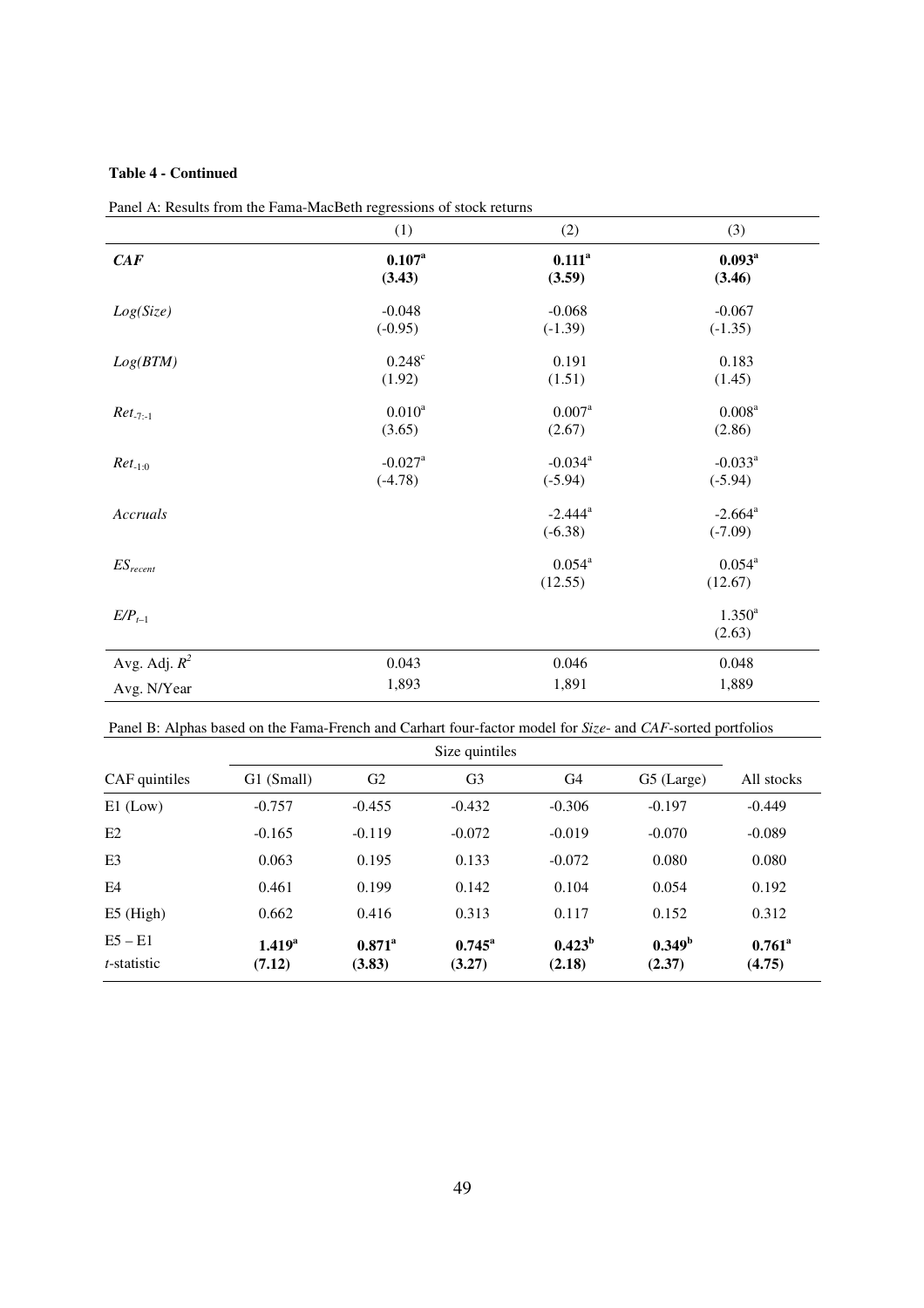**Table 4 - Continued**

Panel A: Results from the Fama-MacBeth regressions of stock returns

| | (1) | (2) | (3) |
|---|---|---|---|
| ***CAF*** | **0.107[a]** | **0.111[a]** | **0.093[a]** |
| | **(3.43)** | **(3.59)** | **(3.46)** |
| *Log(Size)* | -0.048 | -0.068 | -0.067 |
| | (-0.95) | (-1.39) | (-1.35) |
| *Log(BTM)* | 0.248[c] | 0.191 | 0.183 |
| | (1.92) | (1.51) | (1.45) |
| $Ret_{-7:-1}$ | 0.010[a] | 0.007[a] | 0.008[a] |
| | (3.65) | (2.67) | (2.86) |
| $Ret_{-1:0}$ | -0.027[a] | -0.034[a] | -0.033[a] |
| | (-4.78) | (-5.94) | (-5.94) |
| *Accruals* | | -2.444[a] | -2.664[a] |
| | | (-6.38) | (-7.09) |
| $ES_{recent}$ | | 0.054[a] | 0.054[a] |
| | | (12.55) | (12.67) |
| $E/P_{t-1}$ | | | 1.350[a] |
| | | | (2.63) |
| Avg. Adj. $R^2$ | 0.043 | 0.046 | 0.048 |
| Avg. N/Year | 1,893 | 1,891 | 1,889 |

Panel B: Alphas based on the Fama-French and Carhart four-factor model for *Size*- and *CAF*-sorted portfolios

| | Size quintiles | | | | | |
|---|---|---|---|---|---|---|
| CAF quintiles | G1 (Small) | G2 | G3 | G4 | G5 (Large) | All stocks |
| E1 (Low) | -0.757 | -0.455 | -0.432 | -0.306 | -0.197 | -0.449 |
| E2 | -0.165 | -0.119 | -0.072 | -0.019 | -0.070 | -0.089 |
| E3 | 0.063 | 0.195 | 0.133 | -0.072 | 0.080 | 0.080 |
| E4 | 0.461 | 0.199 | 0.142 | 0.104 | 0.054 | 0.192 |
| E5 (High) | 0.662 | 0.416 | 0.313 | 0.117 | 0.152 | 0.312 |
| E5 – E1 | **1.419[a]** | **0.871[a]** | **0.745[a]** | **0.423[b]** | **0.349[b]** | **0.761[a]** |
| *t*-statistic | **(7.12)** | **(3.83)** | **(3.27)** | **(2.18)** | **(2.37)** | **(4.75)** |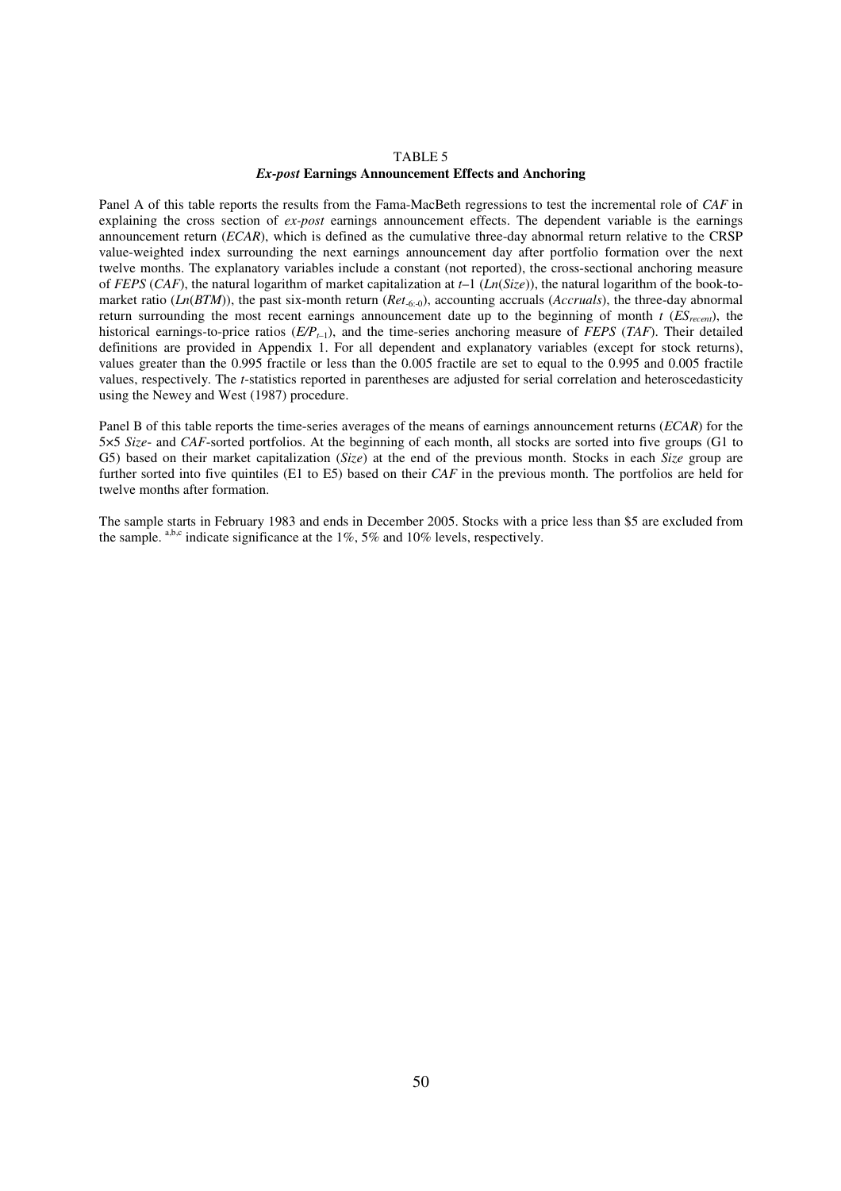# TABLE 5

## *Ex-post* Earnings Announcement Effects and Anchoring

Panel A of this table reports the results from the Fama-MacBeth regressions to test the incremental role of *CAF* in explaining the cross section of *ex-post* earnings announcement effects. The dependent variable is the earnings announcement return (*ECAR*), which is defined as the cumulative three-day abnormal return relative to the CRSP value-weighted index surrounding the next earnings announcement day after portfolio formation over the next twelve months. The explanatory variables include a constant (not reported), the cross-sectional anchoring measure of *FEPS* (*CAF*), the natural logarithm of market capitalization at $t$–1 (*Ln*(*Size*)), the natural logarithm of the book-to-market ratio (*Ln*(*BTM*)), the past six-month return ($Ret_{-6:-0}$), accounting accruals (*Accruals*), the three-day abnormal return surrounding the most recent earnings announcement date up to the beginning of month $t$ ($ES_{recent}$), the historical earnings-to-price ratios ($E/P_{t-1}$), and the time-series anchoring measure of *FEPS* (*TAF*). Their detailed definitions are provided in Appendix 1. For all dependent and explanatory variables (except for stock returns), values greater than the 0.995 fractile or less than the 0.005 fractile are set to equal to the 0.995 and 0.005 fractile values, respectively. The $t$-statistics reported in parentheses are adjusted for serial correlation and heteroscedasticity using the Newey and West (1987) procedure.

Panel B of this table reports the time-series averages of the means of earnings announcement returns (*ECAR*) for the 5×5 *Size*- and *CAF*-sorted portfolios. At the beginning of each month, all stocks are sorted into five groups (G1 to G5) based on their market capitalization (*Size*) at the end of the previous month. Stocks in each *Size* group are further sorted into five quintiles (E1 to E5) based on their *CAF* in the previous month. The portfolios are held for twelve months after formation.

The sample starts in February 1983 and ends in December 2005. Stocks with a price less than \$5 are excluded from the sample. [a,b,c] indicate significance at the 1%, 5% and 10% levels, respectively.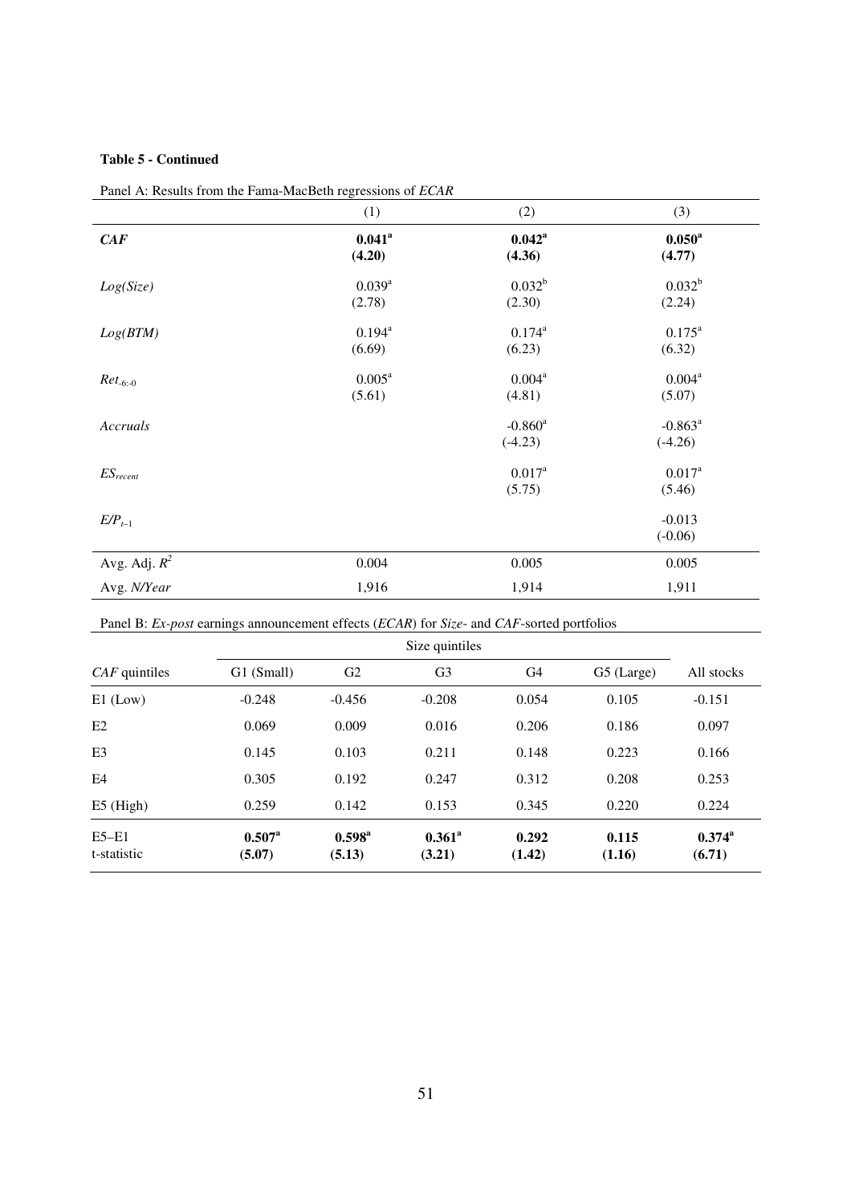**Table 5 - Continued**

Panel A: Results from the Fama-MacBeth regressions of *ECAR*

| | (1) | (2) | (3) |
|---|---|---|---|
| ***CAF*** | **0.041[a]** | **0.042[a]** | **0.050[a]** |
| | **(4.20)** | **(4.36)** | **(4.77)** |
| *Log(Size)* | 0.039[a] | 0.032[b] | 0.032[b] |
| | (2.78) | (2.30) | (2.24) |
| *Log(BTM)* | 0.194[a] | 0.174[a] | 0.175[a] |
| | (6.69) | (6.23) | (6.32) |
| $Ret_{-6:-0}$ | 0.005[a] | 0.004[a] | 0.004[a] |
| | (5.61) | (4.81) | (5.07) |
| *Accruals* | | -0.860[a] | -0.863[a] |
| | | (-4.23) | (-4.26) |
| $ES_{recent}$ | | 0.017[a] | 0.017[a] |
| | | (5.75) | (5.46) |
| $E/P_{t-1}$ | | | -0.013 |
| | | | (-0.06) |
| Avg. Adj. $R^2$ | 0.004 | 0.005 | 0.005 |
| Avg. *N/Year* | 1,916 | 1,914 | 1,911 |

Panel B: *Ex-post* earnings announcement effects (*ECAR*) for *Size*- and *CAF*-sorted portfolios

| | Size quintiles | | | | | |
|---|---|---|---|---|---|---|
| *CAF* quintiles | G1 (Small) | G2 | G3 | G4 | G5 (Large) | All stocks |
| E1 (Low) | -0.248 | -0.456 | -0.208 | 0.054 | 0.105 | -0.151 |
| E2 | 0.069 | 0.009 | 0.016 | 0.206 | 0.186 | 0.097 |
| E3 | 0.145 | 0.103 | 0.211 | 0.148 | 0.223 | 0.166 |
| E4 | 0.305 | 0.192 | 0.247 | 0.312 | 0.208 | 0.253 |
| E5 (High) | 0.259 | 0.142 | 0.153 | 0.345 | 0.220 | 0.224 |
| E5–E1 | **0.507[a]** | **0.598[a]** | **0.361[a]** | **0.292** | **0.115** | **0.374[a]** |
| t-statistic | **(5.07)** | **(5.13)** | **(3.21)** | **(1.42)** | **(1.16)** | **(6.71)** |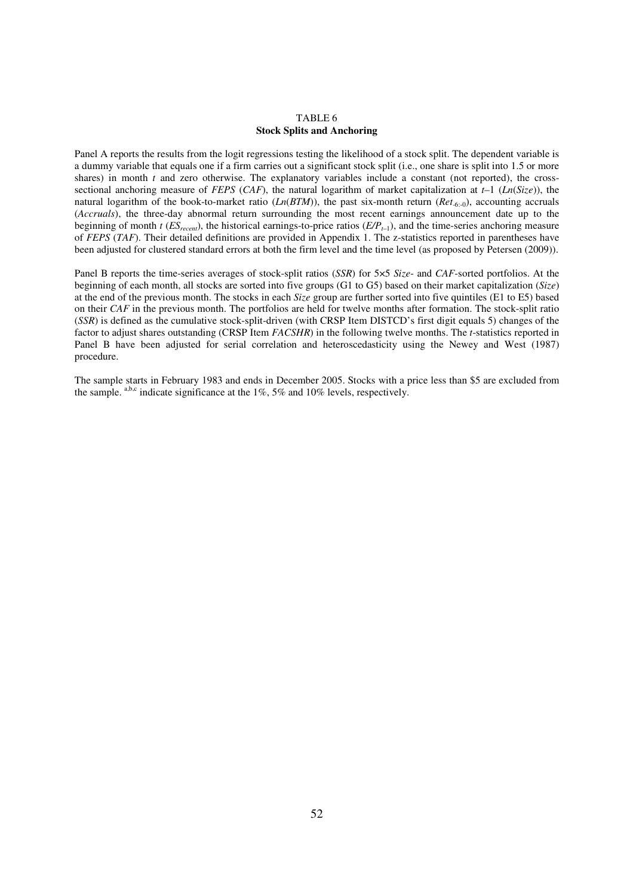# TABLE 6
## Stock Splits and Anchoring

Panel A reports the results from the logit regressions testing the likelihood of a stock split. The dependent variable is a dummy variable that equals one if a firm carries out a significant stock split (i.e., one share is split into 1.5 or more shares) in month $t$ and zero otherwise. The explanatory variables include a constant (not reported), the cross-sectional anchoring measure of *FEPS* (*CAF*), the natural logarithm of market capitalization at $t$–1 ($Ln(Size)$), the natural logarithm of the book-to-market ratio ($Ln(BTM)$), the past six-month return ($Ret_{-6:-0}$), accounting accruals (*Accruals*), the three-day abnormal return surrounding the most recent earnings announcement date up to the beginning of month $t$ ($ES_{recent}$), the historical earnings-to-price ratios ($E/P_{t-1}$), and the time-series anchoring measure of *FEPS* (*TAF*). Their detailed definitions are provided in Appendix 1. The z-statistics reported in parentheses have been adjusted for clustered standard errors at both the firm level and the time level (as proposed by Petersen (2009)).

Panel B reports the time-series averages of stock-split ratios (*SSR*) for 5×5 *Size*- and *CAF*-sorted portfolios. At the beginning of each month, all stocks are sorted into five groups (G1 to G5) based on their market capitalization (*Size*) at the end of the previous month. The stocks in each *Size* group are further sorted into five quintiles (E1 to E5) based on their *CAF* in the previous month. The portfolios are held for twelve months after formation. The stock-split ratio (*SSR*) is defined as the cumulative stock-split-driven (with CRSP Item DISTCD's first digit equals 5) changes of the factor to adjust shares outstanding (CRSP Item *FACSHR*) in the following twelve months. The $t$-statistics reported in Panel B have been adjusted for serial correlation and heteroscedasticity using the Newey and West (1987) procedure.

The sample starts in February 1983 and ends in December 2005. Stocks with a price less than \$5 are excluded from the sample. [a,b,c] indicate significance at the 1%, 5% and 10% levels, respectively.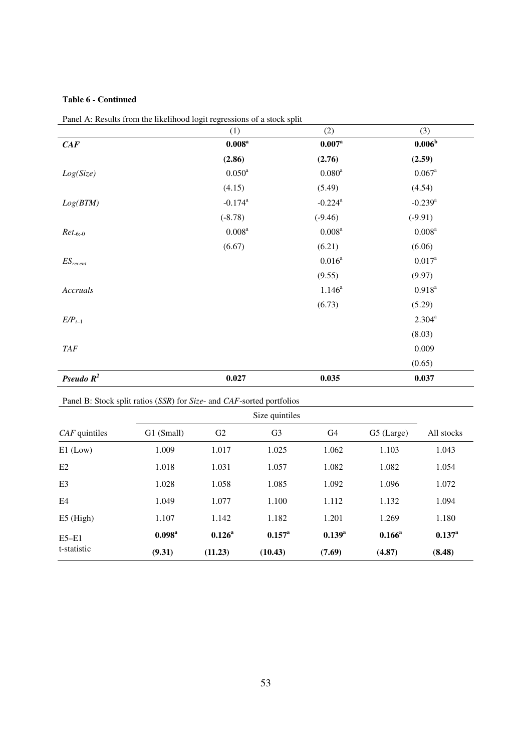**Table 6 - Continued**

Panel A: Results from the likelihood logit regressions of a stock split

| | (1) | (2) | (3) |
|---|---|---|---|
| ***CAF*** | **0.008**[a] | **0.007**[a] | **0.006**[b] |
| | **(2.86)** | **(2.76)** | **(2.59)** |
| *Log(Size)* | 0.050[a] | 0.080[a] | 0.067[a] |
| | (4.15) | (5.49) | (4.54) |
| *Log(BTM)* | -0.174[a] | -0.224[a] | -0.239[a] |
| | (-8.78) | (-9.46) | (-9.91) |
| $Ret_{-6:-0}$ | 0.008[a] | 0.008[a] | 0.008[a] |
| | (6.67) | (6.21) | (6.06) |
| $ES_{recent}$ | | 0.016[a] | 0.017[a] |
| | | (9.55) | (9.97) |
| *Accruals* | | 1.146[a] | 0.918[a] |
| | | (6.73) | (5.29) |
| $E/P_{t-1}$ | | | 2.304[a] |
| | | | (8.03) |
| *TAF* | | | 0.009 |
| | | | (0.65) |
| ***Pseudo*** $R^2$ | **0.027** | **0.035** | **0.037** |

Panel B: Stock split ratios (*SSR*) for *Size*- and *CAF*-sorted portfolios

| | Size quintiles | | | | | |
|---|---|---|---|---|---|---|
| *CAF* quintiles | G1 (Small) | G2 | G3 | G4 | G5 (Large) | All stocks |
| E1 (Low) | 1.009 | 1.017 | 1.025 | 1.062 | 1.103 | 1.043 |
| E2 | 1.018 | 1.031 | 1.057 | 1.082 | 1.082 | 1.054 |
| E3 | 1.028 | 1.058 | 1.085 | 1.092 | 1.096 | 1.072 |
| E4 | 1.049 | 1.077 | 1.100 | 1.112 | 1.132 | 1.094 |
| E5 (High) | 1.107 | 1.142 | 1.182 | 1.201 | 1.269 | 1.180 |
| E5–E1 | **0.098**[a] | **0.126**[a] | **0.157**[a] | **0.139**[a] | **0.166**[a] | **0.137**[a] |
| t-statistic | **(9.31)** | **(11.23)** | **(10.43)** | **(7.69)** | **(4.87)** | **(8.48)** |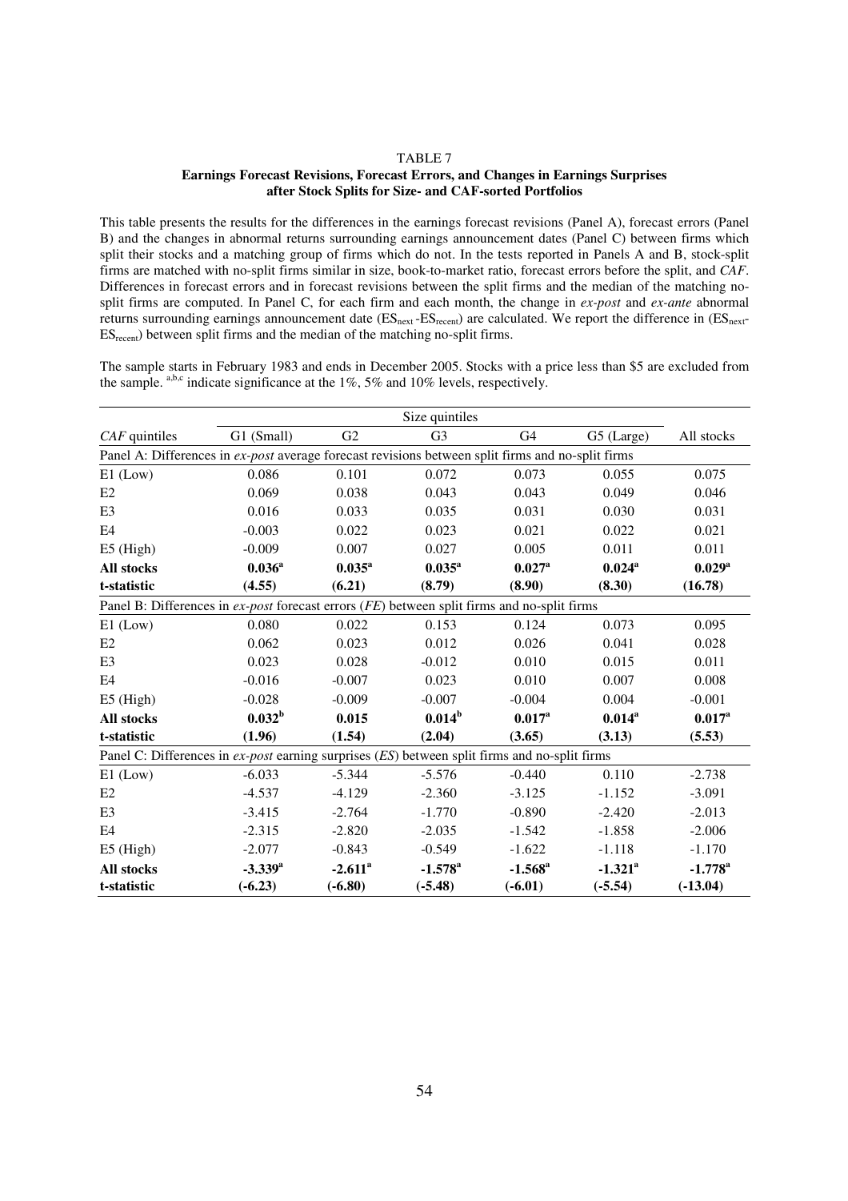TABLE 7

**Earnings Forecast Revisions, Forecast Errors, and Changes in Earnings Surprises after Stock Splits for Size- and CAF-sorted Portfolios**

This table presents the results for the differences in the earnings forecast revisions (Panel A), forecast errors (Panel B) and the changes in abnormal returns surrounding earnings announcement dates (Panel C) between firms which split their stocks and a matching group of firms which do not. In the tests reported in Panels A and B, stock-split firms are matched with no-split firms similar in size, book-to-market ratio, forecast errors before the split, and *CAF*. Differences in forecast errors and in forecast revisions between the split firms and the median of the matching no-split firms are computed. In Panel C, for each firm and each month, the change in *ex-post* and *ex-ante* abnormal returns surrounding earnings announcement date ($ES_{next}$ -$ES_{recent}$) are calculated. We report the difference in ($ES_{next}$-$ES_{recent}$) between split firms and the median of the matching no-split firms.

The sample starts in February 1983 and ends in December 2005. Stocks with a price less than \$5 are excluded from the sample. [a,b,c] indicate significance at the 1%, 5% and 10% levels, respectively.

| | Size quintiles | | | | | |
|---|---|---|---|---|---|---|
| *CAF* quintiles | G1 (Small) | G2 | G3 | G4 | G5 (Large) | All stocks |
| Panel A: Differences in *ex-post* average forecast revisions between split firms and no-split firms | | | | | | |
| E1 (Low) | 0.086 | 0.101 | 0.072 | 0.073 | 0.055 | 0.075 |
| E2 | 0.069 | 0.038 | 0.043 | 0.043 | 0.049 | 0.046 |
| E3 | 0.016 | 0.033 | 0.035 | 0.031 | 0.030 | 0.031 |
| E4 | -0.003 | 0.022 | 0.023 | 0.021 | 0.022 | 0.021 |
| E5 (High) | -0.009 | 0.007 | 0.027 | 0.005 | 0.011 | 0.011 |
| **All stocks** | **0.036**[a] | **0.035**[a] | **0.035**[a] | **0.027**[a] | **0.024**[a] | **0.029**[a] |
| **t-statistic** | **(4.55)** | **(6.21)** | **(8.79)** | **(8.90)** | **(8.30)** | **(16.78)** |
| Panel B: Differences in *ex-post* forecast errors (*FE*) between split firms and no-split firms | | | | | | |
| E1 (Low) | 0.080 | 0.022 | 0.153 | 0.124 | 0.073 | 0.095 |
| E2 | 0.062 | 0.023 | 0.012 | 0.026 | 0.041 | 0.028 |
| E3 | 0.023 | 0.028 | -0.012 | 0.010 | 0.015 | 0.011 |
| E4 | -0.016 | -0.007 | 0.023 | 0.010 | 0.007 | 0.008 |
| E5 (High) | -0.028 | -0.009 | -0.007 | -0.004 | 0.004 | -0.001 |
| **All stocks** | **0.032**[b] | **0.015** | **0.014**[b] | **0.017**[a] | **0.014**[a] | **0.017**[a] |
| **t-statistic** | **(1.96)** | **(1.54)** | **(2.04)** | **(3.65)** | **(3.13)** | **(5.53)** |
| Panel C: Differences in *ex-post* earning surprises (*ES*) between split firms and no-split firms | | | | | | |
| E1 (Low) | -6.033 | -5.344 | -5.576 | -0.440 | 0.110 | -2.738 |
| E2 | -4.537 | -4.129 | -2.360 | -3.125 | -1.152 | -3.091 |
| E3 | -3.415 | -2.764 | -1.770 | -0.890 | -2.420 | -2.013 |
| E4 | -2.315 | -2.820 | -2.035 | -1.542 | -1.858 | -2.006 |
| E5 (High) | -2.077 | -0.843 | -0.549 | -1.622 | -1.118 | -1.170 |
| **All stocks** | **-3.339**[a] | **-2.611**[a] | **-1.578**[a] | **-1.568**[a] | **-1.321**[a] | **-1.778**[a] |
| **t-statistic** | **(-6.23)** | **(-6.80)** | **(-5.48)** | **(-6.01)** | **(-5.54)** | **(-13.04)** |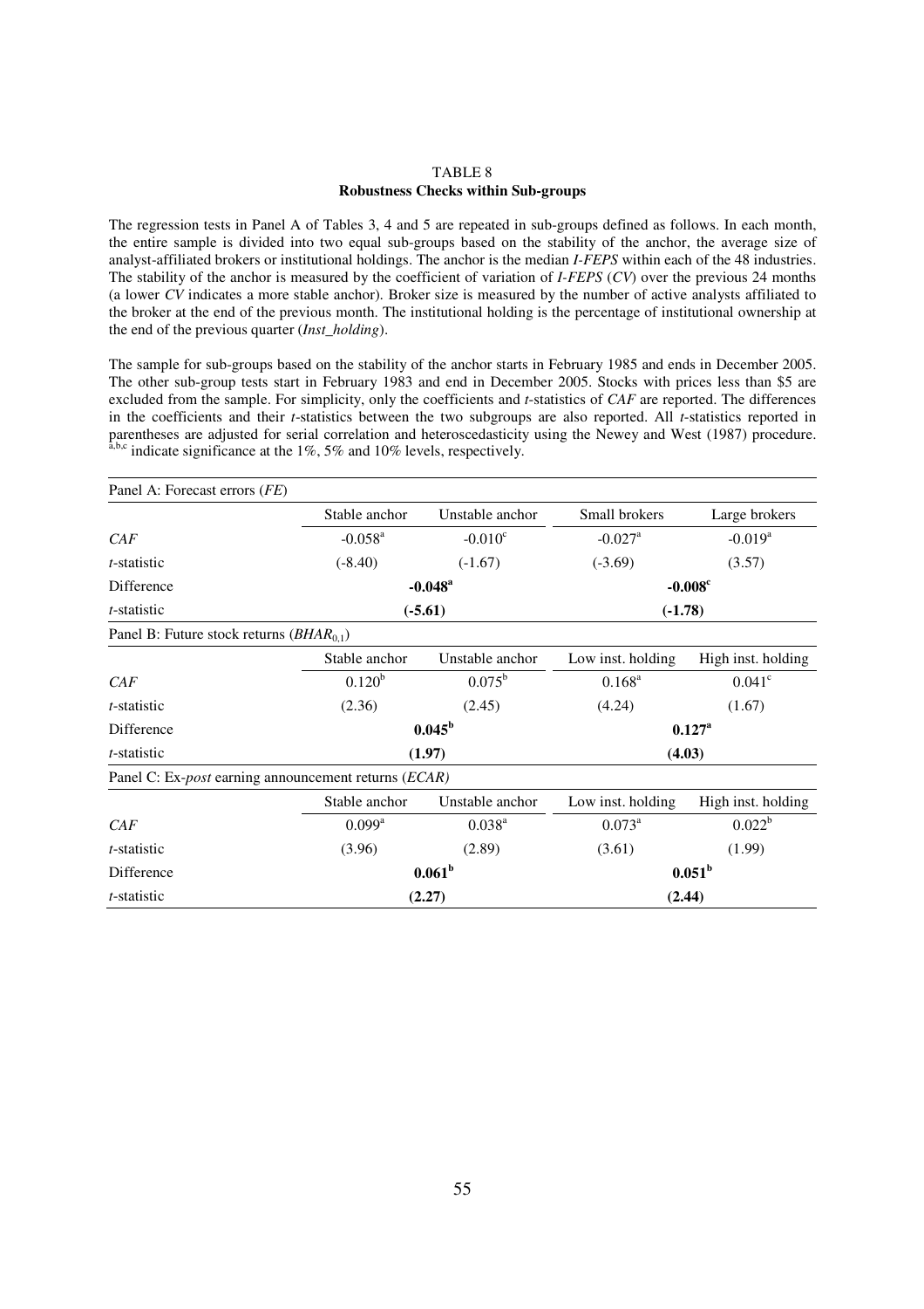# TABLE 8

## Robustness Checks within Sub-groups

The regression tests in Panel A of Tables 3, 4 and 5 are repeated in sub-groups defined as follows. In each month, the entire sample is divided into two equal sub-groups based on the stability of the anchor, the average size of analyst-affiliated brokers or institutional holdings. The anchor is the median *I-FEPS* within each of the 48 industries. The stability of the anchor is measured by the coefficient of variation of *I-FEPS* (*CV*) over the previous 24 months (a lower *CV* indicates a more stable anchor). Broker size is measured by the number of active analysts affiliated to the broker at the end of the previous month. The institutional holding is the percentage of institutional ownership at the end of the previous quarter (*Inst_holding*).

The sample for sub-groups based on the stability of the anchor starts in February 1985 and ends in December 2005. The other sub-group tests start in February 1983 and end in December 2005. Stocks with prices less than \$5 are excluded from the sample. For simplicity, only the coefficients and *t*-statistics of *CAF* are reported. The differences in the coefficients and their *t*-statistics between the two subgroups are also reported. All *t*-statistics reported in parentheses are adjusted for serial correlation and heteroscedasticity using the Newey and West (1987) procedure. [a,b,c] indicate significance at the 1%, 5% and 10% levels, respectively.

| Panel A: Forecast errors (*FE*) | | | | |
|---|---|---|---|---|
| | Stable anchor | Unstable anchor | Small brokers | Large brokers |
| *CAF* | -0.058[a] | -0.010[c] | -0.027[a] | -0.019[a] |
| *t*-statistic | (-8.40) | (-1.67) | (-3.69) | (3.57) |
| Difference | **-0.048[a]** | | **-0.008[c]** | |
| *t*-statistic | **(-5.61)** | | **(-1.78)** | |
| **Panel B: Future stock returns ($BHAR_{0,1}$)** | | | | |
| | Stable anchor | Unstable anchor | Low inst. holding | High inst. holding |
| *CAF* | 0.120[b] | 0.075[b] | 0.168[a] | 0.041[c] |
| *t*-statistic | (2.36) | (2.45) | (4.24) | (1.67) |
| Difference | **0.045[b]** | | **0.127[a]** | |
| *t*-statistic | **(1.97)** | | **(4.03)** | |
| **Panel C: Ex-*post* earning announcement returns (*ECAR*)** | | | | |
| | Stable anchor | Unstable anchor | Low inst. holding | High inst. holding |
| *CAF* | 0.099[a] | 0.038[a] | 0.073[a] | 0.022[b] |
| *t*-statistic | (3.96) | (2.89) | (3.61) | (1.99) |
| Difference | **0.061[b]** | | **0.051[b]** | |
| *t*-statistic | **(2.27)** | | **(2.44)** | |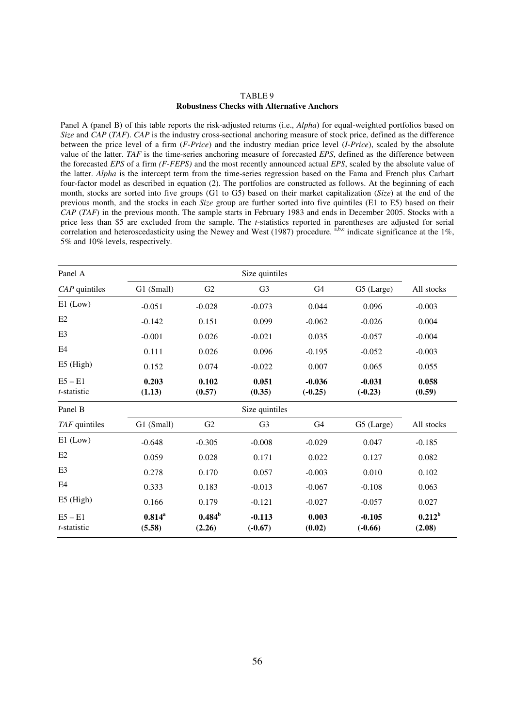TABLE 9

**Robustness Checks with Alternative Anchors**

Panel A (panel B) of this table reports the risk-adjusted returns (i.e., *Alpha*) for equal-weighted portfolios based on *Size* and *CAP* (*TAF*). *CAP* is the industry cross-sectional anchoring measure of stock price, defined as the difference between the price level of a firm (*F-Price*) and the industry median price level (*I-Price*), scaled by the absolute value of the latter. *TAF* is the time-series anchoring measure of forecasted *EPS*, defined as the difference between the forecasted *EPS* of a firm *(F-FEPS)* and the most recently announced actual *EPS*, scaled by the absolute value of the latter. *Alpha* is the intercept term from the time-series regression based on the Fama and French plus Carhart four-factor model as described in equation (2). The portfolios are constructed as follows. At the beginning of each month, stocks are sorted into five groups (G1 to G5) based on their market capitalization (*Size*) at the end of the previous month, and the stocks in each *Size* group are further sorted into five quintiles (E1 to E5) based on their *CAP* (*TAF*) in the previous month. The sample starts in February 1983 and ends in December 2005. Stocks with a price less than \$5 are excluded from the sample. The *t*-statistics reported in parentheses are adjusted for serial correlation and heteroscedasticity using the Newey and West (1987) procedure. [a,b,c] indicate significance at the 1%, 5% and 10% levels, respectively.

| Panel A | Size quintiles | | | | | |
|---|---|---|---|---|---|---|
| *CAP* quintiles | G1 (Small) | G2 | G3 | G4 | G5 (Large) | All stocks |
| E1 (Low) | -0.051 | -0.028 | -0.073 | 0.044 | 0.096 | -0.003 |
| E2 | -0.142 | 0.151 | 0.099 | -0.062 | -0.026 | 0.004 |
| E3 | -0.001 | 0.026 | -0.021 | 0.035 | -0.057 | -0.004 |
| E4 | 0.111 | 0.026 | 0.096 | -0.195 | -0.052 | -0.003 |
| E5 (High) | 0.152 | 0.074 | -0.022 | 0.007 | 0.065 | 0.055 |
| E5 – E1 | **0.203** | **0.102** | **0.051** | **-0.036** | **-0.031** | **0.058** |
| *t*-statistic | **(1.13)** | **(0.57)** | **(0.35)** | **(-0.25)** | **(-0.23)** | **(0.59)** |

| Panel B | Size quintiles | | | | | |
|---|---|---|---|---|---|---|
| *TAF* quintiles | G1 (Small) | G2 | G3 | G4 | G5 (Large) | All stocks |
| E1 (Low) | -0.648 | -0.305 | -0.008 | -0.029 | 0.047 | -0.185 |
| E2 | 0.059 | 0.028 | 0.171 | 0.022 | 0.127 | 0.082 |
| E3 | 0.278 | 0.170 | 0.057 | -0.003 | 0.010 | 0.102 |
| E4 | 0.333 | 0.183 | -0.013 | -0.067 | -0.108 | 0.063 |
| E5 (High) | 0.166 | 0.179 | -0.121 | -0.027 | -0.057 | 0.027 |
| E5 – E1 | **0.814**[a] | **0.484**[b] | **-0.113** | **0.003** | **-0.105** | **0.212**[b] |
| *t*-statistic | **(5.58)** | **(2.26)** | **(-0.67)** | **(0.02)** | **(-0.66)** | **(2.08)** |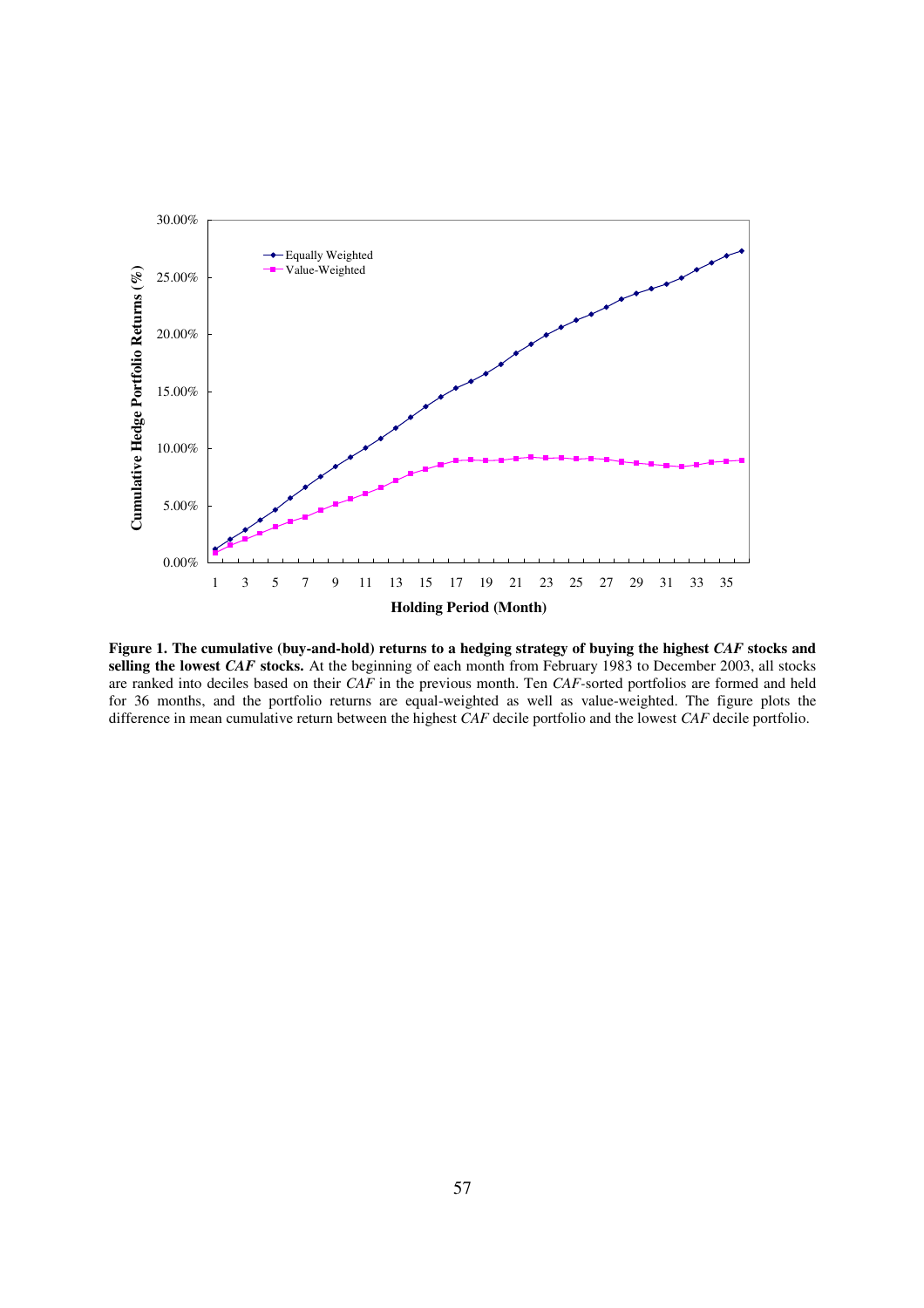**Figure 1. The cumulative (buy-and-hold) returns to a hedging strategy of buying the highest *CAF* stocks and selling the lowest *CAF* stocks.** At the beginning of each month from February 1983 to December 2003, all stocks are ranked into deciles based on their *CAF* in the previous month. Ten *CAF*-sorted portfolios are formed and held for 36 months, and the portfolio returns are equal-weighted as well as value-weighted. The figure plots the difference in mean cumulative return between the highest *CAF* decile portfolio and the lowest *CAF* decile portfolio.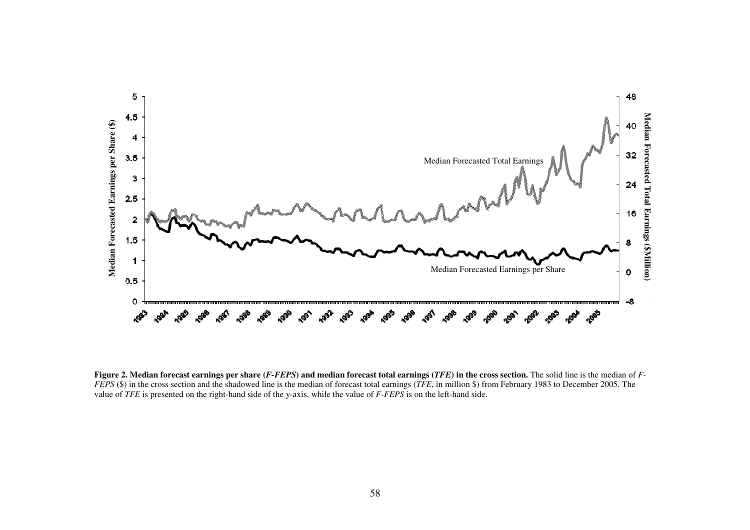Median Forecasted Earnings per Share ($)

5
4.5
4
3.5
3
2.5
2
1.5
1
0.5
0

Median Forecasted Total Earnings ($Million)

48
40
32
24
16
8
0
-8

Median Forecasted Total Earnings

Median Forecasted Earnings per Share

1983 1984 1985 1986 1987 1988 1989 1990 1991 1992 1993 1994 1995 1996 1997 1998 1999 2000 2001 2002 2003 2004 2005

**Figure 2. Median forecast earnings per share (*F-FEPS*) and median forecast total earnings (*TFE*) in the cross section.** The solid line is the median of *F-FEPS* ($) in the cross section and the shadowed line is the median of forecast total earnings (*TFE*, in million $) from February 1983 to December 2005. The value of *TFE* is presented on the right-hand side of the y-axis, while the value of *F-FEPS* is on the left-hand side.